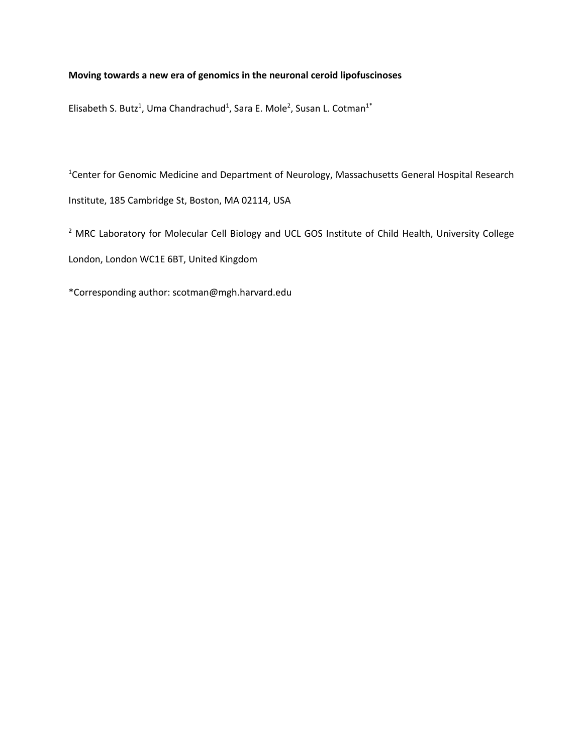**Moving towards a new era of genomics in the neuronal ceroid lipofuscinoses**

Elisabeth S. Butz[1], Uma Chandrachud[1], Sara E. Mole[2], Susan L. Cotman[1*]

[1]Center for Genomic Medicine and Department of Neurology, Massachusetts General Hospital Research Institute, 185 Cambridge St, Boston, MA 02114, USA

[2] MRC Laboratory for Molecular Cell Biology and UCL GOS Institute of Child Health, University College London, London WC1E 6BT, United Kingdom

*Corresponding author: scotman@mgh.harvard.edu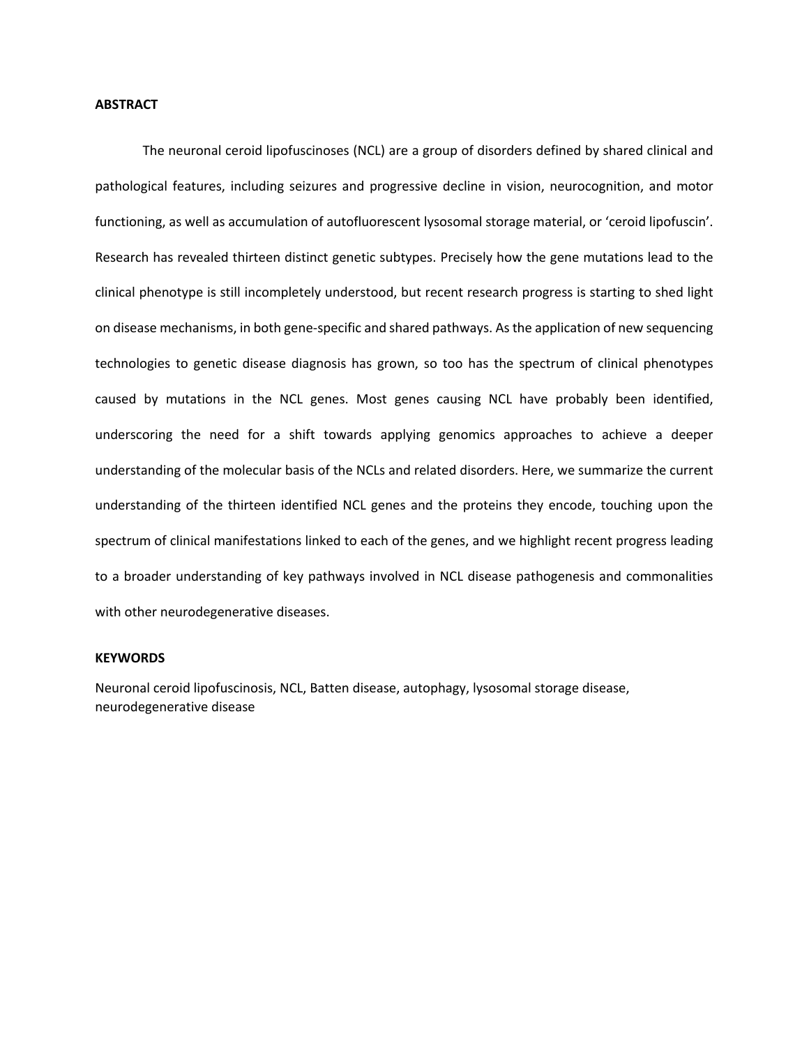## ABSTRACT

The neuronal ceroid lipofuscinoses (NCL) are a group of disorders defined by shared clinical and pathological features, including seizures and progressive decline in vision, neurocognition, and motor functioning, as well as accumulation of autofluorescent lysosomal storage material, or 'ceroid lipofuscin'. Research has revealed thirteen distinct genetic subtypes. Precisely how the gene mutations lead to the clinical phenotype is still incompletely understood, but recent research progress is starting to shed light on disease mechanisms, in both gene-specific and shared pathways. As the application of new sequencing technologies to genetic disease diagnosis has grown, so too has the spectrum of clinical phenotypes caused by mutations in the NCL genes. Most genes causing NCL have probably been identified, underscoring the need for a shift towards applying genomics approaches to achieve a deeper understanding of the molecular basis of the NCLs and related disorders. Here, we summarize the current understanding of the thirteen identified NCL genes and the proteins they encode, touching upon the spectrum of clinical manifestations linked to each of the genes, and we highlight recent progress leading to a broader understanding of key pathways involved in NCL disease pathogenesis and commonalities with other neurodegenerative diseases.

## KEYWORDS

Neuronal ceroid lipofuscinosis, NCL, Batten disease, autophagy, lysosomal storage disease, neurodegenerative disease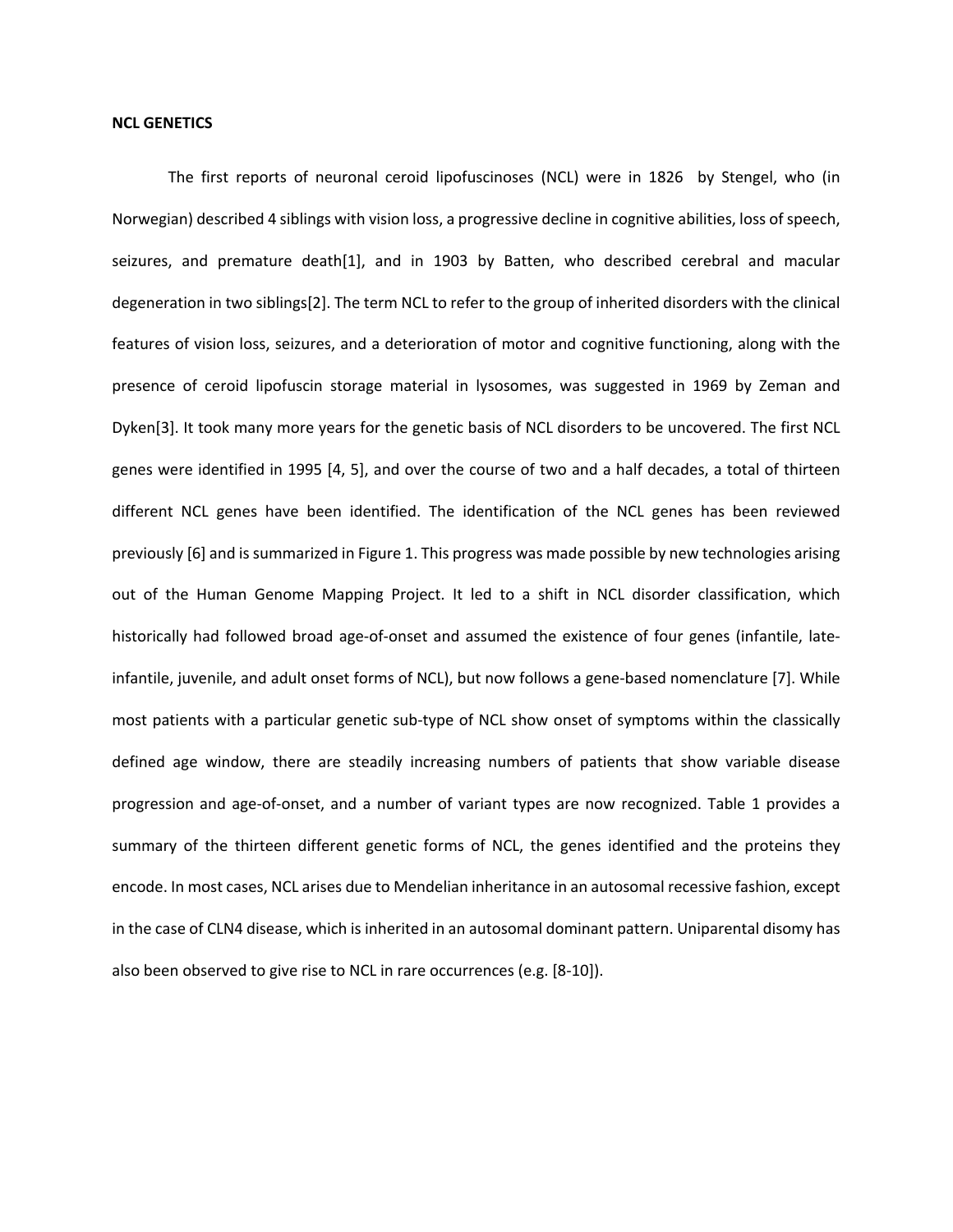**NCL GENETICS**

The first reports of neuronal ceroid lipofuscinoses (NCL) were in 1826 by Stengel, who (in Norwegian) described 4 siblings with vision loss, a progressive decline in cognitive abilities, loss of speech, seizures, and premature death[1], and in 1903 by Batten, who described cerebral and macular degeneration in two siblings[2]. The term NCL to refer to the group of inherited disorders with the clinical features of vision loss, seizures, and a deterioration of motor and cognitive functioning, along with the presence of ceroid lipofuscin storage material in lysosomes, was suggested in 1969 by Zeman and Dyken[3]. It took many more years for the genetic basis of NCL disorders to be uncovered. The first NCL genes were identified in 1995 [4, 5], and over the course of two and a half decades, a total of thirteen different NCL genes have been identified. The identification of the NCL genes has been reviewed previously [6] and is summarized in Figure 1. This progress was made possible by new technologies arising out of the Human Genome Mapping Project. It led to a shift in NCL disorder classification, which historically had followed broad age-of-onset and assumed the existence of four genes (infantile, late-infantile, juvenile, and adult onset forms of NCL), but now follows a gene-based nomenclature [7]. While most patients with a particular genetic sub-type of NCL show onset of symptoms within the classically defined age window, there are steadily increasing numbers of patients that show variable disease progression and age-of-onset, and a number of variant types are now recognized. Table 1 provides a summary of the thirteen different genetic forms of NCL, the genes identified and the proteins they encode. In most cases, NCL arises due to Mendelian inheritance in an autosomal recessive fashion, except in the case of CLN4 disease, which is inherited in an autosomal dominant pattern. Uniparental disomy has also been observed to give rise to NCL in rare occurrences (e.g. [8-10]).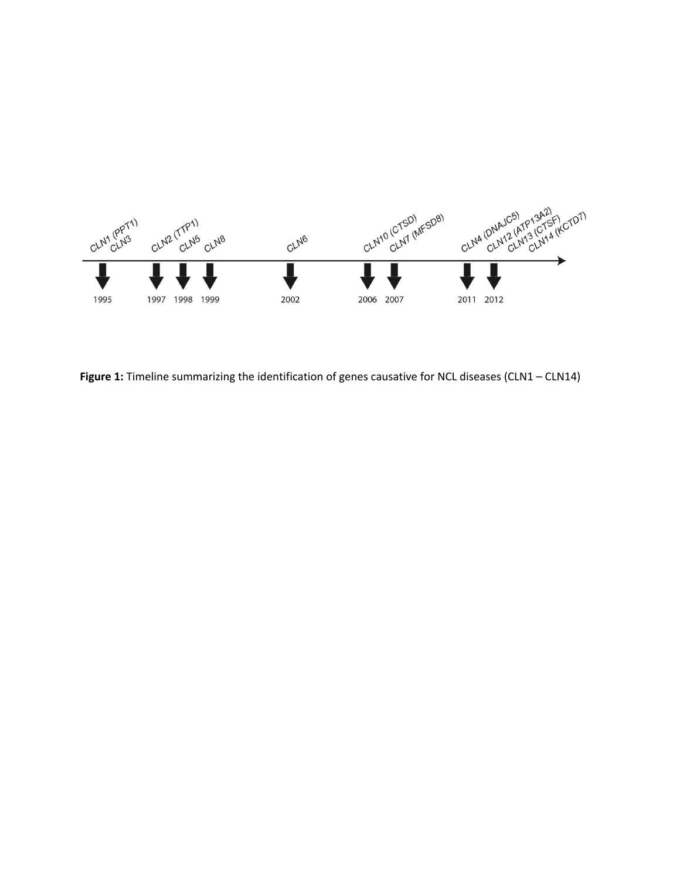CLN1 (PPT1) CLN3 — 1995

CLN2 (TTP1) — 1997

CLN5 — 1998

CLN8 — 1999

CLN6 — 2002

CLN10 (CTSD) — 2006

CLN7 (MFSD8) — 2007

CLN4 (DNAJC5) — 2011

CLN12 (ATP13A2) CLN13 (CTSF) CLN14 (KCTD7) — 2012

**Figure 1:** Timeline summarizing the identification of genes causative for NCL diseases (CLN1 – CLN14)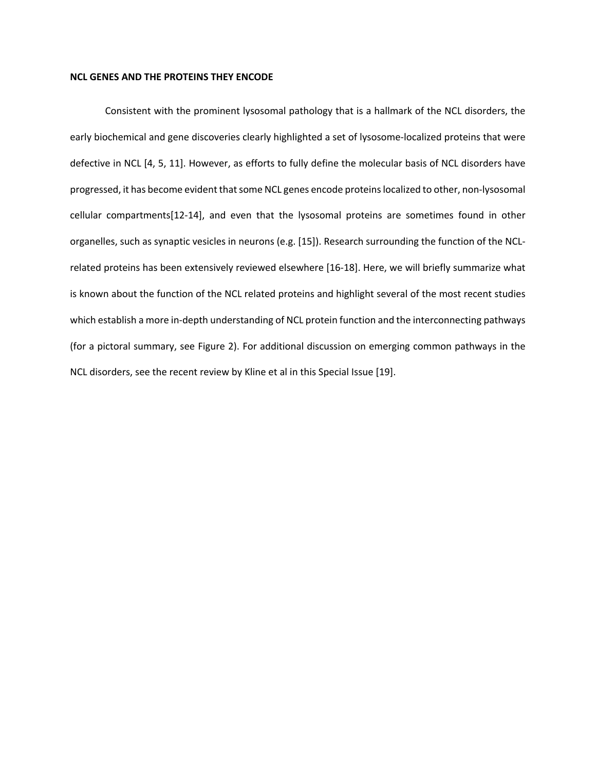## NCL GENES AND THE PROTEINS THEY ENCODE

Consistent with the prominent lysosomal pathology that is a hallmark of the NCL disorders, the early biochemical and gene discoveries clearly highlighted a set of lysosome-localized proteins that were defective in NCL [4, 5, 11]. However, as efforts to fully define the molecular basis of NCL disorders have progressed, it has become evident that some NCL genes encode proteins localized to other, non-lysosomal cellular compartments[12-14], and even that the lysosomal proteins are sometimes found in other organelles, such as synaptic vesicles in neurons (e.g. [15]). Research surrounding the function of the NCL-related proteins has been extensively reviewed elsewhere [16-18]. Here, we will briefly summarize what is known about the function of the NCL related proteins and highlight several of the most recent studies which establish a more in-depth understanding of NCL protein function and the interconnecting pathways (for a pictoral summary, see Figure 2). For additional discussion on emerging common pathways in the NCL disorders, see the recent review by Kline et al in this Special Issue [19].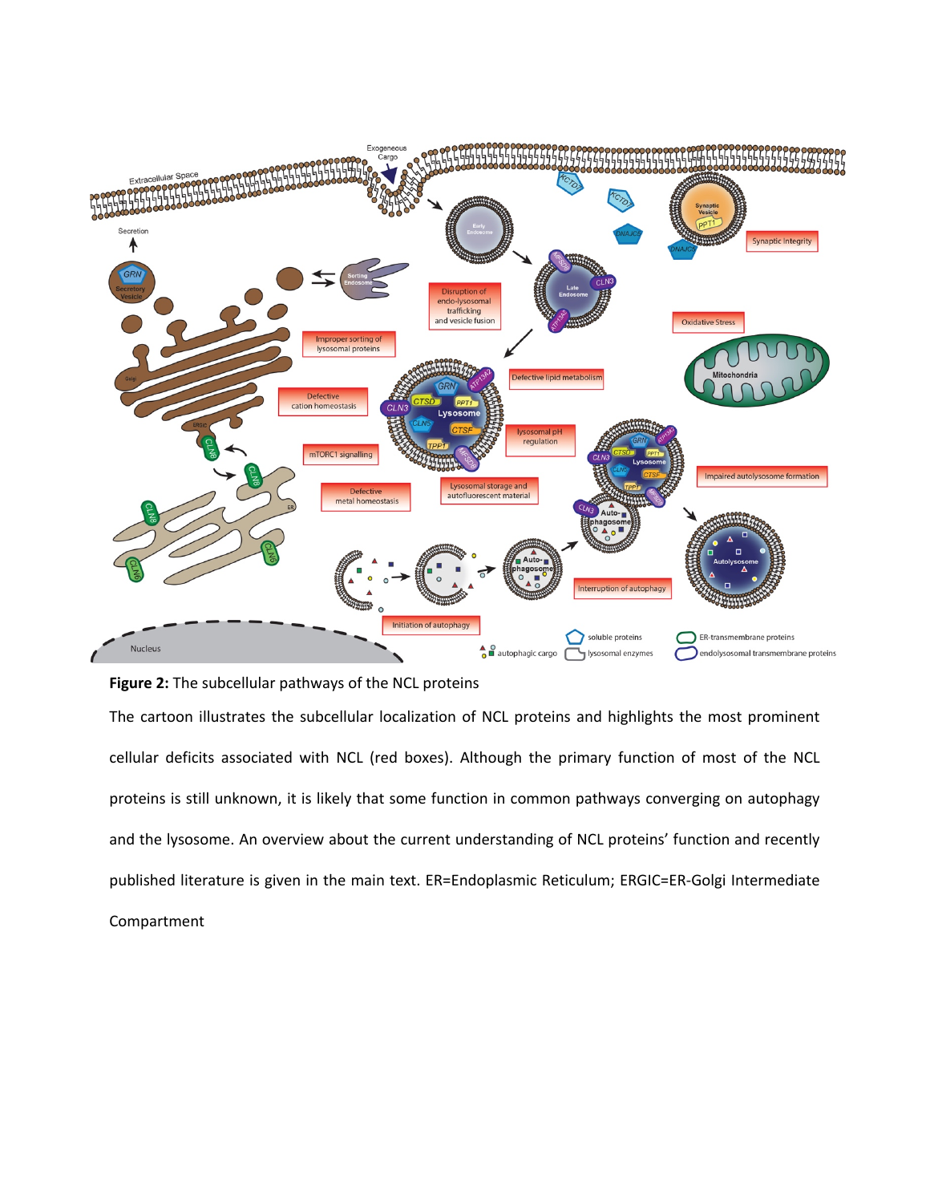**Figure 2:** The subcellular pathways of the NCL proteins

The cartoon illustrates the subcellular localization of NCL proteins and highlights the most prominent cellular deficits associated with NCL (red boxes). Although the primary function of most of the NCL proteins is still unknown, it is likely that some function in common pathways converging on autophagy and the lysosome. An overview about the current understanding of NCL proteins' function and recently published literature is given in the main text. ER=Endoplasmic Reticulum; ERGIC=ER-Golgi Intermediate Compartment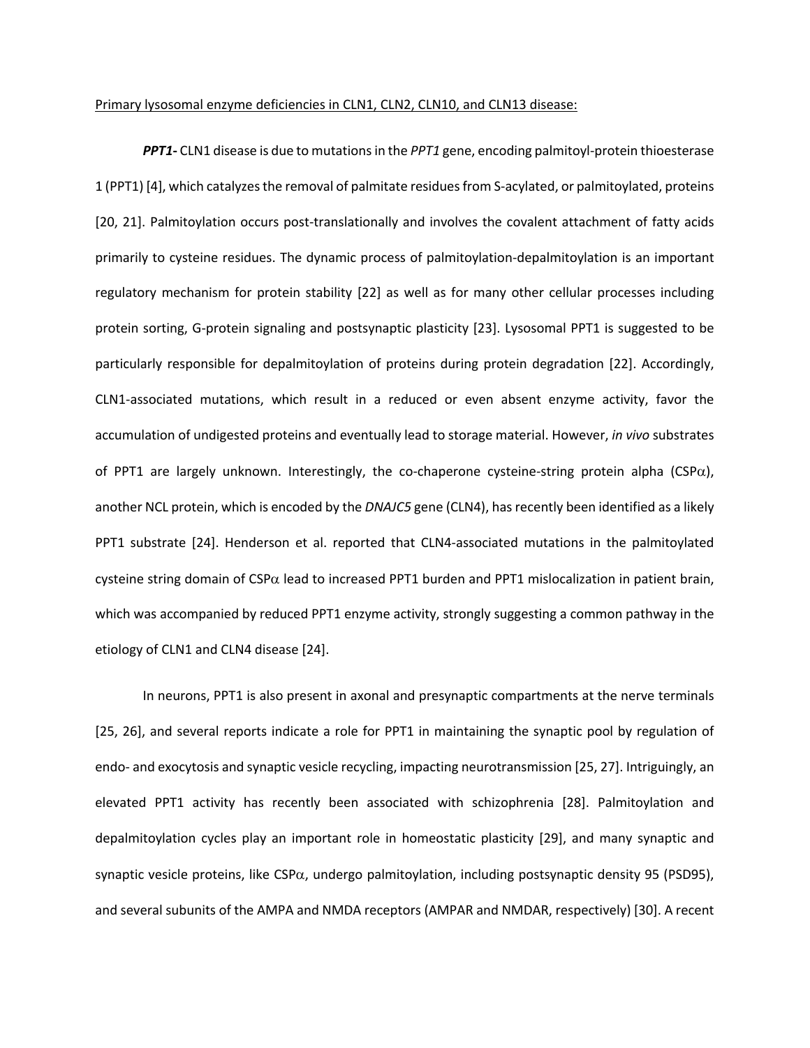Primary lysosomal enzyme deficiencies in CLN1, CLN2, CLN10, and CLN13 disease:

***PPT1-*** CLN1 disease is due to mutations in the *PPT1* gene, encoding palmitoyl-protein thioesterase 1 (PPT1) [4], which catalyzes the removal of palmitate residues from S-acylated, or palmitoylated, proteins [20, 21]. Palmitoylation occurs post-translationally and involves the covalent attachment of fatty acids primarily to cysteine residues. The dynamic process of palmitoylation-depalmitoylation is an important regulatory mechanism for protein stability [22] as well as for many other cellular processes including protein sorting, G-protein signaling and postsynaptic plasticity [23]. Lysosomal PPT1 is suggested to be particularly responsible for depalmitoylation of proteins during protein degradation [22]. Accordingly, CLN1-associated mutations, which result in a reduced or even absent enzyme activity, favor the accumulation of undigested proteins and eventually lead to storage material. However, *in vivo* substrates of PPT1 are largely unknown. Interestingly, the co-chaperone cysteine-string protein alpha (CSP$\alpha$), another NCL protein, which is encoded by the *DNAJC5* gene (CLN4), has recently been identified as a likely PPT1 substrate [24]. Henderson et al. reported that CLN4-associated mutations in the palmitoylated cysteine string domain of CSP$\alpha$ lead to increased PPT1 burden and PPT1 mislocalization in patient brain, which was accompanied by reduced PPT1 enzyme activity, strongly suggesting a common pathway in the etiology of CLN1 and CLN4 disease [24].

In neurons, PPT1 is also present in axonal and presynaptic compartments at the nerve terminals [25, 26], and several reports indicate a role for PPT1 in maintaining the synaptic pool by regulation of endo- and exocytosis and synaptic vesicle recycling, impacting neurotransmission [25, 27]. Intriguingly, an elevated PPT1 activity has recently been associated with schizophrenia [28]. Palmitoylation and depalmitoylation cycles play an important role in homeostatic plasticity [29], and many synaptic and synaptic vesicle proteins, like CSP$\alpha$, undergo palmitoylation, including postsynaptic density 95 (PSD95), and several subunits of the AMPA and NMDA receptors (AMPAR and NMDAR, respectively) [30]. A recent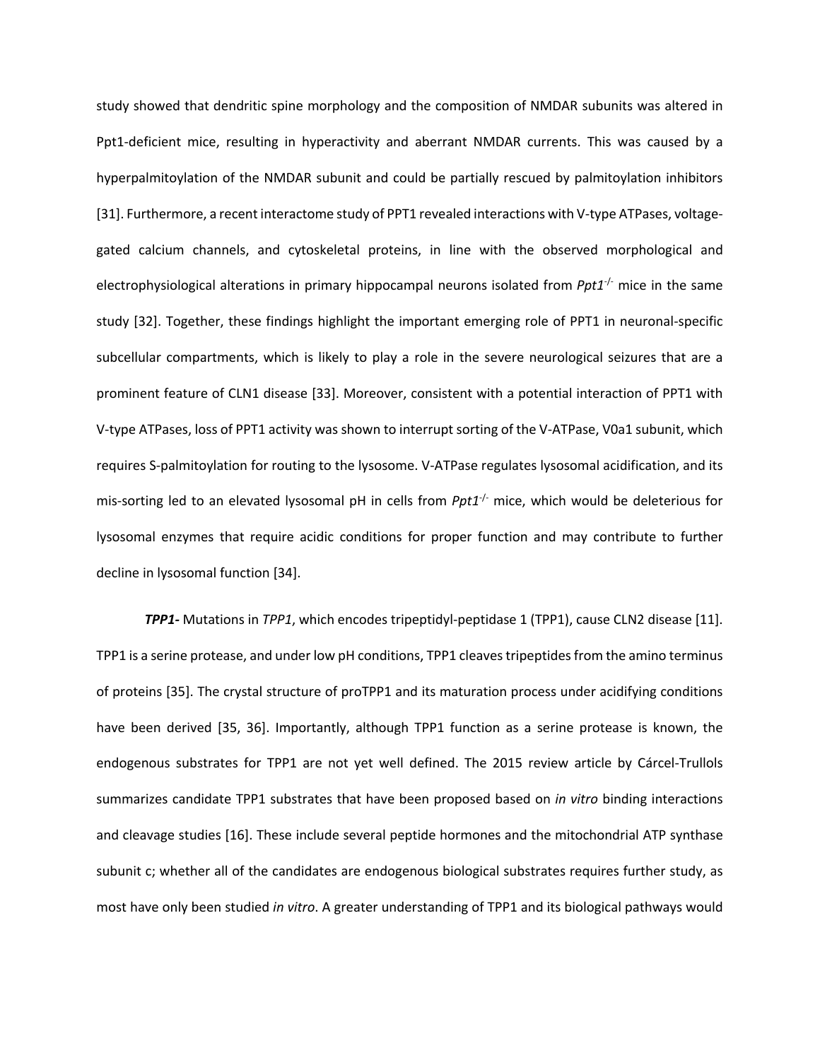study showed that dendritic spine morphology and the composition of NMDAR subunits was altered in Ppt1-deficient mice, resulting in hyperactivity and aberrant NMDAR currents. This was caused by a hyperpalmitoylation of the NMDAR subunit and could be partially rescued by palmitoylation inhibitors [31]. Furthermore, a recent interactome study of PPT1 revealed interactions with V-type ATPases, voltage-gated calcium channels, and cytoskeletal proteins, in line with the observed morphological and electrophysiological alterations in primary hippocampal neurons isolated from *Ppt1$^{-/-}$* mice in the same study [32]. Together, these findings highlight the important emerging role of PPT1 in neuronal-specific subcellular compartments, which is likely to play a role in the severe neurological seizures that are a prominent feature of CLN1 disease [33]. Moreover, consistent with a potential interaction of PPT1 with V-type ATPases, loss of PPT1 activity was shown to interrupt sorting of the V-ATPase, V0a1 subunit, which requires S-palmitoylation for routing to the lysosome. V-ATPase regulates lysosomal acidification, and its mis-sorting led to an elevated lysosomal pH in cells from *Ppt1$^{-/-}$* mice, which would be deleterious for lysosomal enzymes that require acidic conditions for proper function and may contribute to further decline in lysosomal function [34].

***TPP1-*** Mutations in *TPP1*, which encodes tripeptidyl-peptidase 1 (TPP1), cause CLN2 disease [11]. TPP1 is a serine protease, and under low pH conditions, TPP1 cleaves tripeptides from the amino terminus of proteins [35]. The crystal structure of proTPP1 and its maturation process under acidifying conditions have been derived [35, 36]. Importantly, although TPP1 function as a serine protease is known, the endogenous substrates for TPP1 are not yet well defined. The 2015 review article by Cárcel-Trullols summarizes candidate TPP1 substrates that have been proposed based on *in vitro* binding interactions and cleavage studies [16]. These include several peptide hormones and the mitochondrial ATP synthase subunit c; whether all of the candidates are endogenous biological substrates requires further study, as most have only been studied *in vitro*. A greater understanding of TPP1 and its biological pathways would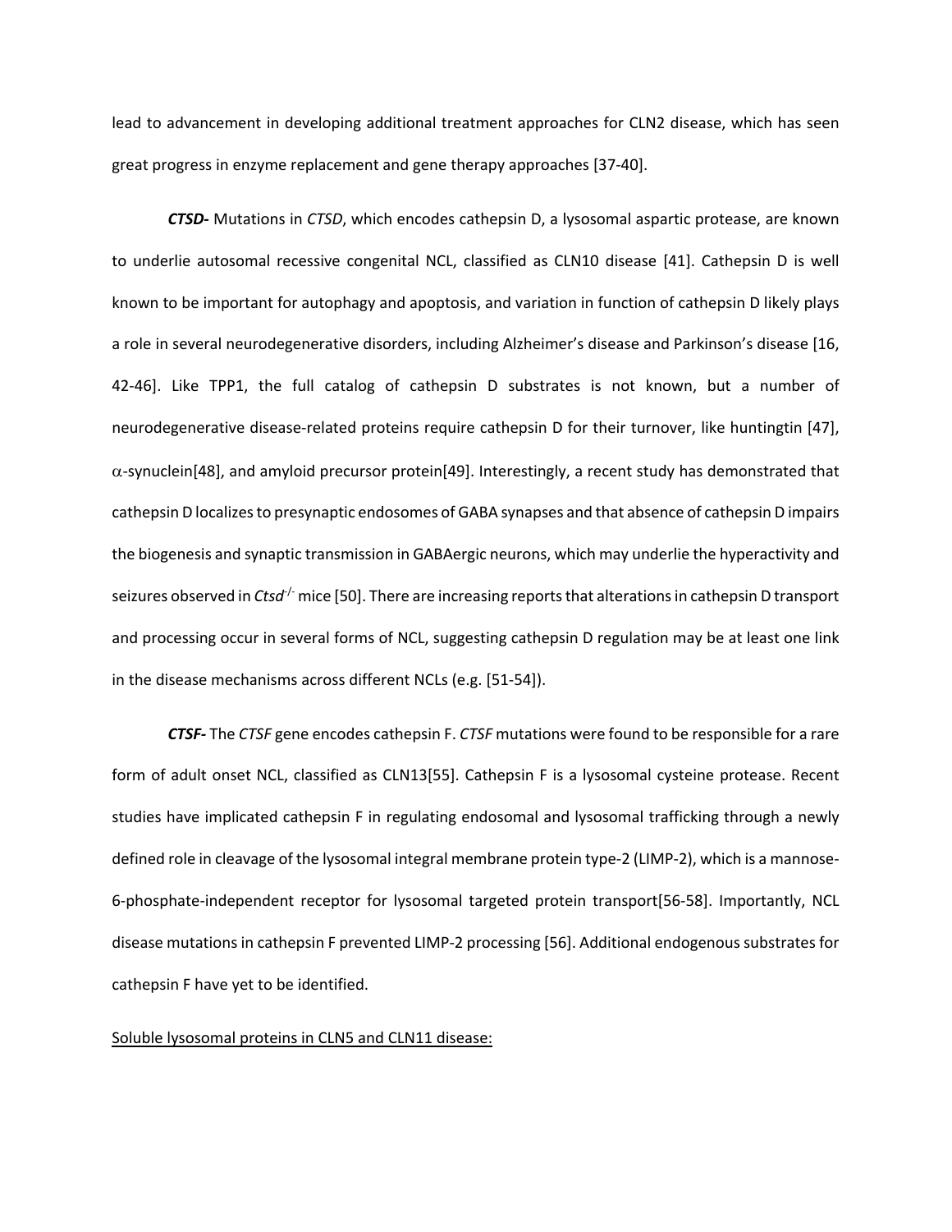lead to advancement in developing additional treatment approaches for CLN2 disease, which has seen great progress in enzyme replacement and gene therapy approaches [37-40].

***CTSD-*** Mutations in *CTSD*, which encodes cathepsin D, a lysosomal aspartic protease, are known to underlie autosomal recessive congenital NCL, classified as CLN10 disease [41]. Cathepsin D is well known to be important for autophagy and apoptosis, and variation in function of cathepsin D likely plays a role in several neurodegenerative disorders, including Alzheimer's disease and Parkinson's disease [16, 42-46]. Like TPP1, the full catalog of cathepsin D substrates is not known, but a number of neurodegenerative disease-related proteins require cathepsin D for their turnover, like huntingtin [47], $\alpha$-synuclein[48], and amyloid precursor protein[49]. Interestingly, a recent study has demonstrated that cathepsin D localizes to presynaptic endosomes of GABA synapses and that absence of cathepsin D impairs the biogenesis and synaptic transmission in GABAergic neurons, which may underlie the hyperactivity and seizures observed in *Ctsd*$^{-/-}$ mice [50]. There are increasing reports that alterations in cathepsin D transport and processing occur in several forms of NCL, suggesting cathepsin D regulation may be at least one link in the disease mechanisms across different NCLs (e.g. [51-54]).

***CTSF-*** The *CTSF* gene encodes cathepsin F. *CTSF* mutations were found to be responsible for a rare form of adult onset NCL, classified as CLN13[55]. Cathepsin F is a lysosomal cysteine protease. Recent studies have implicated cathepsin F in regulating endosomal and lysosomal trafficking through a newly defined role in cleavage of the lysosomal integral membrane protein type-2 (LIMP-2), which is a mannose-6-phosphate-independent receptor for lysosomal targeted protein transport[56-58]. Importantly, NCL disease mutations in cathepsin F prevented LIMP-2 processing [56]. Additional endogenous substrates for cathepsin F have yet to be identified.

Soluble lysosomal proteins in CLN5 and CLN11 disease: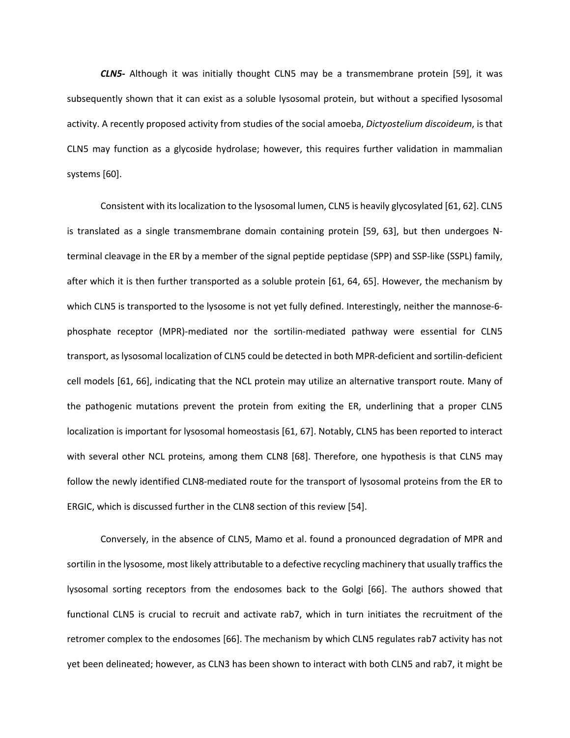***CLN5-*** Although it was initially thought CLN5 may be a transmembrane protein [59], it was subsequently shown that it can exist as a soluble lysosomal protein, but without a specified lysosomal activity. A recently proposed activity from studies of the social amoeba, *Dictyostelium discoideum*, is that CLN5 may function as a glycoside hydrolase; however, this requires further validation in mammalian systems [60].

Consistent with its localization to the lysosomal lumen, CLN5 is heavily glycosylated [61, 62]. CLN5 is translated as a single transmembrane domain containing protein [59, 63], but then undergoes N-terminal cleavage in the ER by a member of the signal peptide peptidase (SPP) and SSP-like (SSPL) family, after which it is then further transported as a soluble protein [61, 64, 65]. However, the mechanism by which CLN5 is transported to the lysosome is not yet fully defined. Interestingly, neither the mannose-6-phosphate receptor (MPR)-mediated nor the sortilin-mediated pathway were essential for CLN5 transport, as lysosomal localization of CLN5 could be detected in both MPR-deficient and sortilin-deficient cell models [61, 66], indicating that the NCL protein may utilize an alternative transport route. Many of the pathogenic mutations prevent the protein from exiting the ER, underlining that a proper CLN5 localization is important for lysosomal homeostasis [61, 67]. Notably, CLN5 has been reported to interact with several other NCL proteins, among them CLN8 [68]. Therefore, one hypothesis is that CLN5 may follow the newly identified CLN8-mediated route for the transport of lysosomal proteins from the ER to ERGIC, which is discussed further in the CLN8 section of this review [54].

Conversely, in the absence of CLN5, Mamo et al. found a pronounced degradation of MPR and sortilin in the lysosome, most likely attributable to a defective recycling machinery that usually traffics the lysosomal sorting receptors from the endosomes back to the Golgi [66]. The authors showed that functional CLN5 is crucial to recruit and activate rab7, which in turn initiates the recruitment of the retromer complex to the endosomes [66]. The mechanism by which CLN5 regulates rab7 activity has not yet been delineated; however, as CLN3 has been shown to interact with both CLN5 and rab7, it might be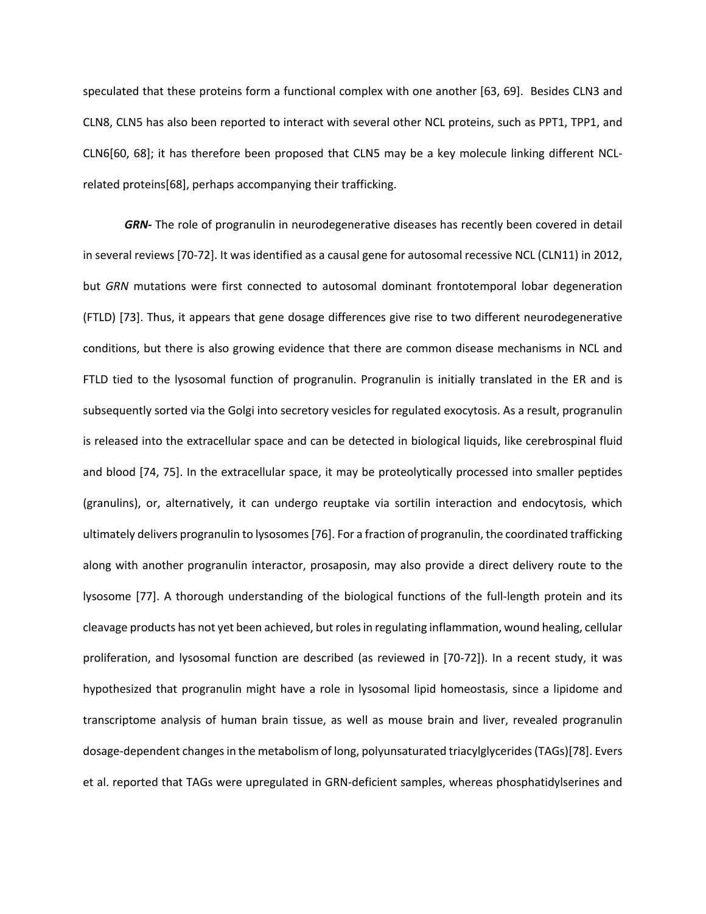speculated that these proteins form a functional complex with one another [63, 69]. Besides CLN3 and CLN8, CLN5 has also been reported to interact with several other NCL proteins, such as PPT1, TPP1, and CLN6[60, 68]; it has therefore been proposed that CLN5 may be a key molecule linking different NCL-related proteins[68], perhaps accompanying their trafficking.

***GRN-*** The role of progranulin in neurodegenerative diseases has recently been covered in detail in several reviews [70-72]. It was identified as a causal gene for autosomal recessive NCL (CLN11) in 2012, but *GRN* mutations were first connected to autosomal dominant frontotemporal lobar degeneration (FTLD) [73]. Thus, it appears that gene dosage differences give rise to two different neurodegenerative conditions, but there is also growing evidence that there are common disease mechanisms in NCL and FTLD tied to the lysosomal function of progranulin. Progranulin is initially translated in the ER and is subsequently sorted via the Golgi into secretory vesicles for regulated exocytosis. As a result, progranulin is released into the extracellular space and can be detected in biological liquids, like cerebrospinal fluid and blood [74, 75]. In the extracellular space, it may be proteolytically processed into smaller peptides (granulins), or, alternatively, it can undergo reuptake via sortilin interaction and endocytosis, which ultimately delivers progranulin to lysosomes [76]. For a fraction of progranulin, the coordinated trafficking along with another progranulin interactor, prosaposin, may also provide a direct delivery route to the lysosome [77]. A thorough understanding of the biological functions of the full-length protein and its cleavage products has not yet been achieved, but roles in regulating inflammation, wound healing, cellular proliferation, and lysosomal function are described (as reviewed in [70-72]). In a recent study, it was hypothesized that progranulin might have a role in lysosomal lipid homeostasis, since a lipidome and transcriptome analysis of human brain tissue, as well as mouse brain and liver, revealed progranulin dosage-dependent changes in the metabolism of long, polyunsaturated triacylglycerides (TAGs)[78]. Evers et al. reported that TAGs were upregulated in GRN-deficient samples, whereas phosphatidylserines and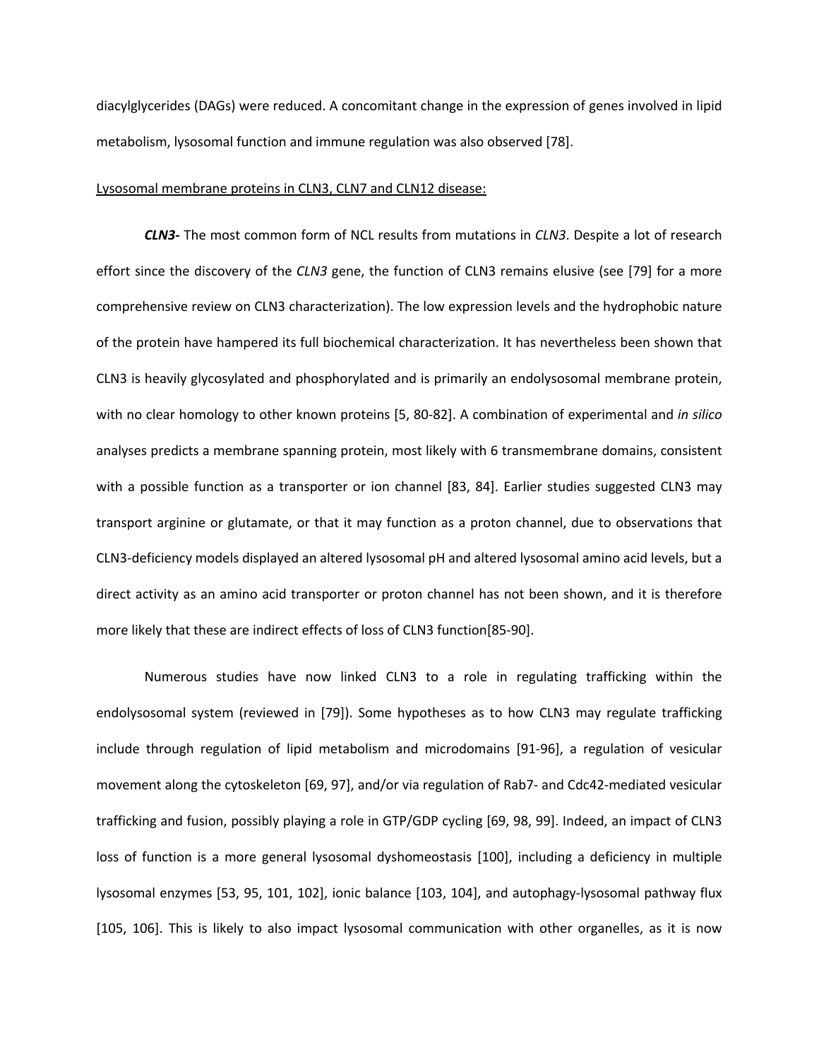diacylglycerides (DAGs) were reduced. A concomitant change in the expression of genes involved in lipid metabolism, lysosomal function and immune regulation was also observed [78].

<u>Lysosomal membrane proteins in CLN3, CLN7 and CLN12 disease:</u>

***CLN3-*** The most common form of NCL results from mutations in *CLN3*. Despite a lot of research effort since the discovery of the *CLN3* gene, the function of CLN3 remains elusive (see [79] for a more comprehensive review on CLN3 characterization). The low expression levels and the hydrophobic nature of the protein have hampered its full biochemical characterization. It has nevertheless been shown that CLN3 is heavily glycosylated and phosphorylated and is primarily an endolysosomal membrane protein, with no clear homology to other known proteins [5, 80-82]. A combination of experimental and *in silico* analyses predicts a membrane spanning protein, most likely with 6 transmembrane domains, consistent with a possible function as a transporter or ion channel [83, 84]. Earlier studies suggested CLN3 may transport arginine or glutamate, or that it may function as a proton channel, due to observations that CLN3-deficiency models displayed an altered lysosomal pH and altered lysosomal amino acid levels, but a direct activity as an amino acid transporter or proton channel has not been shown, and it is therefore more likely that these are indirect effects of loss of CLN3 function[85-90].

Numerous studies have now linked CLN3 to a role in regulating trafficking within the endolysosomal system (reviewed in [79]). Some hypotheses as to how CLN3 may regulate trafficking include through regulation of lipid metabolism and microdomains [91-96], a regulation of vesicular movement along the cytoskeleton [69, 97], and/or via regulation of Rab7- and Cdc42-mediated vesicular trafficking and fusion, possibly playing a role in GTP/GDP cycling [69, 98, 99]. Indeed, an impact of CLN3 loss of function is a more general lysosomal dyshomeostasis [100], including a deficiency in multiple lysosomal enzymes [53, 95, 101, 102], ionic balance [103, 104], and autophagy-lysosomal pathway flux [105, 106]. This is likely to also impact lysosomal communication with other organelles, as it is now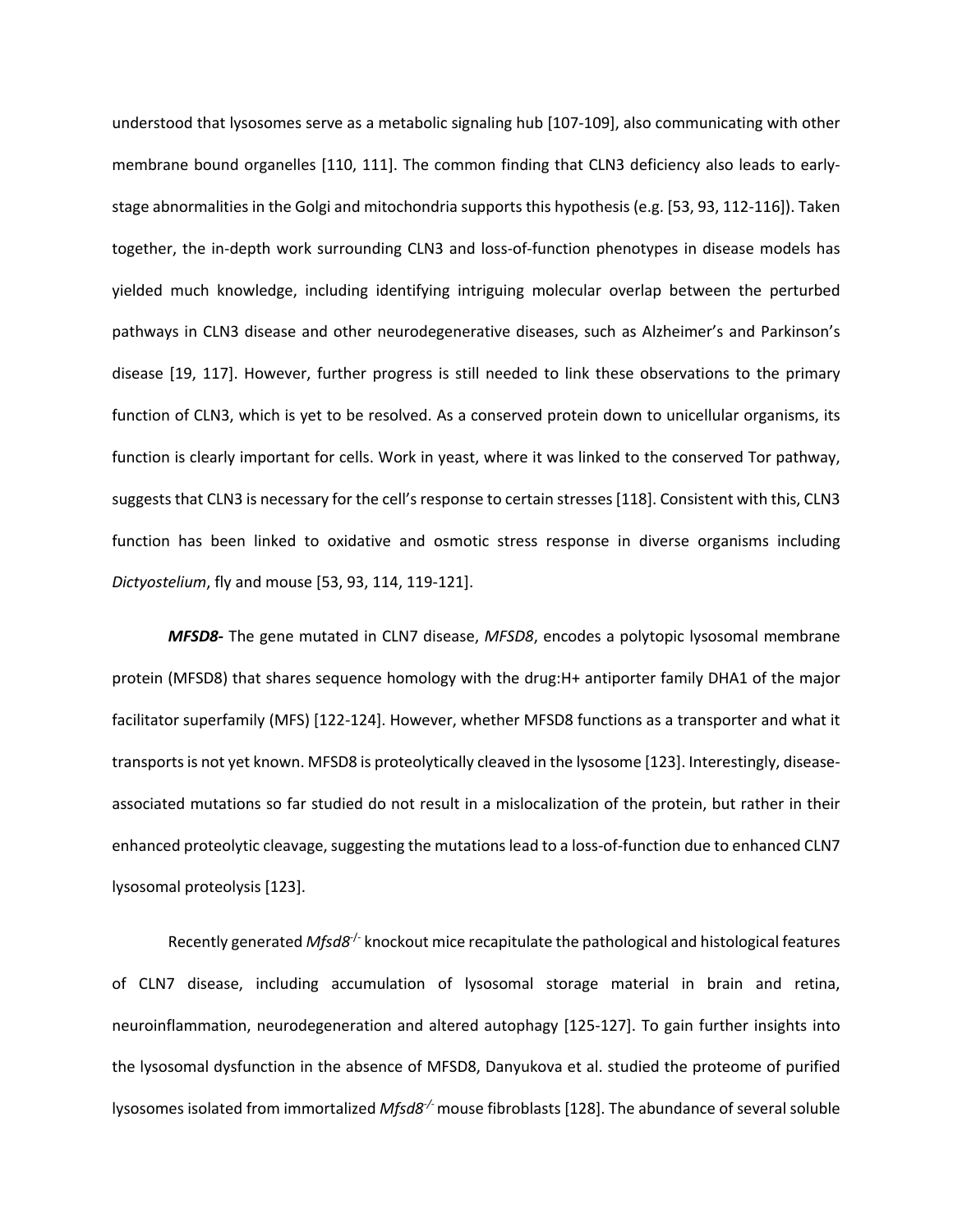understood that lysosomes serve as a metabolic signaling hub [107-109], also communicating with other membrane bound organelles [110, 111]. The common finding that CLN3 deficiency also leads to early-stage abnormalities in the Golgi and mitochondria supports this hypothesis (e.g. [53, 93, 112-116]). Taken together, the in-depth work surrounding CLN3 and loss-of-function phenotypes in disease models has yielded much knowledge, including identifying intriguing molecular overlap between the perturbed pathways in CLN3 disease and other neurodegenerative diseases, such as Alzheimer's and Parkinson's disease [19, 117]. However, further progress is still needed to link these observations to the primary function of CLN3, which is yet to be resolved. As a conserved protein down to unicellular organisms, its function is clearly important for cells. Work in yeast, where it was linked to the conserved Tor pathway, suggests that CLN3 is necessary for the cell's response to certain stresses [118]. Consistent with this, CLN3 function has been linked to oxidative and osmotic stress response in diverse organisms including *Dictyostelium*, fly and mouse [53, 93, 114, 119-121].

***MFSD8-*** The gene mutated in CLN7 disease, *MFSD8*, encodes a polytopic lysosomal membrane protein (MFSD8) that shares sequence homology with the drug:H+ antiporter family DHA1 of the major facilitator superfamily (MFS) [122-124]. However, whether MFSD8 functions as a transporter and what it transports is not yet known. MFSD8 is proteolytically cleaved in the lysosome [123]. Interestingly, disease-associated mutations so far studied do not result in a mislocalization of the protein, but rather in their enhanced proteolytic cleavage, suggesting the mutations lead to a loss-of-function due to enhanced CLN7 lysosomal proteolysis [123].

Recently generated *Mfsd8*$^{-/-}$ knockout mice recapitulate the pathological and histological features of CLN7 disease, including accumulation of lysosomal storage material in brain and retina, neuroinflammation, neurodegeneration and altered autophagy [125-127]. To gain further insights into the lysosomal dysfunction in the absence of MFSD8, Danyukova et al. studied the proteome of purified lysosomes isolated from immortalized *Mfsd8*$^{-/-}$ mouse fibroblasts [128]. The abundance of several soluble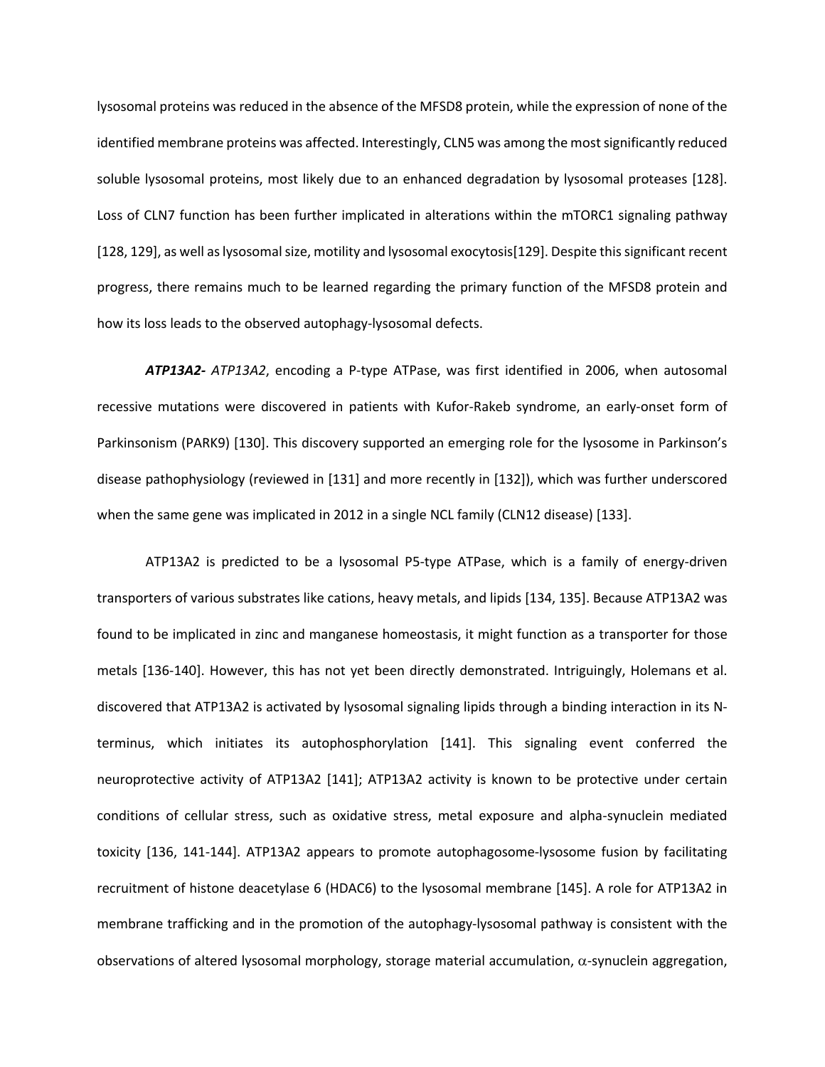lysosomal proteins was reduced in the absence of the MFSD8 protein, while the expression of none of the identified membrane proteins was affected. Interestingly, CLN5 was among the most significantly reduced soluble lysosomal proteins, most likely due to an enhanced degradation by lysosomal proteases [128]. Loss of CLN7 function has been further implicated in alterations within the mTORC1 signaling pathway [128, 129], as well as lysosomal size, motility and lysosomal exocytosis[129]. Despite this significant recent progress, there remains much to be learned regarding the primary function of the MFSD8 protein and how its loss leads to the observed autophagy-lysosomal defects.

***ATP13A2-*** *ATP13A2*, encoding a P-type ATPase, was first identified in 2006, when autosomal recessive mutations were discovered in patients with Kufor-Rakeb syndrome, an early-onset form of Parkinsonism (PARK9) [130]. This discovery supported an emerging role for the lysosome in Parkinson's disease pathophysiology (reviewed in [131] and more recently in [132]), which was further underscored when the same gene was implicated in 2012 in a single NCL family (CLN12 disease) [133].

ATP13A2 is predicted to be a lysosomal P5-type ATPase, which is a family of energy-driven transporters of various substrates like cations, heavy metals, and lipids [134, 135]. Because ATP13A2 was found to be implicated in zinc and manganese homeostasis, it might function as a transporter for those metals [136-140]. However, this has not yet been directly demonstrated. Intriguingly, Holemans et al. discovered that ATP13A2 is activated by lysosomal signaling lipids through a binding interaction in its N-terminus, which initiates its autophosphorylation [141]. This signaling event conferred the neuroprotective activity of ATP13A2 [141]; ATP13A2 activity is known to be protective under certain conditions of cellular stress, such as oxidative stress, metal exposure and alpha-synuclein mediated toxicity [136, 141-144]. ATP13A2 appears to promote autophagosome-lysosome fusion by facilitating recruitment of histone deacetylase 6 (HDAC6) to the lysosomal membrane [145]. A role for ATP13A2 in membrane trafficking and in the promotion of the autophagy-lysosomal pathway is consistent with the observations of altered lysosomal morphology, storage material accumulation, $\alpha$-synuclein aggregation,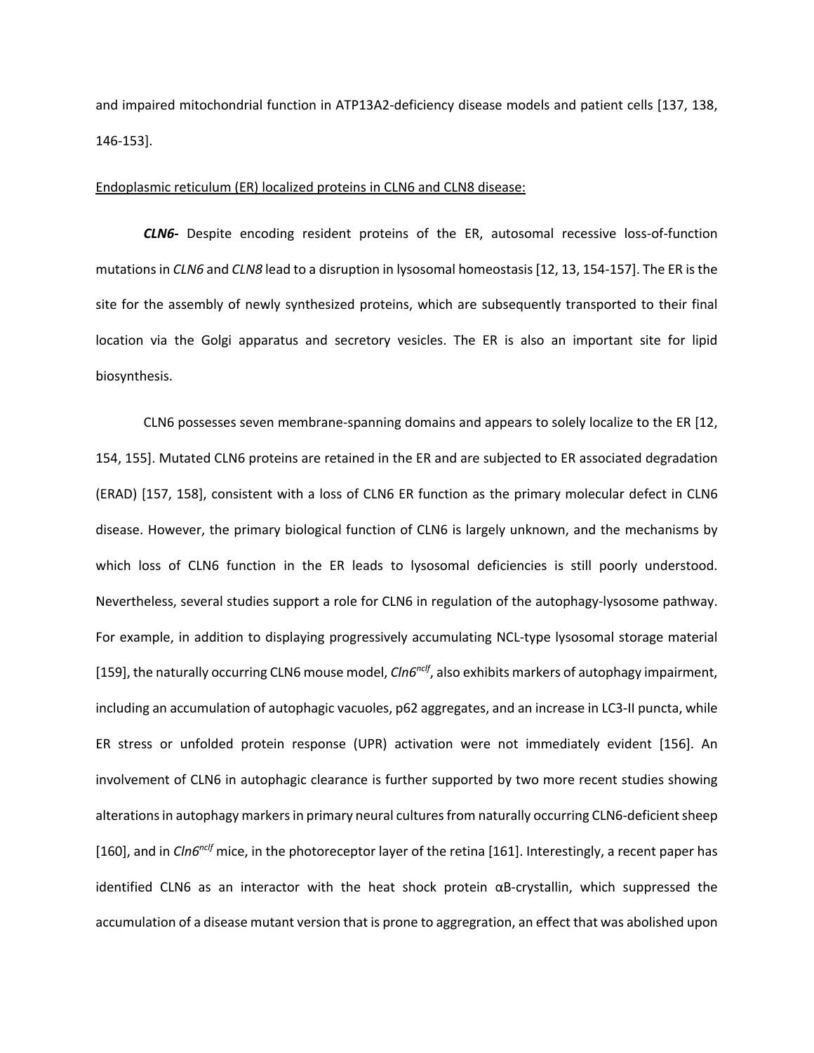and impaired mitochondrial function in ATP13A2-deficiency disease models and patient cells [137, 138, 146-153].

<u>Endoplasmic reticulum (ER) localized proteins in CLN6 and CLN8 disease:</u>

***CLN6-*** Despite encoding resident proteins of the ER, autosomal recessive loss-of-function mutations in *CLN6* and *CLN8* lead to a disruption in lysosomal homeostasis [12, 13, 154-157]. The ER is the site for the assembly of newly synthesized proteins, which are subsequently transported to their final location via the Golgi apparatus and secretory vesicles. The ER is also an important site for lipid biosynthesis.

CLN6 possesses seven membrane-spanning domains and appears to solely localize to the ER [12, 154, 155]. Mutated CLN6 proteins are retained in the ER and are subjected to ER associated degradation (ERAD) [157, 158], consistent with a loss of CLN6 ER function as the primary molecular defect in CLN6 disease. However, the primary biological function of CLN6 is largely unknown, and the mechanisms by which loss of CLN6 function in the ER leads to lysosomal deficiencies is still poorly understood. Nevertheless, several studies support a role for CLN6 in regulation of the autophagy-lysosome pathway. For example, in addition to displaying progressively accumulating NCL-type lysosomal storage material [159], the naturally occurring CLN6 mouse model, *Cln6$^{nclf}$*, also exhibits markers of autophagy impairment, including an accumulation of autophagic vacuoles, p62 aggregates, and an increase in LC3-II puncta, while ER stress or unfolded protein response (UPR) activation were not immediately evident [156]. An involvement of CLN6 in autophagic clearance is further supported by two more recent studies showing alterations in autophagy markers in primary neural cultures from naturally occurring CLN6-deficient sheep [160], and in *Cln6$^{nclf}$* mice, in the photoreceptor layer of the retina [161]. Interestingly, a recent paper has identified CLN6 as an interactor with the heat shock protein αB-crystallin, which suppressed the accumulation of a disease mutant version that is prone to aggregration, an effect that was abolished upon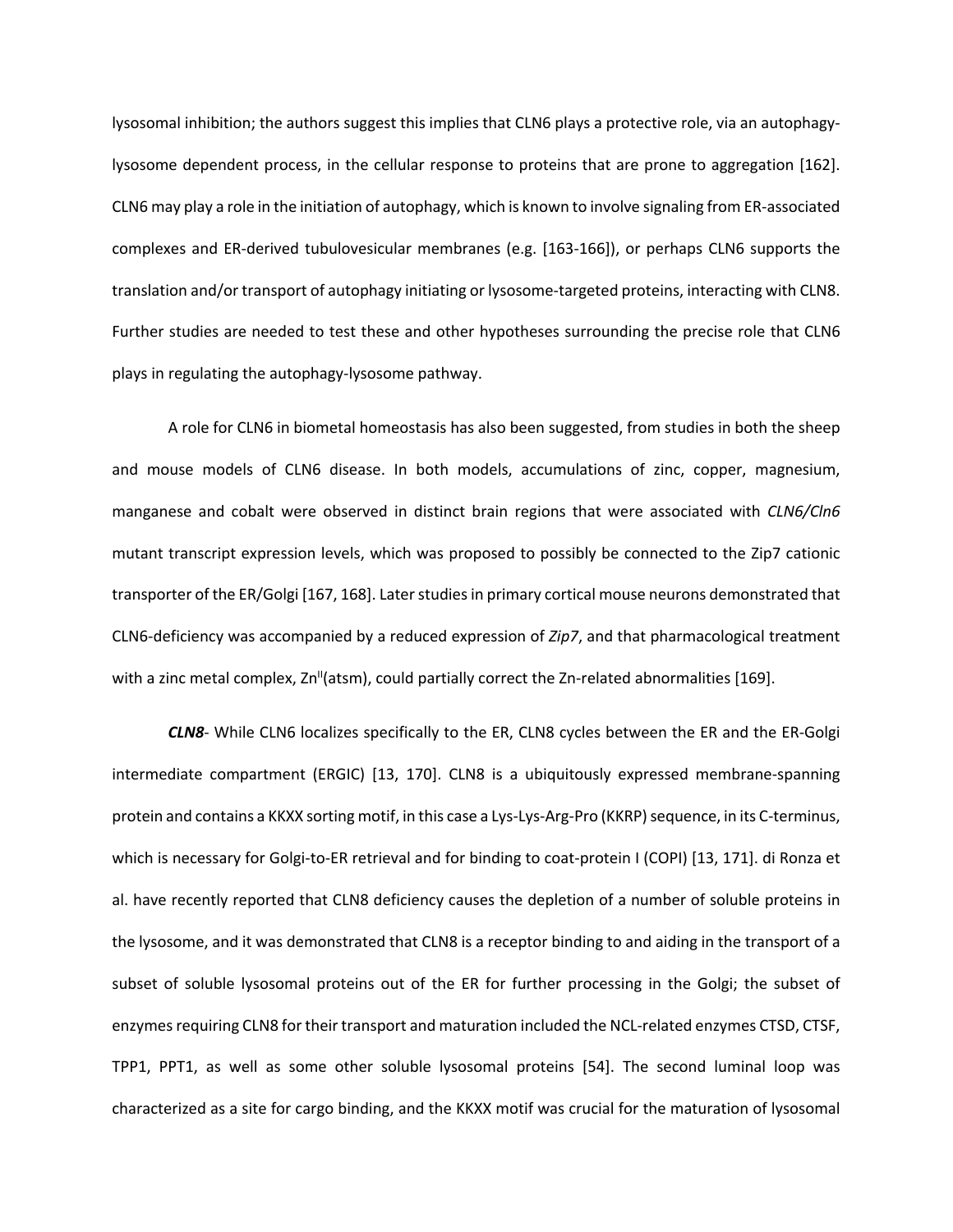lysosomal inhibition; the authors suggest this implies that CLN6 plays a protective role, via an autophagy-lysosome dependent process, in the cellular response to proteins that are prone to aggregation [162]. CLN6 may play a role in the initiation of autophagy, which is known to involve signaling from ER-associated complexes and ER-derived tubulovesicular membranes (e.g. [163-166]), or perhaps CLN6 supports the translation and/or transport of autophagy initiating or lysosome-targeted proteins, interacting with CLN8. Further studies are needed to test these and other hypotheses surrounding the precise role that CLN6 plays in regulating the autophagy-lysosome pathway.

A role for CLN6 in biometal homeostasis has also been suggested, from studies in both the sheep and mouse models of CLN6 disease. In both models, accumulations of zinc, copper, magnesium, manganese and cobalt were observed in distinct brain regions that were associated with *CLN6/Cln6* mutant transcript expression levels, which was proposed to possibly be connected to the Zip7 cationic transporter of the ER/Golgi [167, 168]. Later studies in primary cortical mouse neurons demonstrated that CLN6-deficiency was accompanied by a reduced expression of *Zip7*, and that pharmacological treatment with a zinc metal complex, $Zn^{II}$(atsm), could partially correct the Zn-related abnormalities [169].

***CLN8***- While CLN6 localizes specifically to the ER, CLN8 cycles between the ER and the ER-Golgi intermediate compartment (ERGIC) [13, 170]. CLN8 is a ubiquitously expressed membrane-spanning protein and contains a KKXX sorting motif, in this case a Lys-Lys-Arg-Pro (KKRP) sequence, in its C-terminus, which is necessary for Golgi-to-ER retrieval and for binding to coat-protein I (COPI) [13, 171]. di Ronza et al. have recently reported that CLN8 deficiency causes the depletion of a number of soluble proteins in the lysosome, and it was demonstrated that CLN8 is a receptor binding to and aiding in the transport of a subset of soluble lysosomal proteins out of the ER for further processing in the Golgi; the subset of enzymes requiring CLN8 for their transport and maturation included the NCL-related enzymes CTSD, CTSF, TPP1, PPT1, as well as some other soluble lysosomal proteins [54]. The second luminal loop was characterized as a site for cargo binding, and the KKXX motif was crucial for the maturation of lysosomal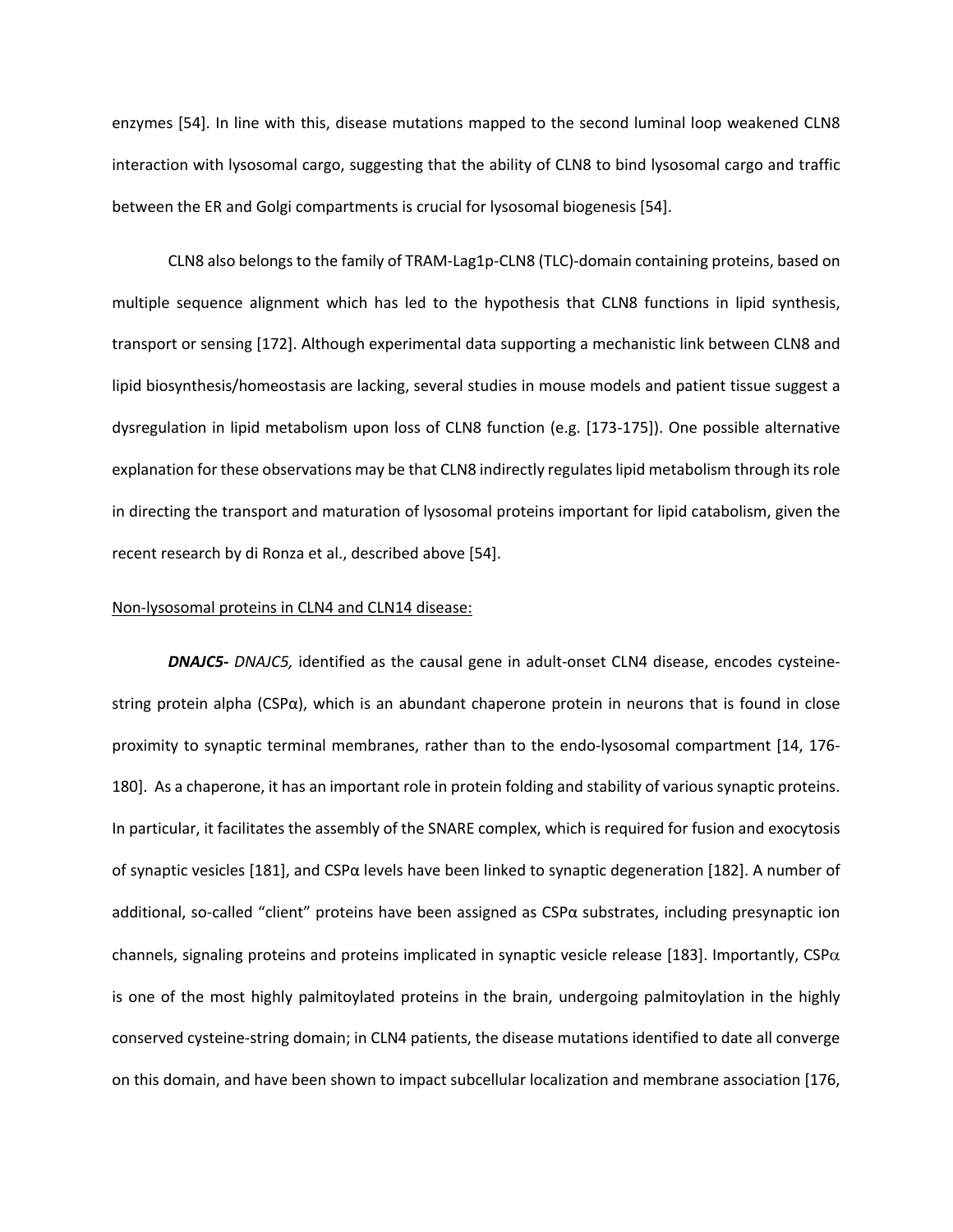enzymes [54]. In line with this, disease mutations mapped to the second luminal loop weakened CLN8 interaction with lysosomal cargo, suggesting that the ability of CLN8 to bind lysosomal cargo and traffic between the ER and Golgi compartments is crucial for lysosomal biogenesis [54].

CLN8 also belongs to the family of TRAM-Lag1p-CLN8 (TLC)-domain containing proteins, based on multiple sequence alignment which has led to the hypothesis that CLN8 functions in lipid synthesis, transport or sensing [172]. Although experimental data supporting a mechanistic link between CLN8 and lipid biosynthesis/homeostasis are lacking, several studies in mouse models and patient tissue suggest a dysregulation in lipid metabolism upon loss of CLN8 function (e.g. [173-175]). One possible alternative explanation for these observations may be that CLN8 indirectly regulates lipid metabolism through its role in directing the transport and maturation of lysosomal proteins important for lipid catabolism, given the recent research by di Ronza et al., described above [54].

Non-lysosomal proteins in CLN4 and CLN14 disease:

***DNAJC5-*** *DNAJC5,* identified as the causal gene in adult-onset CLN4 disease, encodes cysteine-string protein alpha (CSPα), which is an abundant chaperone protein in neurons that is found in close proximity to synaptic terminal membranes, rather than to the endo-lysosomal compartment [14, 176-180]. As a chaperone, it has an important role in protein folding and stability of various synaptic proteins. In particular, it facilitates the assembly of the SNARE complex, which is required for fusion and exocytosis of synaptic vesicles [181], and CSPα levels have been linked to synaptic degeneration [182]. A number of additional, so-called "client" proteins have been assigned as CSPα substrates, including presynaptic ion channels, signaling proteins and proteins implicated in synaptic vesicle release [183]. Importantly, CSPα is one of the most highly palmitoylated proteins in the brain, undergoing palmitoylation in the highly conserved cysteine-string domain; in CLN4 patients, the disease mutations identified to date all converge on this domain, and have been shown to impact subcellular localization and membrane association [176,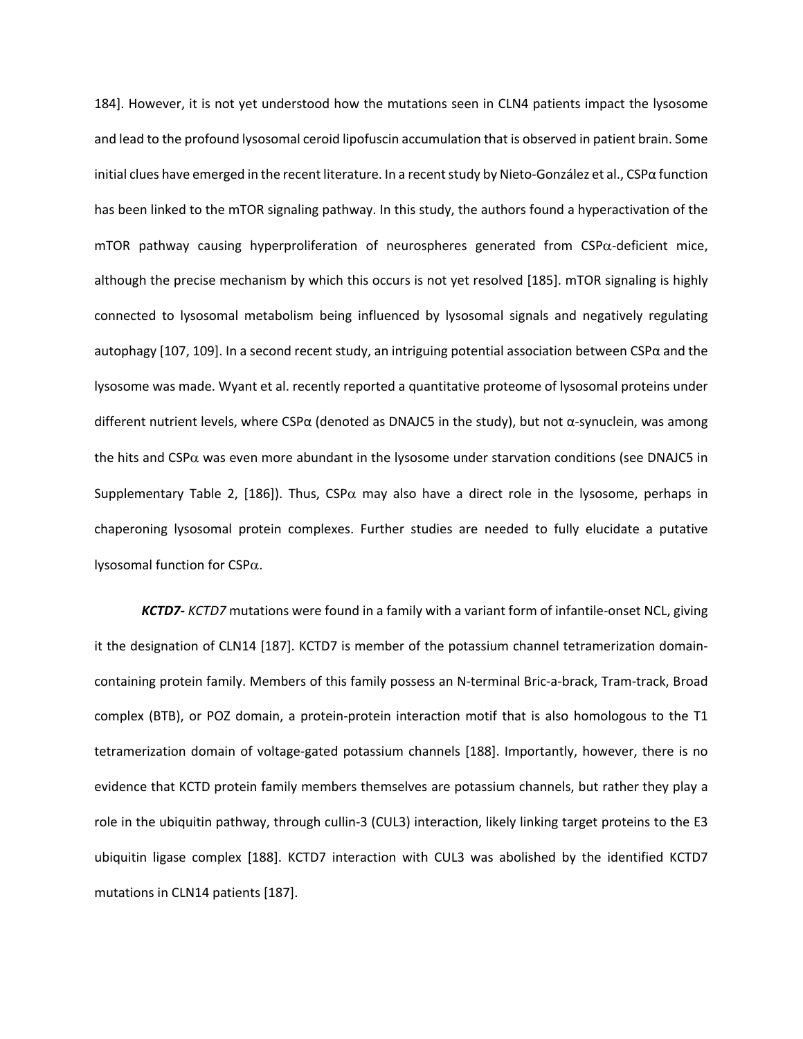184]. However, it is not yet understood how the mutations seen in CLN4 patients impact the lysosome and lead to the profound lysosomal ceroid lipofuscin accumulation that is observed in patient brain. Some initial clues have emerged in the recent literature. In a recent study by Nieto-González et al., CSPα function has been linked to the mTOR signaling pathway. In this study, the authors found a hyperactivation of the mTOR pathway causing hyperproliferation of neurospheres generated from CSPα-deficient mice, although the precise mechanism by which this occurs is not yet resolved [185]. mTOR signaling is highly connected to lysosomal metabolism being influenced by lysosomal signals and negatively regulating autophagy [107, 109]. In a second recent study, an intriguing potential association between CSPα and the lysosome was made. Wyant et al. recently reported a quantitative proteome of lysosomal proteins under different nutrient levels, where CSPα (denoted as DNAJC5 in the study), but not α-synuclein, was among the hits and CSPα was even more abundant in the lysosome under starvation conditions (see DNAJC5 in Supplementary Table 2, [186]). Thus, CSPα may also have a direct role in the lysosome, perhaps in chaperoning lysosomal protein complexes. Further studies are needed to fully elucidate a putative lysosomal function for CSPα.

***KCTD7-*** *KCTD7* mutations were found in a family with a variant form of infantile-onset NCL, giving it the designation of CLN14 [187]. KCTD7 is member of the potassium channel tetramerization domain-containing protein family. Members of this family possess an N-terminal Bric-a-brack, Tram-track, Broad complex (BTB), or POZ domain, a protein-protein interaction motif that is also homologous to the T1 tetramerization domain of voltage-gated potassium channels [188]. Importantly, however, there is no evidence that KCTD protein family members themselves are potassium channels, but rather they play a role in the ubiquitin pathway, through cullin-3 (CUL3) interaction, likely linking target proteins to the E3 ubiquitin ligase complex [188]. KCTD7 interaction with CUL3 was abolished by the identified KCTD7 mutations in CLN14 patients [187].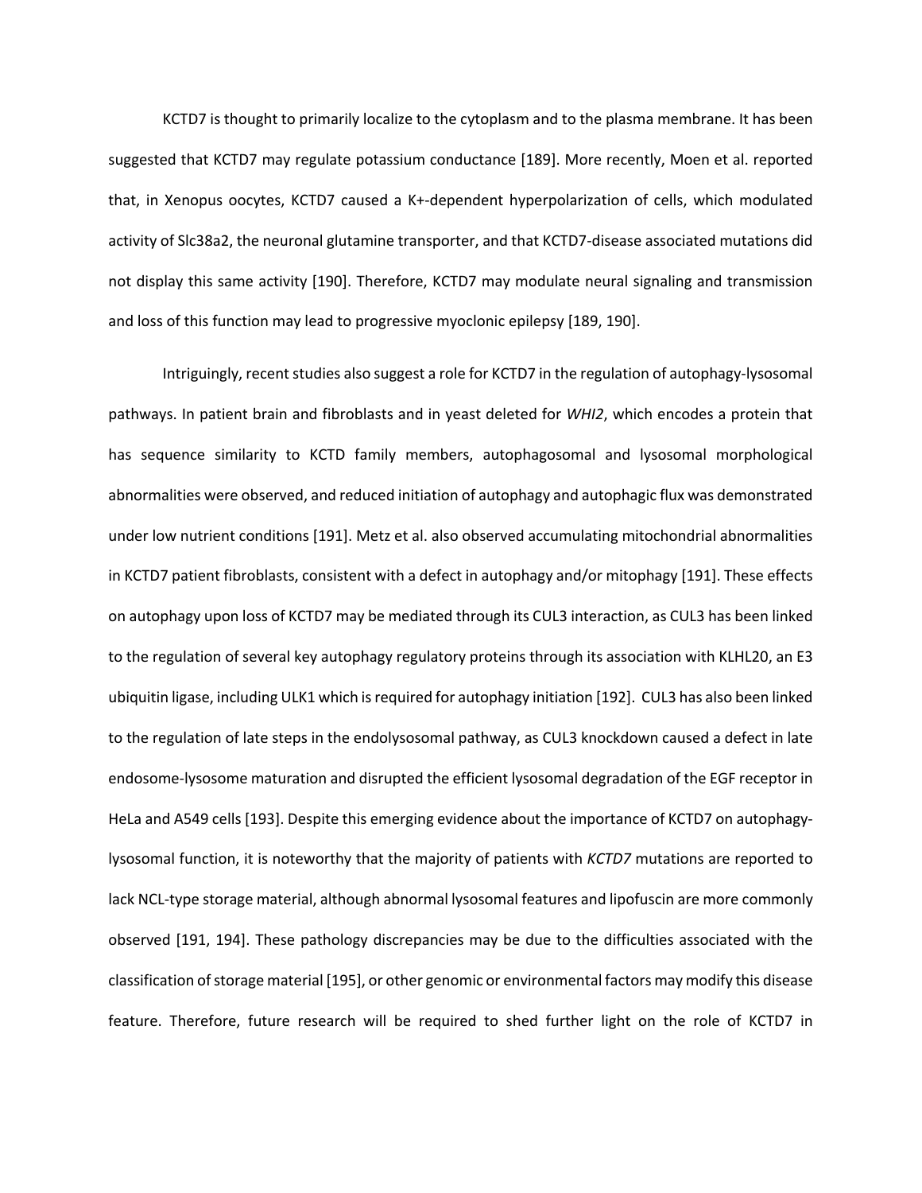KCTD7 is thought to primarily localize to the cytoplasm and to the plasma membrane. It has been suggested that KCTD7 may regulate potassium conductance [189]. More recently, Moen et al. reported that, in Xenopus oocytes, KCTD7 caused a K+-dependent hyperpolarization of cells, which modulated activity of Slc38a2, the neuronal glutamine transporter, and that KCTD7-disease associated mutations did not display this same activity [190]. Therefore, KCTD7 may modulate neural signaling and transmission and loss of this function may lead to progressive myoclonic epilepsy [189, 190].

Intriguingly, recent studies also suggest a role for KCTD7 in the regulation of autophagy-lysosomal pathways. In patient brain and fibroblasts and in yeast deleted for *WHI2*, which encodes a protein that has sequence similarity to KCTD family members, autophagosomal and lysosomal morphological abnormalities were observed, and reduced initiation of autophagy and autophagic flux was demonstrated under low nutrient conditions [191]. Metz et al. also observed accumulating mitochondrial abnormalities in KCTD7 patient fibroblasts, consistent with a defect in autophagy and/or mitophagy [191]. These effects on autophagy upon loss of KCTD7 may be mediated through its CUL3 interaction, as CUL3 has been linked to the regulation of several key autophagy regulatory proteins through its association with KLHL20, an E3 ubiquitin ligase, including ULK1 which is required for autophagy initiation [192]. CUL3 has also been linked to the regulation of late steps in the endolysosomal pathway, as CUL3 knockdown caused a defect in late endosome-lysosome maturation and disrupted the efficient lysosomal degradation of the EGF receptor in HeLa and A549 cells [193]. Despite this emerging evidence about the importance of KCTD7 on autophagy-lysosomal function, it is noteworthy that the majority of patients with *KCTD7* mutations are reported to lack NCL-type storage material, although abnormal lysosomal features and lipofuscin are more commonly observed [191, 194]. These pathology discrepancies may be due to the difficulties associated with the classification of storage material [195], or other genomic or environmental factors may modify this disease feature. Therefore, future research will be required to shed further light on the role of KCTD7 in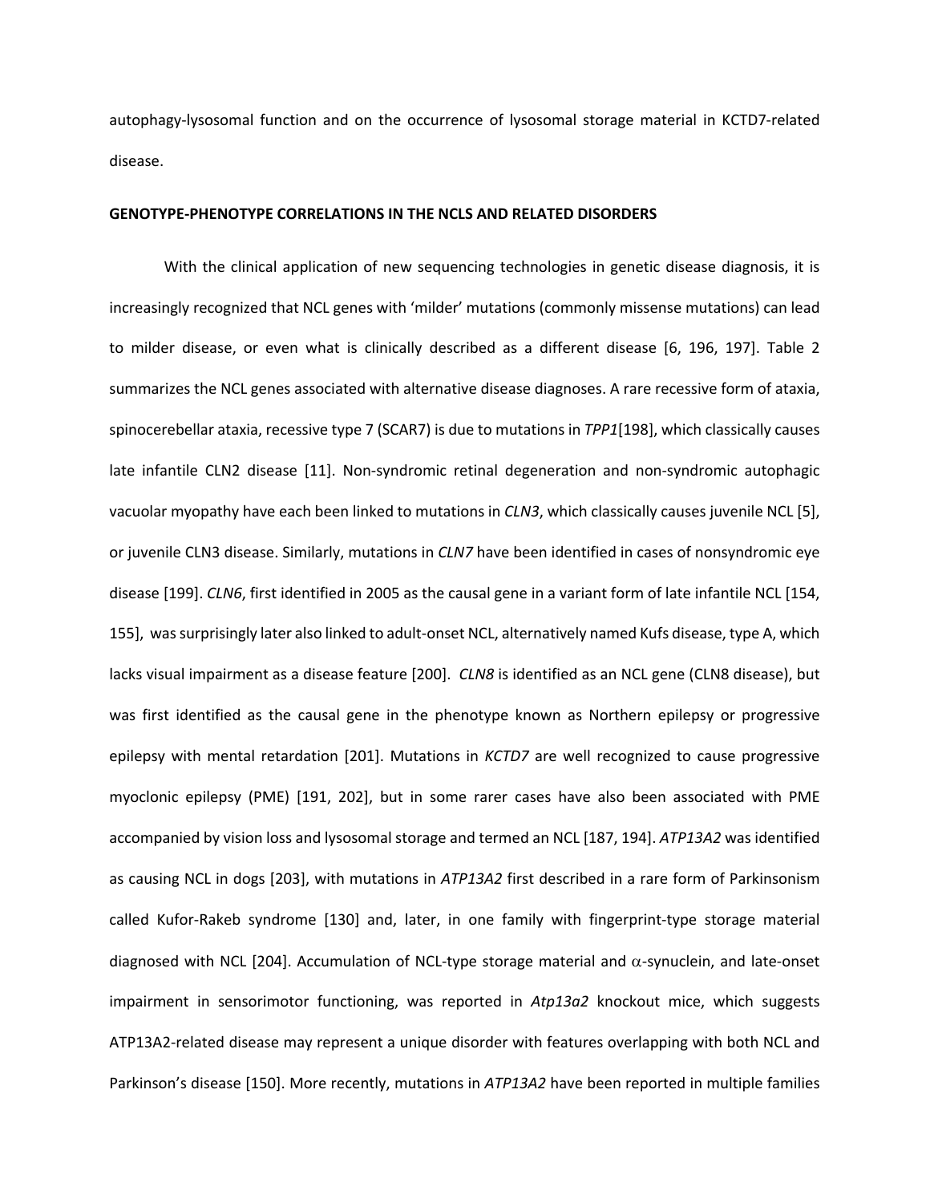autophagy-lysosomal function and on the occurrence of lysosomal storage material in KCTD7-related disease.

## GENOTYPE-PHENOTYPE CORRELATIONS IN THE NCLS AND RELATED DISORDERS

With the clinical application of new sequencing technologies in genetic disease diagnosis, it is increasingly recognized that NCL genes with 'milder' mutations (commonly missense mutations) can lead to milder disease, or even what is clinically described as a different disease [6, 196, 197]. Table 2 summarizes the NCL genes associated with alternative disease diagnoses. A rare recessive form of ataxia, spinocerebellar ataxia, recessive type 7 (SCAR7) is due to mutations in *TPP1*[198], which classically causes late infantile CLN2 disease [11]. Non-syndromic retinal degeneration and non-syndromic autophagic vacuolar myopathy have each been linked to mutations in *CLN3*, which classically causes juvenile NCL [5], or juvenile CLN3 disease. Similarly, mutations in *CLN7* have been identified in cases of nonsyndromic eye disease [199]. *CLN6*, first identified in 2005 as the causal gene in a variant form of late infantile NCL [154, 155], was surprisingly later also linked to adult-onset NCL, alternatively named Kufs disease, type A, which lacks visual impairment as a disease feature [200]. *CLN8* is identified as an NCL gene (CLN8 disease), but was first identified as the causal gene in the phenotype known as Northern epilepsy or progressive epilepsy with mental retardation [201]. Mutations in *KCTD7* are well recognized to cause progressive myoclonic epilepsy (PME) [191, 202], but in some rarer cases have also been associated with PME accompanied by vision loss and lysosomal storage and termed an NCL [187, 194]. *ATP13A2* was identified as causing NCL in dogs [203], with mutations in *ATP13A2* first described in a rare form of Parkinsonism called Kufor-Rakeb syndrome [130] and, later, in one family with fingerprint-type storage material diagnosed with NCL [204]. Accumulation of NCL-type storage material and $\alpha$-synuclein, and late-onset impairment in sensorimotor functioning, was reported in *Atp13a2* knockout mice, which suggests ATP13A2-related disease may represent a unique disorder with features overlapping with both NCL and Parkinson's disease [150]. More recently, mutations in *ATP13A2* have been reported in multiple families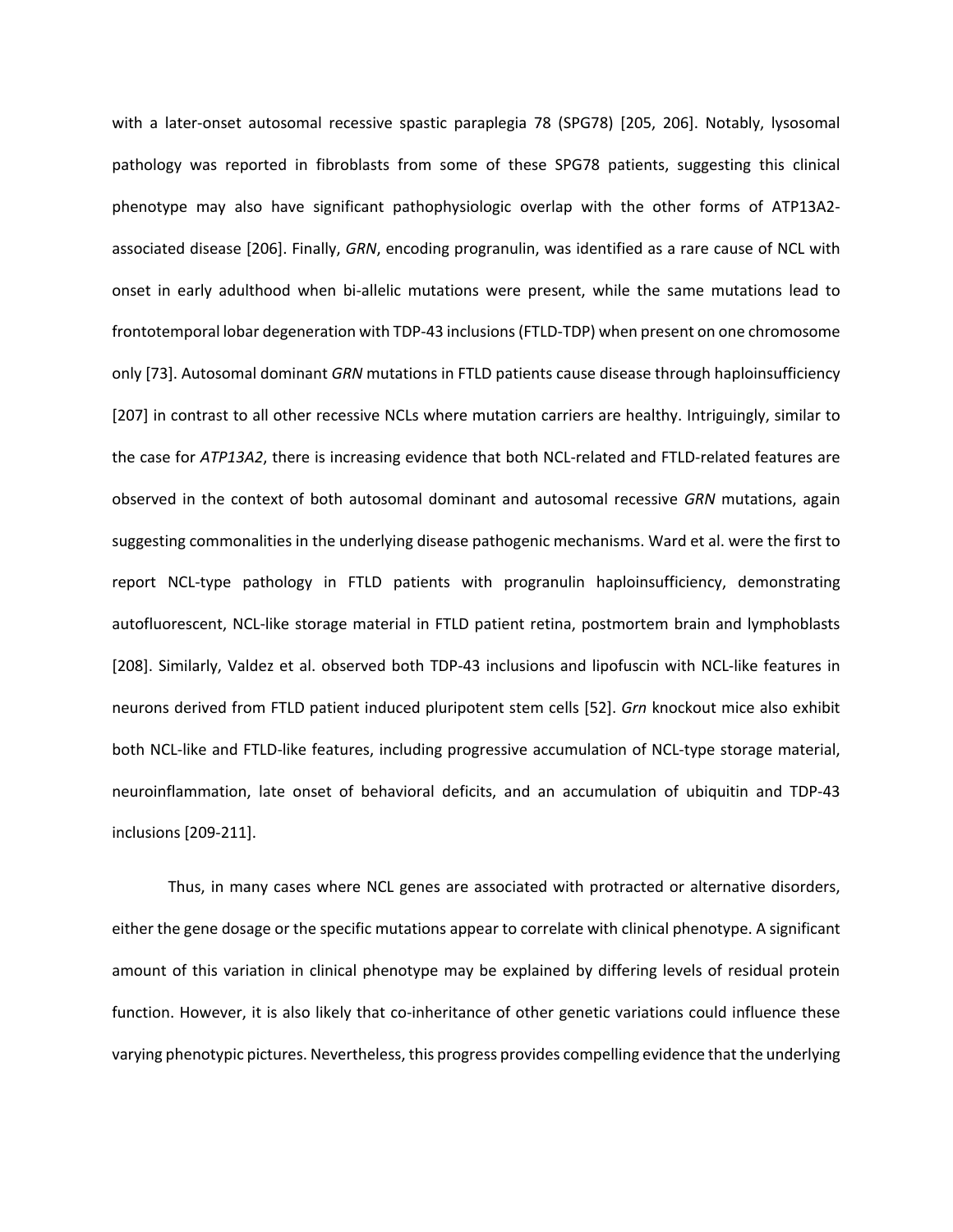with a later-onset autosomal recessive spastic paraplegia 78 (SPG78) [205, 206]. Notably, lysosomal pathology was reported in fibroblasts from some of these SPG78 patients, suggesting this clinical phenotype may also have significant pathophysiologic overlap with the other forms of ATP13A2-associated disease [206]. Finally, *GRN*, encoding progranulin, was identified as a rare cause of NCL with onset in early adulthood when bi-allelic mutations were present, while the same mutations lead to frontotemporal lobar degeneration with TDP-43 inclusions (FTLD-TDP) when present on one chromosome only [73]. Autosomal dominant *GRN* mutations in FTLD patients cause disease through haploinsufficiency [207] in contrast to all other recessive NCLs where mutation carriers are healthy. Intriguingly, similar to the case for *ATP13A2*, there is increasing evidence that both NCL-related and FTLD-related features are observed in the context of both autosomal dominant and autosomal recessive *GRN* mutations, again suggesting commonalities in the underlying disease pathogenic mechanisms. Ward et al. were the first to report NCL-type pathology in FTLD patients with progranulin haploinsufficiency, demonstrating autofluorescent, NCL-like storage material in FTLD patient retina, postmortem brain and lymphoblasts [208]. Similarly, Valdez et al. observed both TDP-43 inclusions and lipofuscin with NCL-like features in neurons derived from FTLD patient induced pluripotent stem cells [52]. *Grn* knockout mice also exhibit both NCL-like and FTLD-like features, including progressive accumulation of NCL-type storage material, neuroinflammation, late onset of behavioral deficits, and an accumulation of ubiquitin and TDP-43 inclusions [209-211].

Thus, in many cases where NCL genes are associated with protracted or alternative disorders, either the gene dosage or the specific mutations appear to correlate with clinical phenotype. A significant amount of this variation in clinical phenotype may be explained by differing levels of residual protein function. However, it is also likely that co-inheritance of other genetic variations could influence these varying phenotypic pictures. Nevertheless, this progress provides compelling evidence that the underlying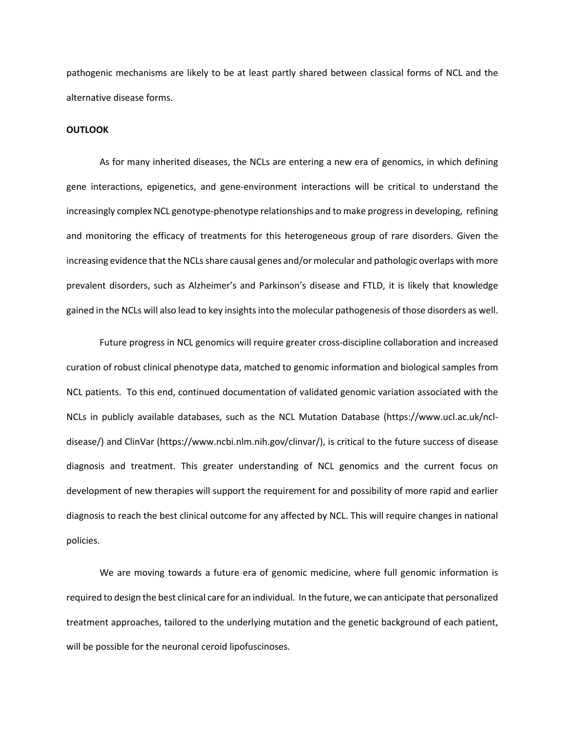pathogenic mechanisms are likely to be at least partly shared between classical forms of NCL and the alternative disease forms.

**OUTLOOK**

As for many inherited diseases, the NCLs are entering a new era of genomics, in which defining gene interactions, epigenetics, and gene-environment interactions will be critical to understand the increasingly complex NCL genotype-phenotype relationships and to make progress in developing, refining and monitoring the efficacy of treatments for this heterogeneous group of rare disorders. Given the increasing evidence that the NCLs share causal genes and/or molecular and pathologic overlaps with more prevalent disorders, such as Alzheimer's and Parkinson's disease and FTLD, it is likely that knowledge gained in the NCLs will also lead to key insights into the molecular pathogenesis of those disorders as well.

Future progress in NCL genomics will require greater cross-discipline collaboration and increased curation of robust clinical phenotype data, matched to genomic information and biological samples from NCL patients. To this end, continued documentation of validated genomic variation associated with the NCLs in publicly available databases, such as the NCL Mutation Database (https://www.ucl.ac.uk/ncl-disease/) and ClinVar (https://www.ncbi.nlm.nih.gov/clinvar/), is critical to the future success of disease diagnosis and treatment. This greater understanding of NCL genomics and the current focus on development of new therapies will support the requirement for and possibility of more rapid and earlier diagnosis to reach the best clinical outcome for any affected by NCL. This will require changes in national policies.

We are moving towards a future era of genomic medicine, where full genomic information is required to design the best clinical care for an individual. In the future, we can anticipate that personalized treatment approaches, tailored to the underlying mutation and the genetic background of each patient, will be possible for the neuronal ceroid lipofuscinoses.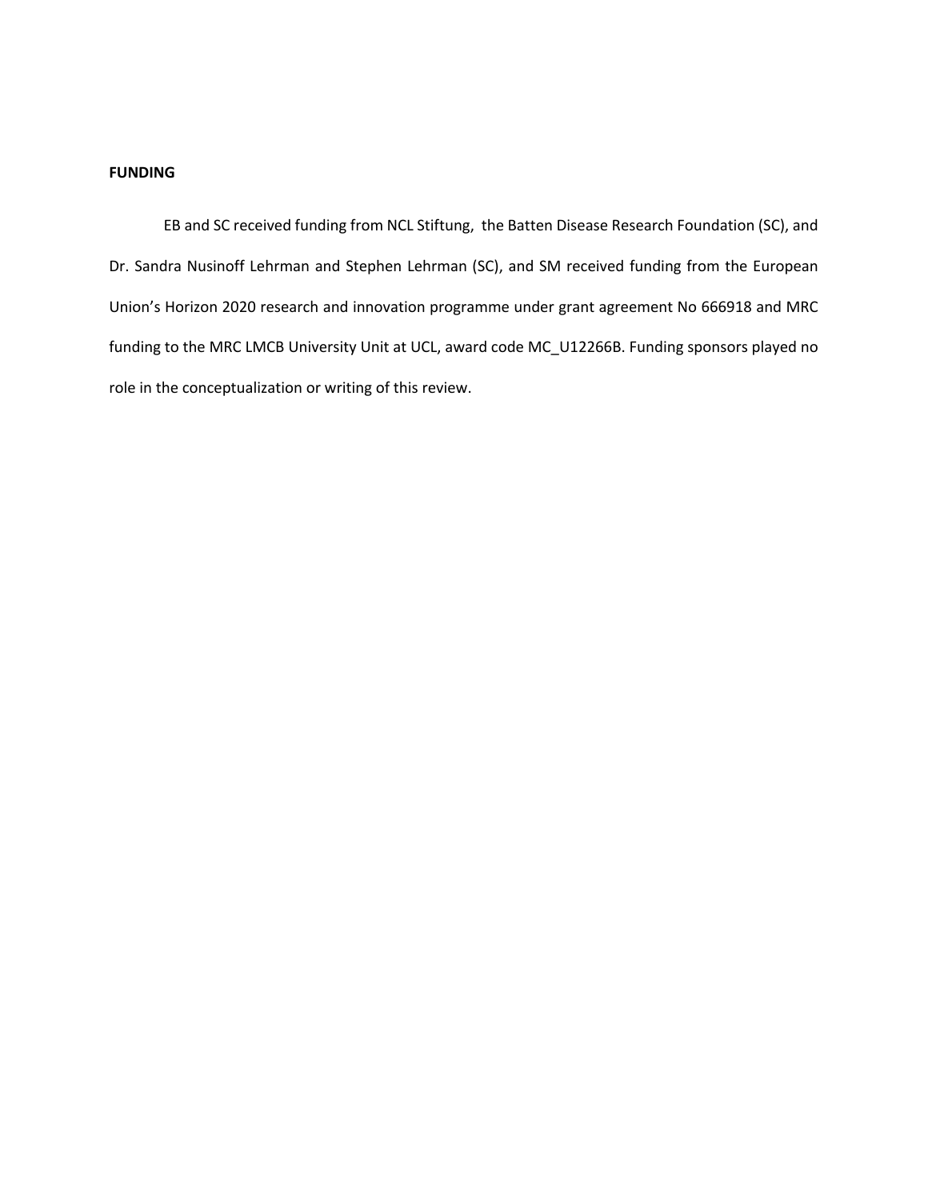**FUNDING**

EB and SC received funding from NCL Stiftung, the Batten Disease Research Foundation (SC), and Dr. Sandra Nusinoff Lehrman and Stephen Lehrman (SC), and SM received funding from the European Union's Horizon 2020 research and innovation programme under grant agreement No 666918 and MRC funding to the MRC LMCB University Unit at UCL, award code MC_U12266B. Funding sponsors played no role in the conceptualization or writing of this review.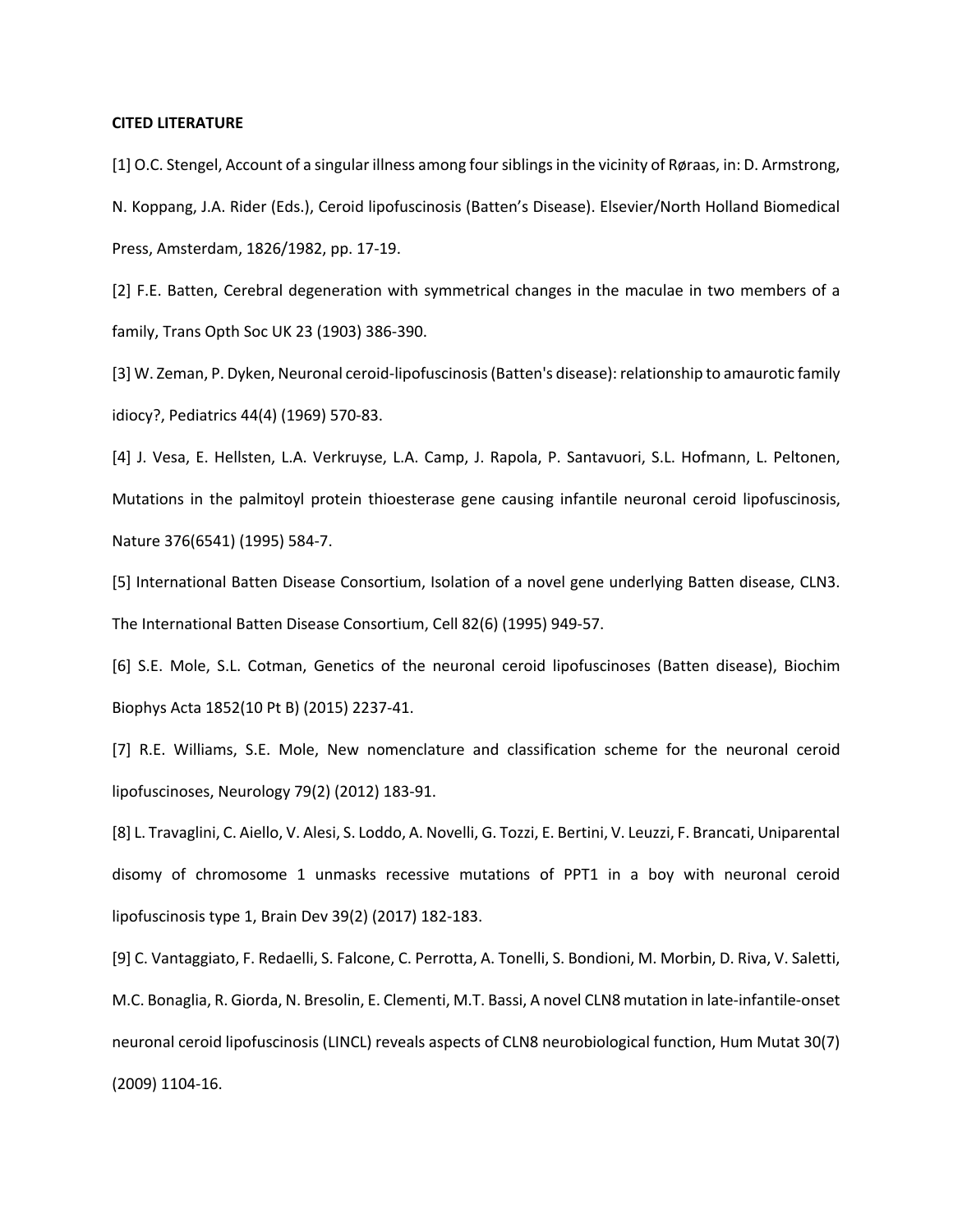**CITED LITERATURE**

[1] O.C. Stengel, Account of a singular illness among four siblings in the vicinity of Røraas, in: D. Armstrong, N. Koppang, J.A. Rider (Eds.), Ceroid lipofuscinosis (Batten's Disease). Elsevier/North Holland Biomedical Press, Amsterdam, 1826/1982, pp. 17-19.

[2] F.E. Batten, Cerebral degeneration with symmetrical changes in the maculae in two members of a family, Trans Opth Soc UK 23 (1903) 386-390.

[3] W. Zeman, P. Dyken, Neuronal ceroid-lipofuscinosis (Batten's disease): relationship to amaurotic family idiocy?, Pediatrics 44(4) (1969) 570-83.

[4] J. Vesa, E. Hellsten, L.A. Verkruyse, L.A. Camp, J. Rapola, P. Santavuori, S.L. Hofmann, L. Peltonen, Mutations in the palmitoyl protein thioesterase gene causing infantile neuronal ceroid lipofuscinosis, Nature 376(6541) (1995) 584-7.

[5] International Batten Disease Consortium, Isolation of a novel gene underlying Batten disease, CLN3. The International Batten Disease Consortium, Cell 82(6) (1995) 949-57.

[6] S.E. Mole, S.L. Cotman, Genetics of the neuronal ceroid lipofuscinoses (Batten disease), Biochim Biophys Acta 1852(10 Pt B) (2015) 2237-41.

[7] R.E. Williams, S.E. Mole, New nomenclature and classification scheme for the neuronal ceroid lipofuscinoses, Neurology 79(2) (2012) 183-91.

[8] L. Travaglini, C. Aiello, V. Alesi, S. Loddo, A. Novelli, G. Tozzi, E. Bertini, V. Leuzzi, F. Brancati, Uniparental disomy of chromosome 1 unmasks recessive mutations of PPT1 in a boy with neuronal ceroid lipofuscinosis type 1, Brain Dev 39(2) (2017) 182-183.

[9] C. Vantaggiato, F. Redaelli, S. Falcone, C. Perrotta, A. Tonelli, S. Bondioni, M. Morbin, D. Riva, V. Saletti, M.C. Bonaglia, R. Giorda, N. Bresolin, E. Clementi, M.T. Bassi, A novel CLN8 mutation in late-infantile-onset neuronal ceroid lipofuscinosis (LINCL) reveals aspects of CLN8 neurobiological function, Hum Mutat 30(7) (2009) 1104-16.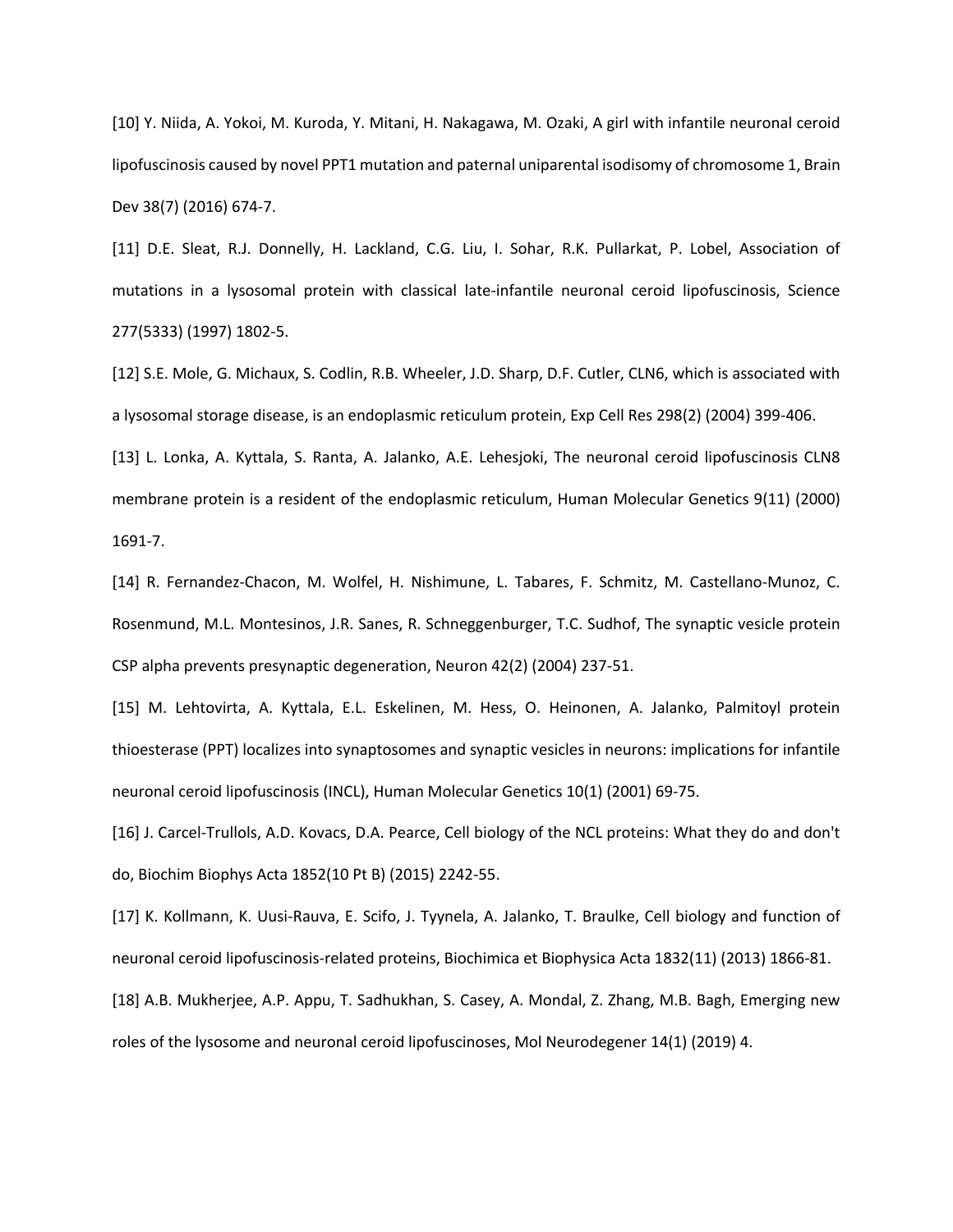[10] Y. Niida, A. Yokoi, M. Kuroda, Y. Mitani, H. Nakagawa, M. Ozaki, A girl with infantile neuronal ceroid lipofuscinosis caused by novel PPT1 mutation and paternal uniparental isodisomy of chromosome 1, Brain Dev 38(7) (2016) 674-7.

[11] D.E. Sleat, R.J. Donnelly, H. Lackland, C.G. Liu, I. Sohar, R.K. Pullarkat, P. Lobel, Association of mutations in a lysosomal protein with classical late-infantile neuronal ceroid lipofuscinosis, Science 277(5333) (1997) 1802-5.

[12] S.E. Mole, G. Michaux, S. Codlin, R.B. Wheeler, J.D. Sharp, D.F. Cutler, CLN6, which is associated with a lysosomal storage disease, is an endoplasmic reticulum protein, Exp Cell Res 298(2) (2004) 399-406.

[13] L. Lonka, A. Kyttala, S. Ranta, A. Jalanko, A.E. Lehesjoki, The neuronal ceroid lipofuscinosis CLN8 membrane protein is a resident of the endoplasmic reticulum, Human Molecular Genetics 9(11) (2000) 1691-7.

[14] R. Fernandez-Chacon, M. Wolfel, H. Nishimune, L. Tabares, F. Schmitz, M. Castellano-Munoz, C. Rosenmund, M.L. Montesinos, J.R. Sanes, R. Schneggenburger, T.C. Sudhof, The synaptic vesicle protein CSP alpha prevents presynaptic degeneration, Neuron 42(2) (2004) 237-51.

[15] M. Lehtovirta, A. Kyttala, E.L. Eskelinen, M. Hess, O. Heinonen, A. Jalanko, Palmitoyl protein thioesterase (PPT) localizes into synaptosomes and synaptic vesicles in neurons: implications for infantile neuronal ceroid lipofuscinosis (INCL), Human Molecular Genetics 10(1) (2001) 69-75.

[16] J. Carcel-Trullols, A.D. Kovacs, D.A. Pearce, Cell biology of the NCL proteins: What they do and don't do, Biochim Biophys Acta 1852(10 Pt B) (2015) 2242-55.

[17] K. Kollmann, K. Uusi-Rauva, E. Scifo, J. Tyynela, A. Jalanko, T. Braulke, Cell biology and function of neuronal ceroid lipofuscinosis-related proteins, Biochimica et Biophysica Acta 1832(11) (2013) 1866-81.

[18] A.B. Mukherjee, A.P. Appu, T. Sadhukhan, S. Casey, A. Mondal, Z. Zhang, M.B. Bagh, Emerging new roles of the lysosome and neuronal ceroid lipofuscinoses, Mol Neurodegener 14(1) (2019) 4.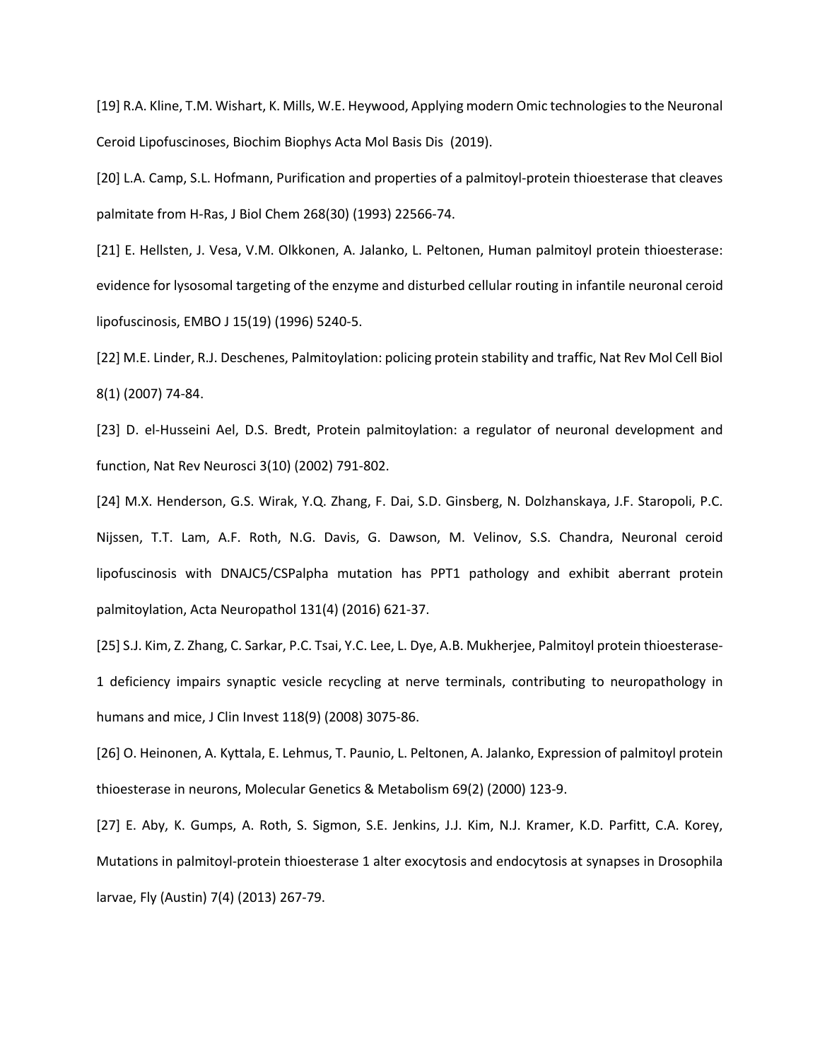[19] R.A. Kline, T.M. Wishart, K. Mills, W.E. Heywood, Applying modern Omic technologies to the Neuronal Ceroid Lipofuscinoses, Biochim Biophys Acta Mol Basis Dis (2019).

[20] L.A. Camp, S.L. Hofmann, Purification and properties of a palmitoyl-protein thioesterase that cleaves palmitate from H-Ras, J Biol Chem 268(30) (1993) 22566-74.

[21] E. Hellsten, J. Vesa, V.M. Olkkonen, A. Jalanko, L. Peltonen, Human palmitoyl protein thioesterase: evidence for lysosomal targeting of the enzyme and disturbed cellular routing in infantile neuronal ceroid lipofuscinosis, EMBO J 15(19) (1996) 5240-5.

[22] M.E. Linder, R.J. Deschenes, Palmitoylation: policing protein stability and traffic, Nat Rev Mol Cell Biol 8(1) (2007) 74-84.

[23] D. el-Husseini Ael, D.S. Bredt, Protein palmitoylation: a regulator of neuronal development and function, Nat Rev Neurosci 3(10) (2002) 791-802.

[24] M.X. Henderson, G.S. Wirak, Y.Q. Zhang, F. Dai, S.D. Ginsberg, N. Dolzhanskaya, J.F. Staropoli, P.C. Nijssen, T.T. Lam, A.F. Roth, N.G. Davis, G. Dawson, M. Velinov, S.S. Chandra, Neuronal ceroid lipofuscinosis with DNAJC5/CSPalpha mutation has PPT1 pathology and exhibit aberrant protein palmitoylation, Acta Neuropathol 131(4) (2016) 621-37.

[25] S.J. Kim, Z. Zhang, C. Sarkar, P.C. Tsai, Y.C. Lee, L. Dye, A.B. Mukherjee, Palmitoyl protein thioesterase-1 deficiency impairs synaptic vesicle recycling at nerve terminals, contributing to neuropathology in humans and mice, J Clin Invest 118(9) (2008) 3075-86.

[26] O. Heinonen, A. Kyttala, E. Lehmus, T. Paunio, L. Peltonen, A. Jalanko, Expression of palmitoyl protein thioesterase in neurons, Molecular Genetics & Metabolism 69(2) (2000) 123-9.

[27] E. Aby, K. Gumps, A. Roth, S. Sigmon, S.E. Jenkins, J.J. Kim, N.J. Kramer, K.D. Parfitt, C.A. Korey, Mutations in palmitoyl-protein thioesterase 1 alter exocytosis and endocytosis at synapses in Drosophila larvae, Fly (Austin) 7(4) (2013) 267-79.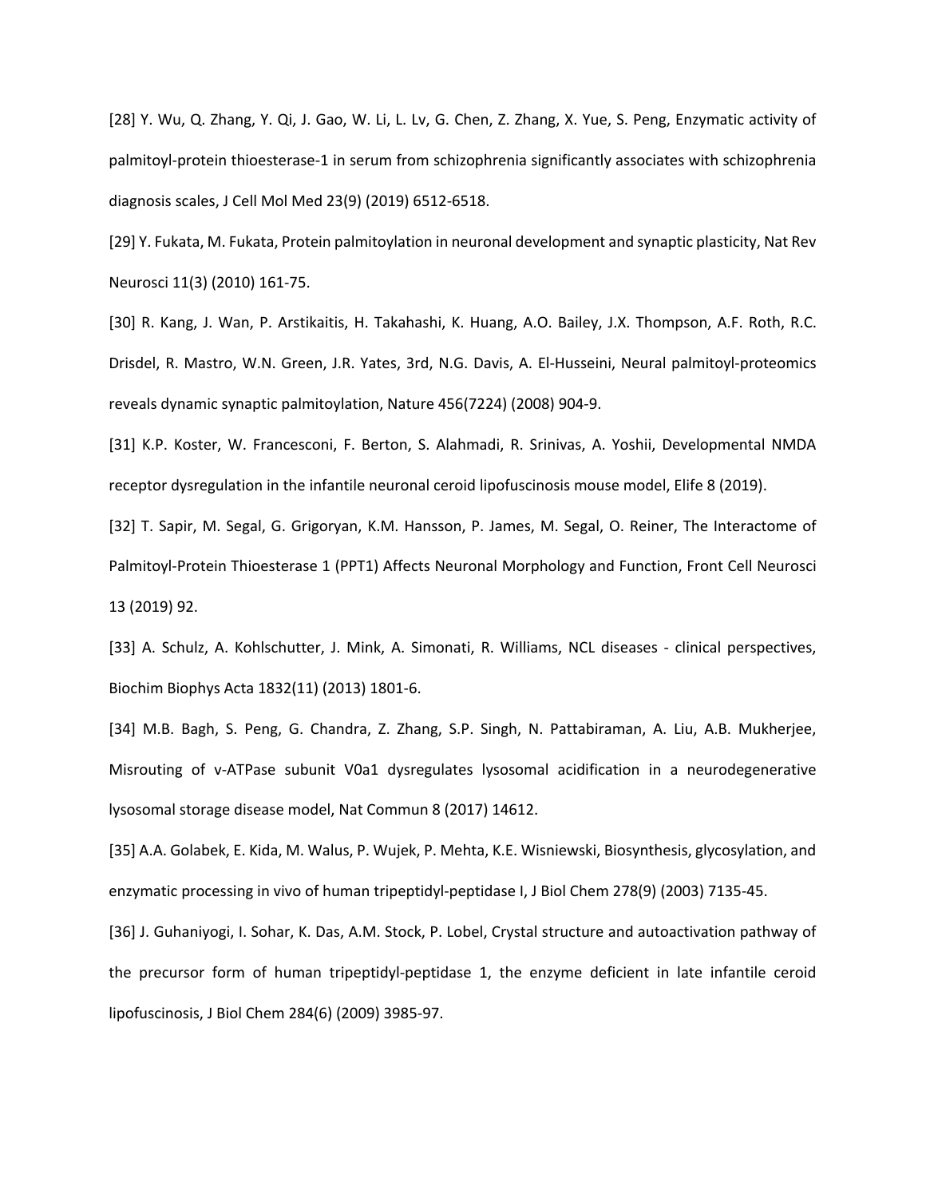[28] Y. Wu, Q. Zhang, Y. Qi, J. Gao, W. Li, L. Lv, G. Chen, Z. Zhang, X. Yue, S. Peng, Enzymatic activity of palmitoyl-protein thioesterase-1 in serum from schizophrenia significantly associates with schizophrenia diagnosis scales, J Cell Mol Med 23(9) (2019) 6512-6518.

[29] Y. Fukata, M. Fukata, Protein palmitoylation in neuronal development and synaptic plasticity, Nat Rev Neurosci 11(3) (2010) 161-75.

[30] R. Kang, J. Wan, P. Arstikaitis, H. Takahashi, K. Huang, A.O. Bailey, J.X. Thompson, A.F. Roth, R.C. Drisdel, R. Mastro, W.N. Green, J.R. Yates, 3rd, N.G. Davis, A. El-Husseini, Neural palmitoyl-proteomics reveals dynamic synaptic palmitoylation, Nature 456(7224) (2008) 904-9.

[31] K.P. Koster, W. Francesconi, F. Berton, S. Alahmadi, R. Srinivas, A. Yoshii, Developmental NMDA receptor dysregulation in the infantile neuronal ceroid lipofuscinosis mouse model, Elife 8 (2019).

[32] T. Sapir, M. Segal, G. Grigoryan, K.M. Hansson, P. James, M. Segal, O. Reiner, The Interactome of Palmitoyl-Protein Thioesterase 1 (PPT1) Affects Neuronal Morphology and Function, Front Cell Neurosci 13 (2019) 92.

[33] A. Schulz, A. Kohlschutter, J. Mink, A. Simonati, R. Williams, NCL diseases - clinical perspectives, Biochim Biophys Acta 1832(11) (2013) 1801-6.

[34] M.B. Bagh, S. Peng, G. Chandra, Z. Zhang, S.P. Singh, N. Pattabiraman, A. Liu, A.B. Mukherjee, Misrouting of v-ATPase subunit V0a1 dysregulates lysosomal acidification in a neurodegenerative lysosomal storage disease model, Nat Commun 8 (2017) 14612.

[35] A.A. Golabek, E. Kida, M. Walus, P. Wujek, P. Mehta, K.E. Wisniewski, Biosynthesis, glycosylation, and enzymatic processing in vivo of human tripeptidyl-peptidase I, J Biol Chem 278(9) (2003) 7135-45.

[36] J. Guhaniyogi, I. Sohar, K. Das, A.M. Stock, P. Lobel, Crystal structure and autoactivation pathway of the precursor form of human tripeptidyl-peptidase 1, the enzyme deficient in late infantile ceroid lipofuscinosis, J Biol Chem 284(6) (2009) 3985-97.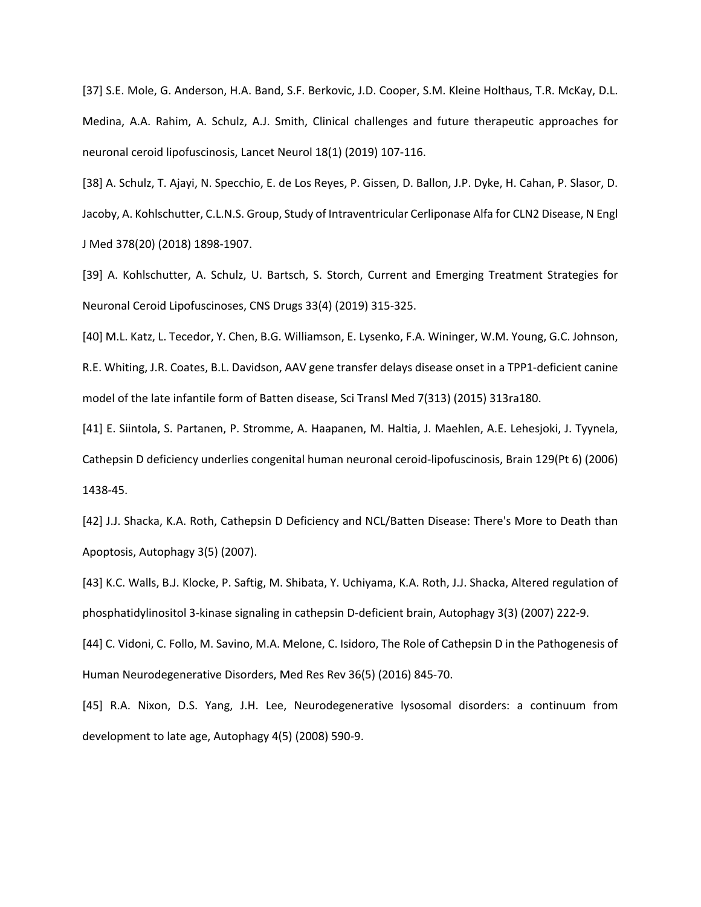[37] S.E. Mole, G. Anderson, H.A. Band, S.F. Berkovic, J.D. Cooper, S.M. Kleine Holthaus, T.R. McKay, D.L. Medina, A.A. Rahim, A. Schulz, A.J. Smith, Clinical challenges and future therapeutic approaches for neuronal ceroid lipofuscinosis, Lancet Neurol 18(1) (2019) 107-116.

[38] A. Schulz, T. Ajayi, N. Specchio, E. de Los Reyes, P. Gissen, D. Ballon, J.P. Dyke, H. Cahan, P. Slasor, D. Jacoby, A. Kohlschutter, C.L.N.S. Group, Study of Intraventricular Cerliponase Alfa for CLN2 Disease, N Engl J Med 378(20) (2018) 1898-1907.

[39] A. Kohlschutter, A. Schulz, U. Bartsch, S. Storch, Current and Emerging Treatment Strategies for Neuronal Ceroid Lipofuscinoses, CNS Drugs 33(4) (2019) 315-325.

[40] M.L. Katz, L. Tecedor, Y. Chen, B.G. Williamson, E. Lysenko, F.A. Wininger, W.M. Young, G.C. Johnson, R.E. Whiting, J.R. Coates, B.L. Davidson, AAV gene transfer delays disease onset in a TPP1-deficient canine model of the late infantile form of Batten disease, Sci Transl Med 7(313) (2015) 313ra180.

[41] E. Siintola, S. Partanen, P. Stromme, A. Haapanen, M. Haltia, J. Maehlen, A.E. Lehesjoki, J. Tyynela, Cathepsin D deficiency underlies congenital human neuronal ceroid-lipofuscinosis, Brain 129(Pt 6) (2006) 1438-45.

[42] J.J. Shacka, K.A. Roth, Cathepsin D Deficiency and NCL/Batten Disease: There's More to Death than Apoptosis, Autophagy 3(5) (2007).

[43] K.C. Walls, B.J. Klocke, P. Saftig, M. Shibata, Y. Uchiyama, K.A. Roth, J.J. Shacka, Altered regulation of phosphatidylinositol 3-kinase signaling in cathepsin D-deficient brain, Autophagy 3(3) (2007) 222-9.

[44] C. Vidoni, C. Follo, M. Savino, M.A. Melone, C. Isidoro, The Role of Cathepsin D in the Pathogenesis of Human Neurodegenerative Disorders, Med Res Rev 36(5) (2016) 845-70.

[45] R.A. Nixon, D.S. Yang, J.H. Lee, Neurodegenerative lysosomal disorders: a continuum from development to late age, Autophagy 4(5) (2008) 590-9.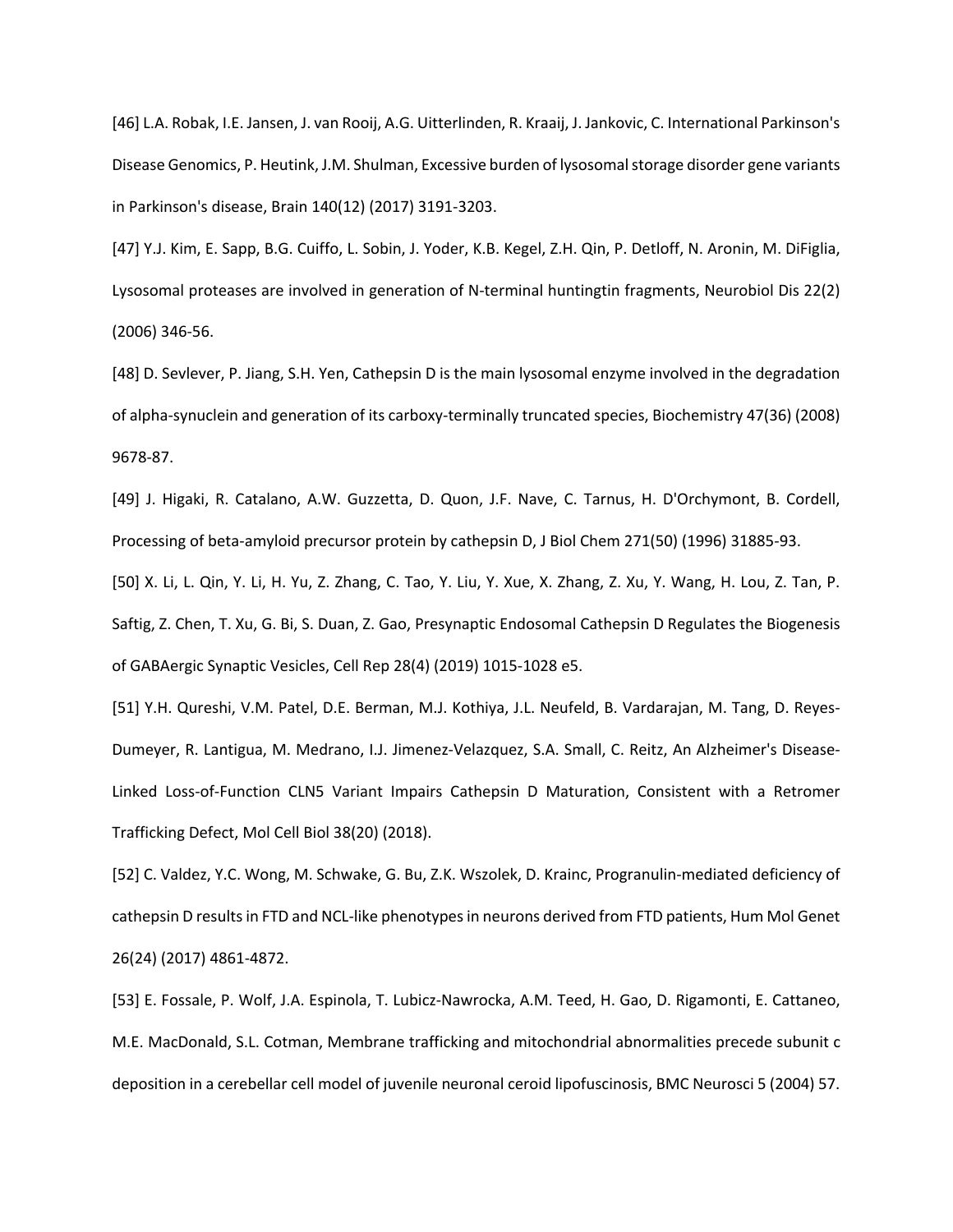[46] L.A. Robak, I.E. Jansen, J. van Rooij, A.G. Uitterlinden, R. Kraaij, J. Jankovic, C. International Parkinson's Disease Genomics, P. Heutink, J.M. Shulman, Excessive burden of lysosomal storage disorder gene variants in Parkinson's disease, Brain 140(12) (2017) 3191-3203.

[47] Y.J. Kim, E. Sapp, B.G. Cuiffo, L. Sobin, J. Yoder, K.B. Kegel, Z.H. Qin, P. Detloff, N. Aronin, M. DiFiglia, Lysosomal proteases are involved in generation of N-terminal huntingtin fragments, Neurobiol Dis 22(2) (2006) 346-56.

[48] D. Sevlever, P. Jiang, S.H. Yen, Cathepsin D is the main lysosomal enzyme involved in the degradation of alpha-synuclein and generation of its carboxy-terminally truncated species, Biochemistry 47(36) (2008) 9678-87.

[49] J. Higaki, R. Catalano, A.W. Guzzetta, D. Quon, J.F. Nave, C. Tarnus, H. D'Orchymont, B. Cordell, Processing of beta-amyloid precursor protein by cathepsin D, J Biol Chem 271(50) (1996) 31885-93.

[50] X. Li, L. Qin, Y. Li, H. Yu, Z. Zhang, C. Tao, Y. Liu, Y. Xue, X. Zhang, Z. Xu, Y. Wang, H. Lou, Z. Tan, P. Saftig, Z. Chen, T. Xu, G. Bi, S. Duan, Z. Gao, Presynaptic Endosomal Cathepsin D Regulates the Biogenesis of GABAergic Synaptic Vesicles, Cell Rep 28(4) (2019) 1015-1028 e5.

[51] Y.H. Qureshi, V.M. Patel, D.E. Berman, M.J. Kothiya, J.L. Neufeld, B. Vardarajan, M. Tang, D. Reyes-Dumeyer, R. Lantigua, M. Medrano, I.J. Jimenez-Velazquez, S.A. Small, C. Reitz, An Alzheimer's Disease-Linked Loss-of-Function CLN5 Variant Impairs Cathepsin D Maturation, Consistent with a Retromer Trafficking Defect, Mol Cell Biol 38(20) (2018).

[52] C. Valdez, Y.C. Wong, M. Schwake, G. Bu, Z.K. Wszolek, D. Krainc, Progranulin-mediated deficiency of cathepsin D results in FTD and NCL-like phenotypes in neurons derived from FTD patients, Hum Mol Genet 26(24) (2017) 4861-4872.

[53] E. Fossale, P. Wolf, J.A. Espinola, T. Lubicz-Nawrocka, A.M. Teed, H. Gao, D. Rigamonti, E. Cattaneo, M.E. MacDonald, S.L. Cotman, Membrane trafficking and mitochondrial abnormalities precede subunit c deposition in a cerebellar cell model of juvenile neuronal ceroid lipofuscinosis, BMC Neurosci 5 (2004) 57.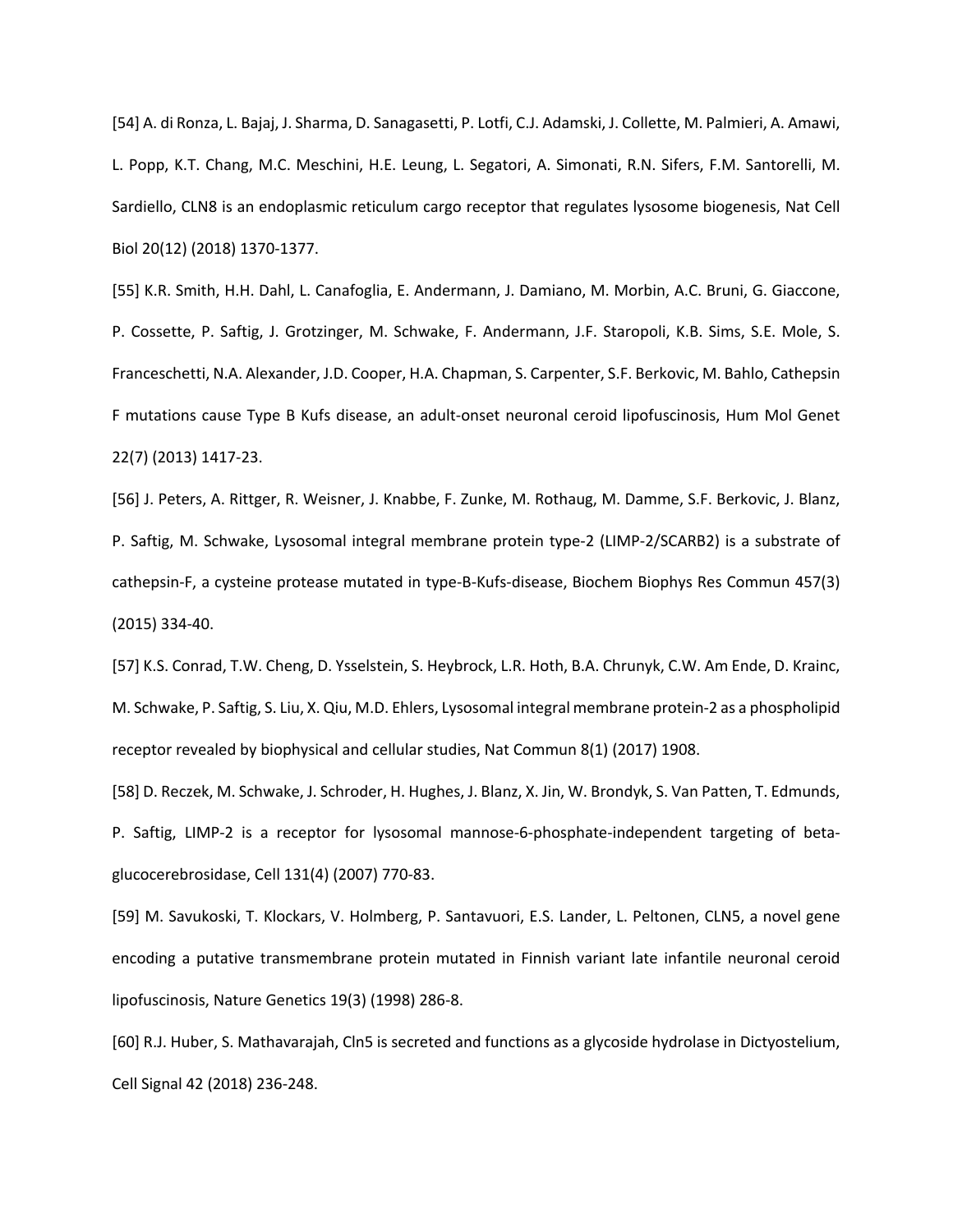[54] A. di Ronza, L. Bajaj, J. Sharma, D. Sanagasetti, P. Lotfi, C.J. Adamski, J. Collette, M. Palmieri, A. Amawi, L. Popp, K.T. Chang, M.C. Meschini, H.E. Leung, L. Segatori, A. Simonati, R.N. Sifers, F.M. Santorelli, M. Sardiello, CLN8 is an endoplasmic reticulum cargo receptor that regulates lysosome biogenesis, Nat Cell Biol 20(12) (2018) 1370-1377.

[55] K.R. Smith, H.H. Dahl, L. Canafoglia, E. Andermann, J. Damiano, M. Morbin, A.C. Bruni, G. Giaccone, P. Cossette, P. Saftig, J. Grotzinger, M. Schwake, F. Andermann, J.F. Staropoli, K.B. Sims, S.E. Mole, S. Franceschetti, N.A. Alexander, J.D. Cooper, H.A. Chapman, S. Carpenter, S.F. Berkovic, M. Bahlo, Cathepsin F mutations cause Type B Kufs disease, an adult-onset neuronal ceroid lipofuscinosis, Hum Mol Genet 22(7) (2013) 1417-23.

[56] J. Peters, A. Rittger, R. Weisner, J. Knabbe, F. Zunke, M. Rothaug, M. Damme, S.F. Berkovic, J. Blanz, P. Saftig, M. Schwake, Lysosomal integral membrane protein type-2 (LIMP-2/SCARB2) is a substrate of cathepsin-F, a cysteine protease mutated in type-B-Kufs-disease, Biochem Biophys Res Commun 457(3) (2015) 334-40.

[57] K.S. Conrad, T.W. Cheng, D. Ysselstein, S. Heybrock, L.R. Hoth, B.A. Chrunyk, C.W. Am Ende, D. Krainc, M. Schwake, P. Saftig, S. Liu, X. Qiu, M.D. Ehlers, Lysosomal integral membrane protein-2 as a phospholipid receptor revealed by biophysical and cellular studies, Nat Commun 8(1) (2017) 1908.

[58] D. Reczek, M. Schwake, J. Schroder, H. Hughes, J. Blanz, X. Jin, W. Brondyk, S. Van Patten, T. Edmunds, P. Saftig, LIMP-2 is a receptor for lysosomal mannose-6-phosphate-independent targeting of beta-glucocerebrosidase, Cell 131(4) (2007) 770-83.

[59] M. Savukoski, T. Klockars, V. Holmberg, P. Santavuori, E.S. Lander, L. Peltonen, CLN5, a novel gene encoding a putative transmembrane protein mutated in Finnish variant late infantile neuronal ceroid lipofuscinosis, Nature Genetics 19(3) (1998) 286-8.

[60] R.J. Huber, S. Mathavarajah, Cln5 is secreted and functions as a glycoside hydrolase in Dictyostelium, Cell Signal 42 (2018) 236-248.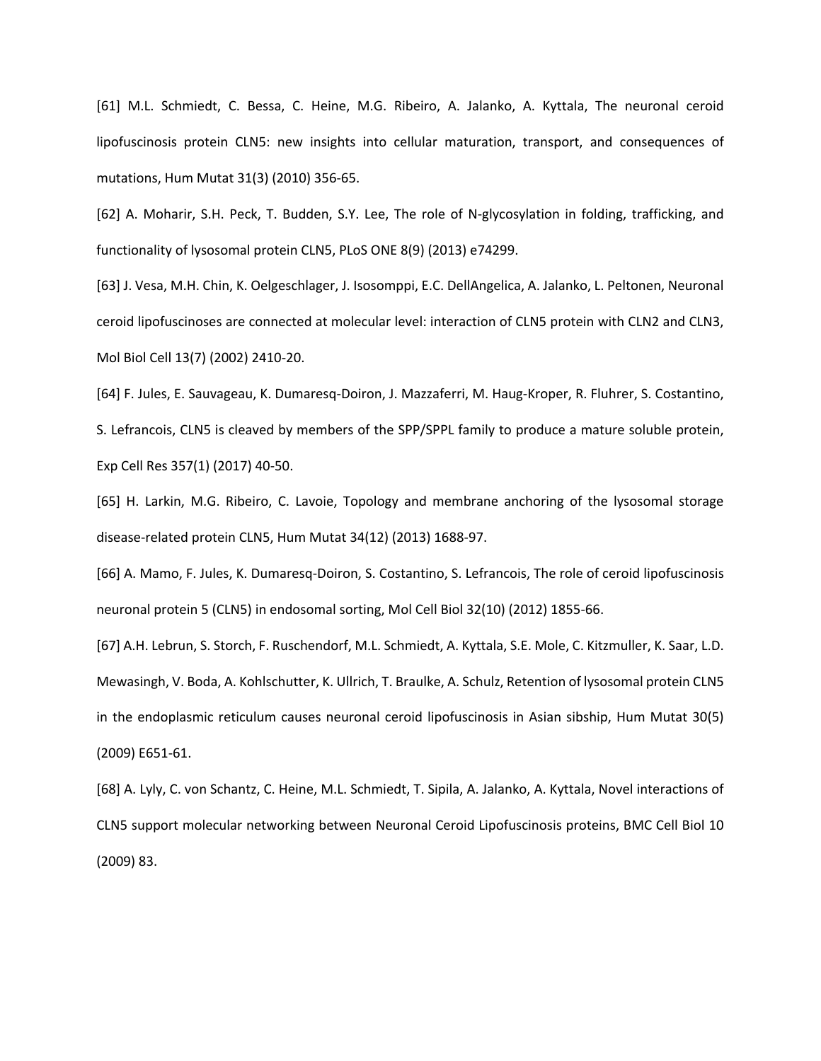[61] M.L. Schmiedt, C. Bessa, C. Heine, M.G. Ribeiro, A. Jalanko, A. Kyttala, The neuronal ceroid lipofuscinosis protein CLN5: new insights into cellular maturation, transport, and consequences of mutations, Hum Mutat 31(3) (2010) 356-65.

[62] A. Moharir, S.H. Peck, T. Budden, S.Y. Lee, The role of N-glycosylation in folding, trafficking, and functionality of lysosomal protein CLN5, PLoS ONE 8(9) (2013) e74299.

[63] J. Vesa, M.H. Chin, K. Oelgeschlager, J. Isosomppi, E.C. DellAngelica, A. Jalanko, L. Peltonen, Neuronal ceroid lipofuscinoses are connected at molecular level: interaction of CLN5 protein with CLN2 and CLN3, Mol Biol Cell 13(7) (2002) 2410-20.

[64] F. Jules, E. Sauvageau, K. Dumaresq-Doiron, J. Mazzaferri, M. Haug-Kroper, R. Fluhrer, S. Costantino, S. Lefrancois, CLN5 is cleaved by members of the SPP/SPPL family to produce a mature soluble protein, Exp Cell Res 357(1) (2017) 40-50.

[65] H. Larkin, M.G. Ribeiro, C. Lavoie, Topology and membrane anchoring of the lysosomal storage disease-related protein CLN5, Hum Mutat 34(12) (2013) 1688-97.

[66] A. Mamo, F. Jules, K. Dumaresq-Doiron, S. Costantino, S. Lefrancois, The role of ceroid lipofuscinosis neuronal protein 5 (CLN5) in endosomal sorting, Mol Cell Biol 32(10) (2012) 1855-66.

[67] A.H. Lebrun, S. Storch, F. Ruschendorf, M.L. Schmiedt, A. Kyttala, S.E. Mole, C. Kitzmuller, K. Saar, L.D. Mewasingh, V. Boda, A. Kohlschutter, K. Ullrich, T. Braulke, A. Schulz, Retention of lysosomal protein CLN5 in the endoplasmic reticulum causes neuronal ceroid lipofuscinosis in Asian sibship, Hum Mutat 30(5) (2009) E651-61.

[68] A. Lyly, C. von Schantz, C. Heine, M.L. Schmiedt, T. Sipila, A. Jalanko, A. Kyttala, Novel interactions of CLN5 support molecular networking between Neuronal Ceroid Lipofuscinosis proteins, BMC Cell Biol 10 (2009) 83.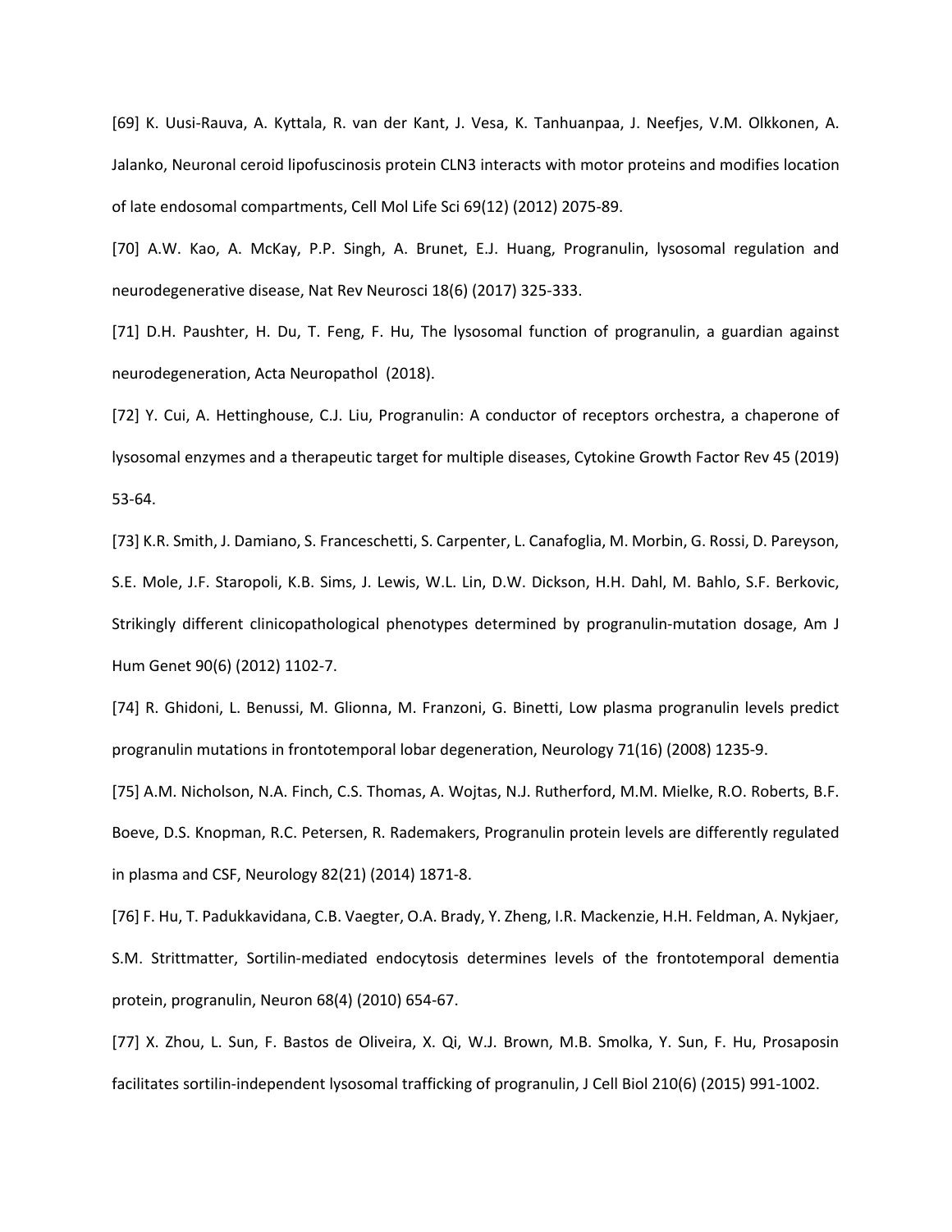[69] K. Uusi-Rauva, A. Kyttala, R. van der Kant, J. Vesa, K. Tanhuanpaa, J. Neefjes, V.M. Olkkonen, A. Jalanko, Neuronal ceroid lipofuscinosis protein CLN3 interacts with motor proteins and modifies location of late endosomal compartments, Cell Mol Life Sci 69(12) (2012) 2075-89.

[70] A.W. Kao, A. McKay, P.P. Singh, A. Brunet, E.J. Huang, Progranulin, lysosomal regulation and neurodegenerative disease, Nat Rev Neurosci 18(6) (2017) 325-333.

[71] D.H. Paushter, H. Du, T. Feng, F. Hu, The lysosomal function of progranulin, a guardian against neurodegeneration, Acta Neuropathol (2018).

[72] Y. Cui, A. Hettinghouse, C.J. Liu, Progranulin: A conductor of receptors orchestra, a chaperone of lysosomal enzymes and a therapeutic target for multiple diseases, Cytokine Growth Factor Rev 45 (2019) 53-64.

[73] K.R. Smith, J. Damiano, S. Franceschetti, S. Carpenter, L. Canafoglia, M. Morbin, G. Rossi, D. Pareyson, S.E. Mole, J.F. Staropoli, K.B. Sims, J. Lewis, W.L. Lin, D.W. Dickson, H.H. Dahl, M. Bahlo, S.F. Berkovic, Strikingly different clinicopathological phenotypes determined by progranulin-mutation dosage, Am J Hum Genet 90(6) (2012) 1102-7.

[74] R. Ghidoni, L. Benussi, M. Glionna, M. Franzoni, G. Binetti, Low plasma progranulin levels predict progranulin mutations in frontotemporal lobar degeneration, Neurology 71(16) (2008) 1235-9.

[75] A.M. Nicholson, N.A. Finch, C.S. Thomas, A. Wojtas, N.J. Rutherford, M.M. Mielke, R.O. Roberts, B.F. Boeve, D.S. Knopman, R.C. Petersen, R. Rademakers, Progranulin protein levels are differently regulated in plasma and CSF, Neurology 82(21) (2014) 1871-8.

[76] F. Hu, T. Padukkavidana, C.B. Vaegter, O.A. Brady, Y. Zheng, I.R. Mackenzie, H.H. Feldman, A. Nykjaer, S.M. Strittmatter, Sortilin-mediated endocytosis determines levels of the frontotemporal dementia protein, progranulin, Neuron 68(4) (2010) 654-67.

[77] X. Zhou, L. Sun, F. Bastos de Oliveira, X. Qi, W.J. Brown, M.B. Smolka, Y. Sun, F. Hu, Prosaposin facilitates sortilin-independent lysosomal trafficking of progranulin, J Cell Biol 210(6) (2015) 991-1002.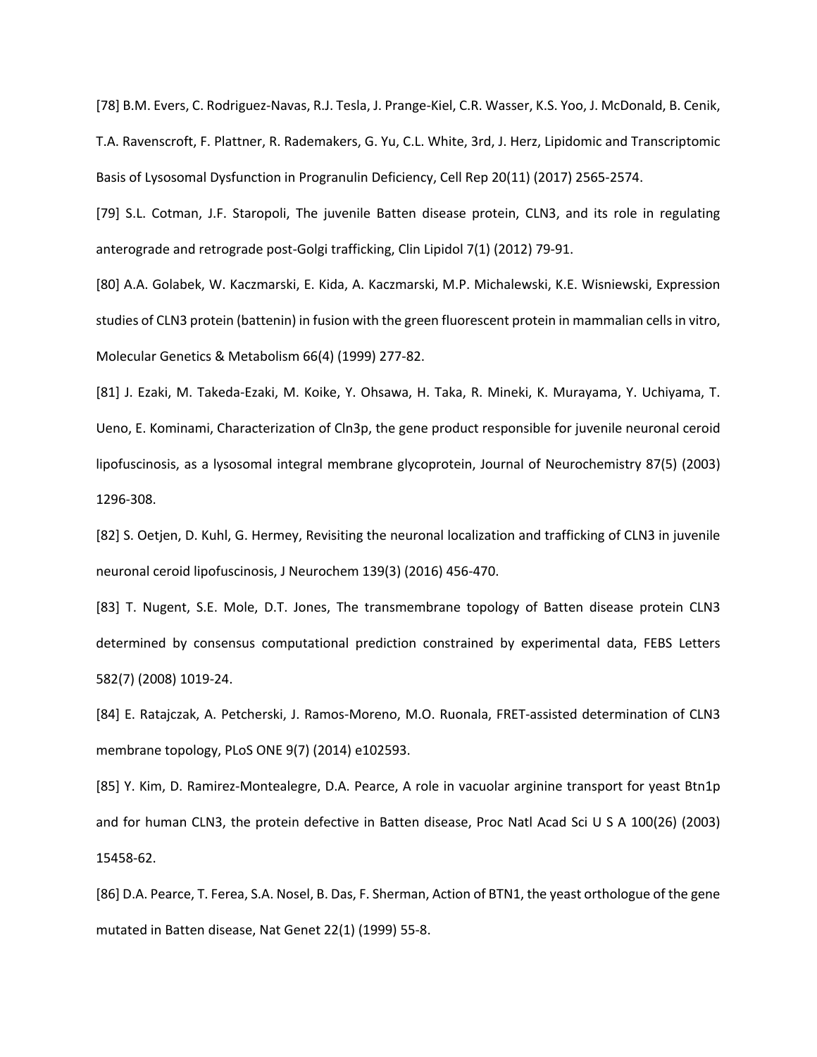[78] B.M. Evers, C. Rodriguez-Navas, R.J. Tesla, J. Prange-Kiel, C.R. Wasser, K.S. Yoo, J. McDonald, B. Cenik, T.A. Ravenscroft, F. Plattner, R. Rademakers, G. Yu, C.L. White, 3rd, J. Herz, Lipidomic and Transcriptomic Basis of Lysosomal Dysfunction in Progranulin Deficiency, Cell Rep 20(11) (2017) 2565-2574.

[79] S.L. Cotman, J.F. Staropoli, The juvenile Batten disease protein, CLN3, and its role in regulating anterograde and retrograde post-Golgi trafficking, Clin Lipidol 7(1) (2012) 79-91.

[80] A.A. Golabek, W. Kaczmarski, E. Kida, A. Kaczmarski, M.P. Michalewski, K.E. Wisniewski, Expression studies of CLN3 protein (battenin) in fusion with the green fluorescent protein in mammalian cells in vitro, Molecular Genetics & Metabolism 66(4) (1999) 277-82.

[81] J. Ezaki, M. Takeda-Ezaki, M. Koike, Y. Ohsawa, H. Taka, R. Mineki, K. Murayama, Y. Uchiyama, T. Ueno, E. Kominami, Characterization of Cln3p, the gene product responsible for juvenile neuronal ceroid lipofuscinosis, as a lysosomal integral membrane glycoprotein, Journal of Neurochemistry 87(5) (2003) 1296-308.

[82] S. Oetjen, D. Kuhl, G. Hermey, Revisiting the neuronal localization and trafficking of CLN3 in juvenile neuronal ceroid lipofuscinosis, J Neurochem 139(3) (2016) 456-470.

[83] T. Nugent, S.E. Mole, D.T. Jones, The transmembrane topology of Batten disease protein CLN3 determined by consensus computational prediction constrained by experimental data, FEBS Letters 582(7) (2008) 1019-24.

[84] E. Ratajczak, A. Petcherski, J. Ramos-Moreno, M.O. Ruonala, FRET-assisted determination of CLN3 membrane topology, PLoS ONE 9(7) (2014) e102593.

[85] Y. Kim, D. Ramirez-Montealegre, D.A. Pearce, A role in vacuolar arginine transport for yeast Btn1p and for human CLN3, the protein defective in Batten disease, Proc Natl Acad Sci U S A 100(26) (2003) 15458-62.

[86] D.A. Pearce, T. Ferea, S.A. Nosel, B. Das, F. Sherman, Action of BTN1, the yeast orthologue of the gene mutated in Batten disease, Nat Genet 22(1) (1999) 55-8.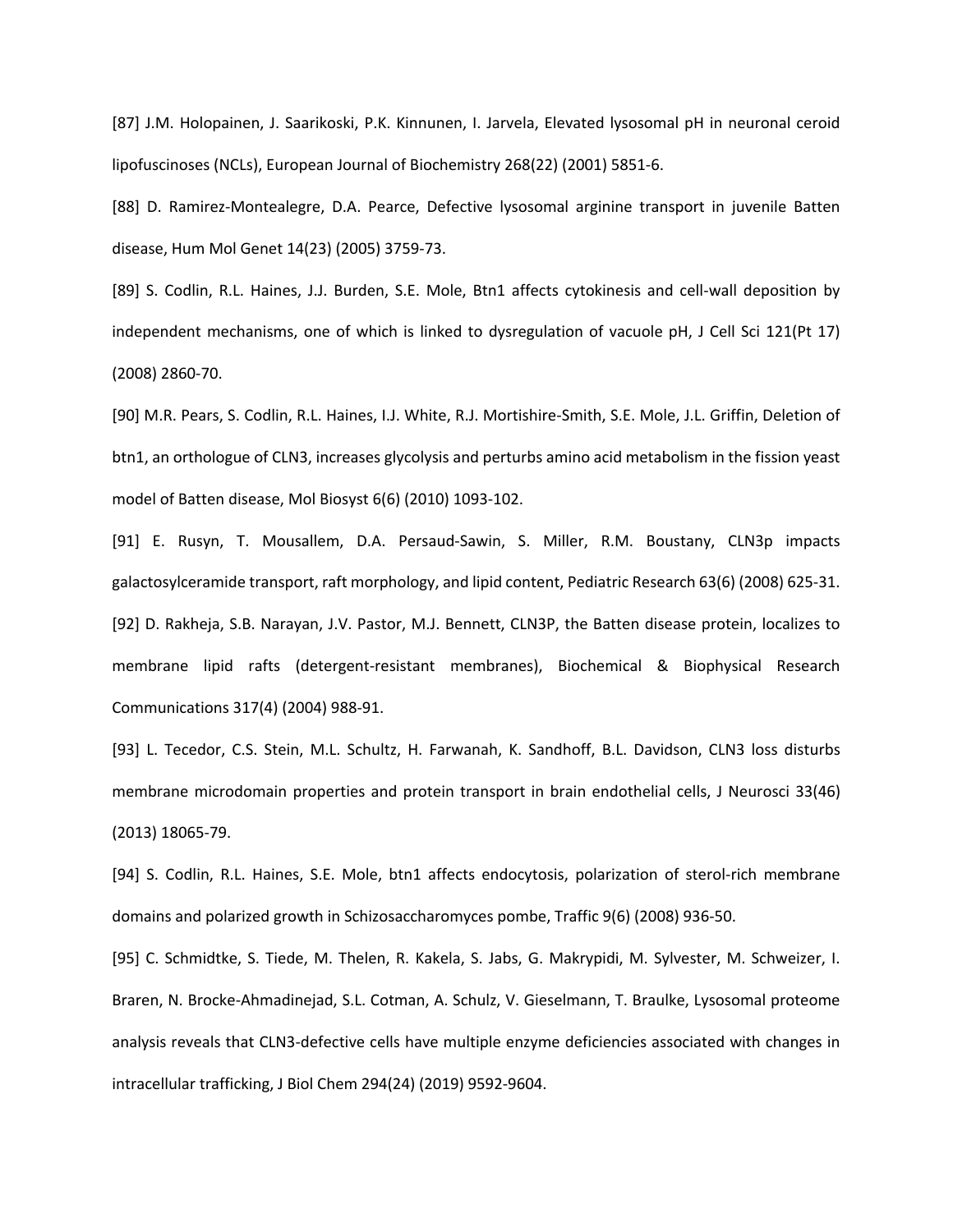[87] J.M. Holopainen, J. Saarikoski, P.K. Kinnunen, I. Jarvela, Elevated lysosomal pH in neuronal ceroid lipofuscinoses (NCLs), European Journal of Biochemistry 268(22) (2001) 5851-6.

[88] D. Ramirez-Montealegre, D.A. Pearce, Defective lysosomal arginine transport in juvenile Batten disease, Hum Mol Genet 14(23) (2005) 3759-73.

[89] S. Codlin, R.L. Haines, J.J. Burden, S.E. Mole, Btn1 affects cytokinesis and cell-wall deposition by independent mechanisms, one of which is linked to dysregulation of vacuole pH, J Cell Sci 121(Pt 17) (2008) 2860-70.

[90] M.R. Pears, S. Codlin, R.L. Haines, I.J. White, R.J. Mortishire-Smith, S.E. Mole, J.L. Griffin, Deletion of btn1, an orthologue of CLN3, increases glycolysis and perturbs amino acid metabolism in the fission yeast model of Batten disease, Mol Biosyst 6(6) (2010) 1093-102.

[91] E. Rusyn, T. Mousallem, D.A. Persaud-Sawin, S. Miller, R.M. Boustany, CLN3p impacts galactosylceramide transport, raft morphology, and lipid content, Pediatric Research 63(6) (2008) 625-31.

[92] D. Rakheja, S.B. Narayan, J.V. Pastor, M.J. Bennett, CLN3P, the Batten disease protein, localizes to membrane lipid rafts (detergent-resistant membranes), Biochemical & Biophysical Research Communications 317(4) (2004) 988-91.

[93] L. Tecedor, C.S. Stein, M.L. Schultz, H. Farwanah, K. Sandhoff, B.L. Davidson, CLN3 loss disturbs membrane microdomain properties and protein transport in brain endothelial cells, J Neurosci 33(46) (2013) 18065-79.

[94] S. Codlin, R.L. Haines, S.E. Mole, btn1 affects endocytosis, polarization of sterol-rich membrane domains and polarized growth in Schizosaccharomyces pombe, Traffic 9(6) (2008) 936-50.

[95] C. Schmidtke, S. Tiede, M. Thelen, R. Kakela, S. Jabs, G. Makrypidi, M. Sylvester, M. Schweizer, I. Braren, N. Brocke-Ahmadinejad, S.L. Cotman, A. Schulz, V. Gieselmann, T. Braulke, Lysosomal proteome analysis reveals that CLN3-defective cells have multiple enzyme deficiencies associated with changes in intracellular trafficking, J Biol Chem 294(24) (2019) 9592-9604.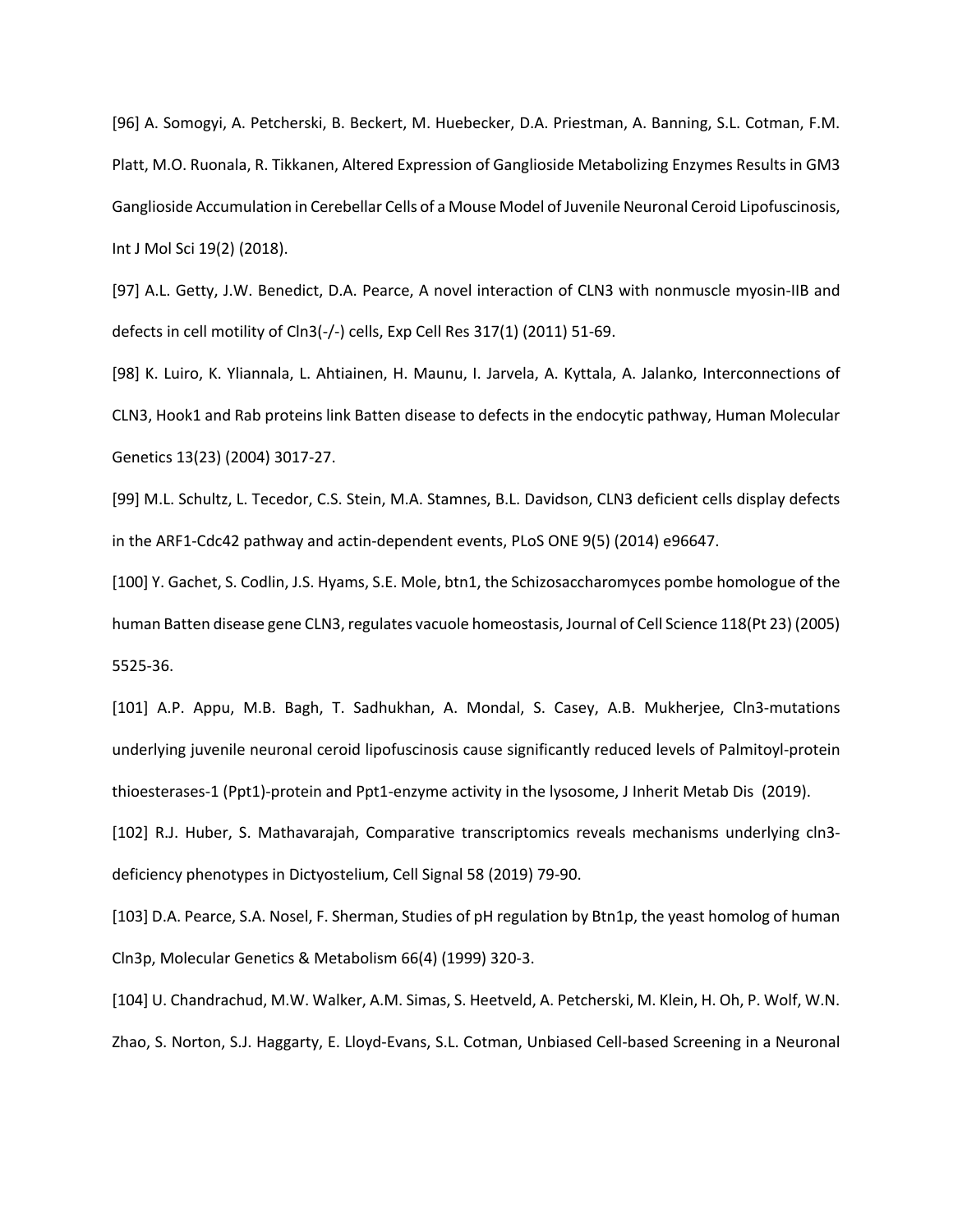[96] A. Somogyi, A. Petcherski, B. Beckert, M. Huebecker, D.A. Priestman, A. Banning, S.L. Cotman, F.M. Platt, M.O. Ruonala, R. Tikkanen, Altered Expression of Ganglioside Metabolizing Enzymes Results in GM3 Ganglioside Accumulation in Cerebellar Cells of a Mouse Model of Juvenile Neuronal Ceroid Lipofuscinosis, Int J Mol Sci 19(2) (2018).

[97] A.L. Getty, J.W. Benedict, D.A. Pearce, A novel interaction of CLN3 with nonmuscle myosin-IIB and defects in cell motility of Cln3(-/-) cells, Exp Cell Res 317(1) (2011) 51-69.

[98] K. Luiro, K. Yliannala, L. Ahtiainen, H. Maunu, I. Jarvela, A. Kyttala, A. Jalanko, Interconnections of CLN3, Hook1 and Rab proteins link Batten disease to defects in the endocytic pathway, Human Molecular Genetics 13(23) (2004) 3017-27.

[99] M.L. Schultz, L. Tecedor, C.S. Stein, M.A. Stamnes, B.L. Davidson, CLN3 deficient cells display defects in the ARF1-Cdc42 pathway and actin-dependent events, PLoS ONE 9(5) (2014) e96647.

[100] Y. Gachet, S. Codlin, J.S. Hyams, S.E. Mole, btn1, the Schizosaccharomyces pombe homologue of the human Batten disease gene CLN3, regulates vacuole homeostasis, Journal of Cell Science 118(Pt 23) (2005) 5525-36.

[101] A.P. Appu, M.B. Bagh, T. Sadhukhan, A. Mondal, S. Casey, A.B. Mukherjee, Cln3-mutations underlying juvenile neuronal ceroid lipofuscinosis cause significantly reduced levels of Palmitoyl-protein thioesterases-1 (Ppt1)-protein and Ppt1-enzyme activity in the lysosome, J Inherit Metab Dis (2019).

[102] R.J. Huber, S. Mathavarajah, Comparative transcriptomics reveals mechanisms underlying cln3-deficiency phenotypes in Dictyostelium, Cell Signal 58 (2019) 79-90.

[103] D.A. Pearce, S.A. Nosel, F. Sherman, Studies of pH regulation by Btn1p, the yeast homolog of human Cln3p, Molecular Genetics & Metabolism 66(4) (1999) 320-3.

[104] U. Chandrachud, M.W. Walker, A.M. Simas, S. Heetveld, A. Petcherski, M. Klein, H. Oh, P. Wolf, W.N. Zhao, S. Norton, S.J. Haggarty, E. Lloyd-Evans, S.L. Cotman, Unbiased Cell-based Screening in a Neuronal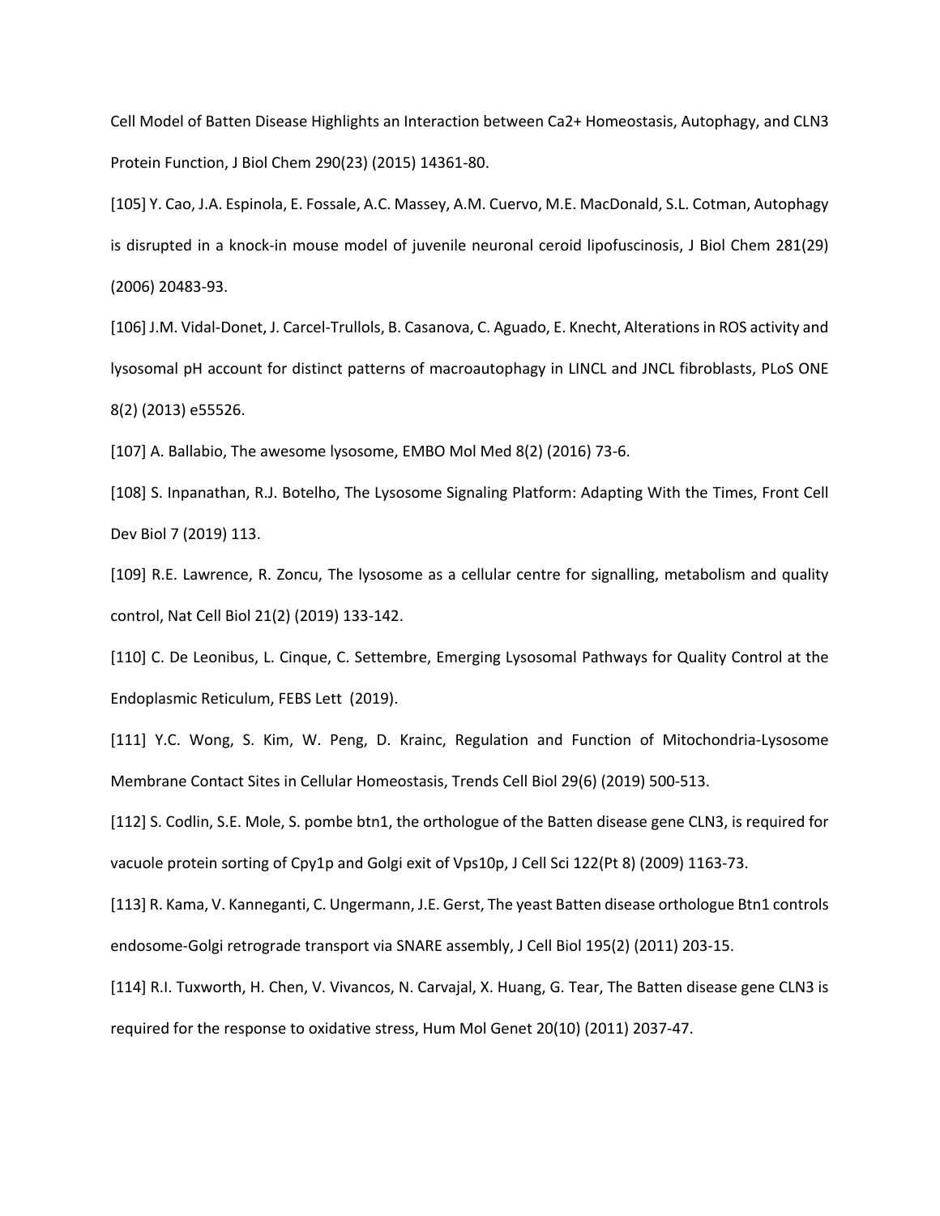Cell Model of Batten Disease Highlights an Interaction between Ca2+ Homeostasis, Autophagy, and CLN3 Protein Function, J Biol Chem 290(23) (2015) 14361-80.

[105] Y. Cao, J.A. Espinola, E. Fossale, A.C. Massey, A.M. Cuervo, M.E. MacDonald, S.L. Cotman, Autophagy is disrupted in a knock-in mouse model of juvenile neuronal ceroid lipofuscinosis, J Biol Chem 281(29) (2006) 20483-93.

[106] J.M. Vidal-Donet, J. Carcel-Trullols, B. Casanova, C. Aguado, E. Knecht, Alterations in ROS activity and lysosomal pH account for distinct patterns of macroautophagy in LINCL and JNCL fibroblasts, PLoS ONE 8(2) (2013) e55526.

[107] A. Ballabio, The awesome lysosome, EMBO Mol Med 8(2) (2016) 73-6.

[108] S. Inpanathan, R.J. Botelho, The Lysosome Signaling Platform: Adapting With the Times, Front Cell Dev Biol 7 (2019) 113.

[109] R.E. Lawrence, R. Zoncu, The lysosome as a cellular centre for signalling, metabolism and quality control, Nat Cell Biol 21(2) (2019) 133-142.

[110] C. De Leonibus, L. Cinque, C. Settembre, Emerging Lysosomal Pathways for Quality Control at the Endoplasmic Reticulum, FEBS Lett (2019).

[111] Y.C. Wong, S. Kim, W. Peng, D. Krainc, Regulation and Function of Mitochondria-Lysosome Membrane Contact Sites in Cellular Homeostasis, Trends Cell Biol 29(6) (2019) 500-513.

[112] S. Codlin, S.E. Mole, S. pombe btn1, the orthologue of the Batten disease gene CLN3, is required for vacuole protein sorting of Cpy1p and Golgi exit of Vps10p, J Cell Sci 122(Pt 8) (2009) 1163-73.

[113] R. Kama, V. Kanneganti, C. Ungermann, J.E. Gerst, The yeast Batten disease orthologue Btn1 controls endosome-Golgi retrograde transport via SNARE assembly, J Cell Biol 195(2) (2011) 203-15.

[114] R.I. Tuxworth, H. Chen, V. Vivancos, N. Carvajal, X. Huang, G. Tear, The Batten disease gene CLN3 is required for the response to oxidative stress, Hum Mol Genet 20(10) (2011) 2037-47.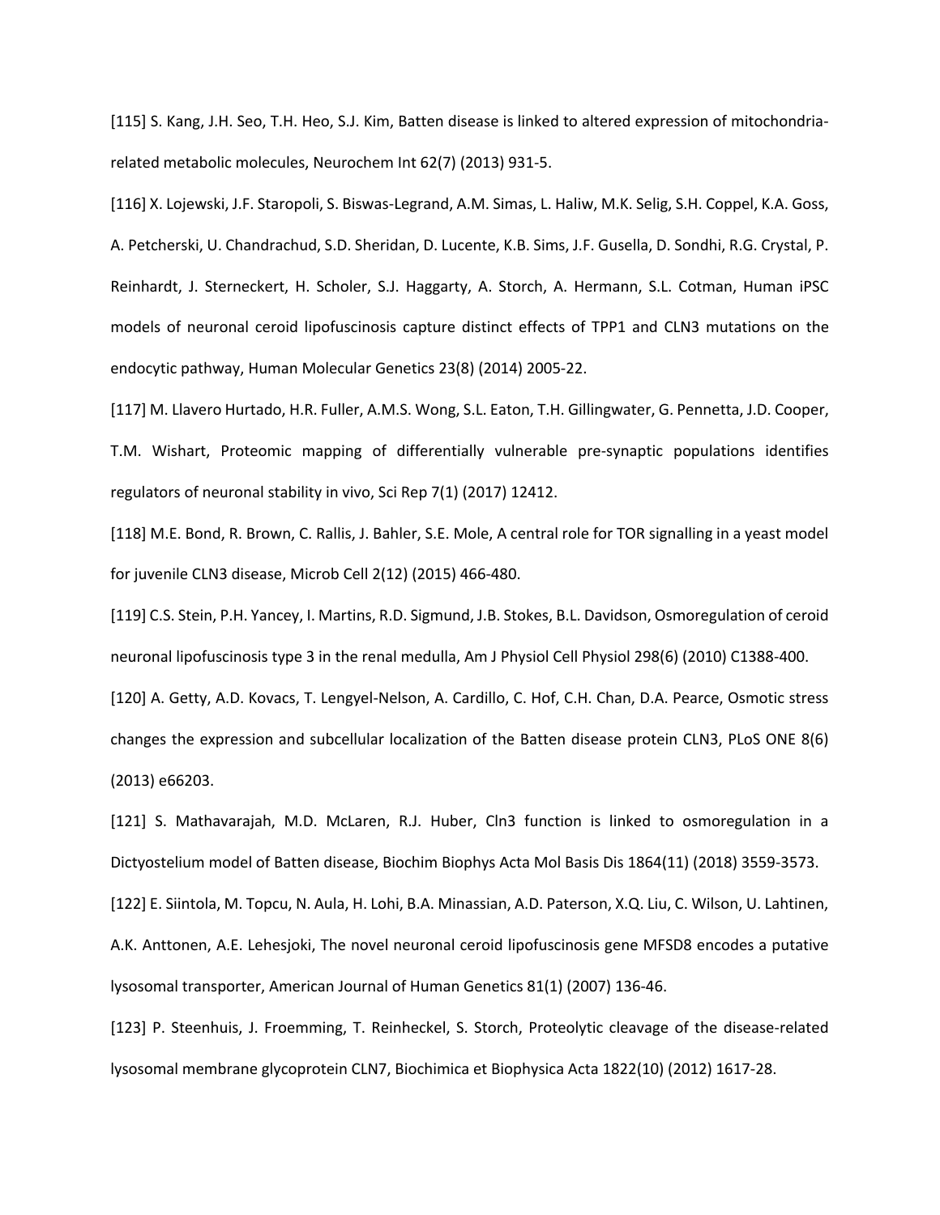[115] S. Kang, J.H. Seo, T.H. Heo, S.J. Kim, Batten disease is linked to altered expression of mitochondria-related metabolic molecules, Neurochem Int 62(7) (2013) 931-5.

[116] X. Lojewski, J.F. Staropoli, S. Biswas-Legrand, A.M. Simas, L. Haliw, M.K. Selig, S.H. Coppel, K.A. Goss, A. Petcherski, U. Chandrachud, S.D. Sheridan, D. Lucente, K.B. Sims, J.F. Gusella, D. Sondhi, R.G. Crystal, P. Reinhardt, J. Sterneckert, H. Scholer, S.J. Haggarty, A. Storch, A. Hermann, S.L. Cotman, Human iPSC models of neuronal ceroid lipofuscinosis capture distinct effects of TPP1 and CLN3 mutations on the endocytic pathway, Human Molecular Genetics 23(8) (2014) 2005-22.

[117] M. Llavero Hurtado, H.R. Fuller, A.M.S. Wong, S.L. Eaton, T.H. Gillingwater, G. Pennetta, J.D. Cooper, T.M. Wishart, Proteomic mapping of differentially vulnerable pre-synaptic populations identifies regulators of neuronal stability in vivo, Sci Rep 7(1) (2017) 12412.

[118] M.E. Bond, R. Brown, C. Rallis, J. Bahler, S.E. Mole, A central role for TOR signalling in a yeast model for juvenile CLN3 disease, Microb Cell 2(12) (2015) 466-480.

[119] C.S. Stein, P.H. Yancey, I. Martins, R.D. Sigmund, J.B. Stokes, B.L. Davidson, Osmoregulation of ceroid neuronal lipofuscinosis type 3 in the renal medulla, Am J Physiol Cell Physiol 298(6) (2010) C1388-400.

[120] A. Getty, A.D. Kovacs, T. Lengyel-Nelson, A. Cardillo, C. Hof, C.H. Chan, D.A. Pearce, Osmotic stress changes the expression and subcellular localization of the Batten disease protein CLN3, PLoS ONE 8(6) (2013) e66203.

[121] S. Mathavarajah, M.D. McLaren, R.J. Huber, Cln3 function is linked to osmoregulation in a Dictyostelium model of Batten disease, Biochim Biophys Acta Mol Basis Dis 1864(11) (2018) 3559-3573.

[122] E. Siintola, M. Topcu, N. Aula, H. Lohi, B.A. Minassian, A.D. Paterson, X.Q. Liu, C. Wilson, U. Lahtinen, A.K. Anttonen, A.E. Lehesjoki, The novel neuronal ceroid lipofuscinosis gene MFSD8 encodes a putative lysosomal transporter, American Journal of Human Genetics 81(1) (2007) 136-46.

[123] P. Steenhuis, J. Froemming, T. Reinheckel, S. Storch, Proteolytic cleavage of the disease-related lysosomal membrane glycoprotein CLN7, Biochimica et Biophysica Acta 1822(10) (2012) 1617-28.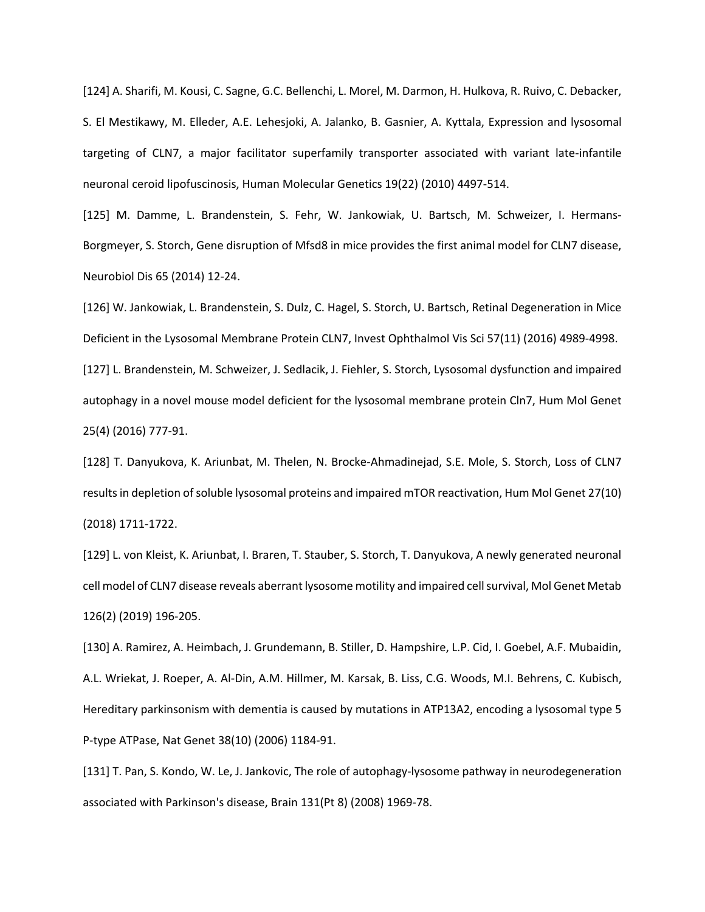[124] A. Sharifi, M. Kousi, C. Sagne, G.C. Bellenchi, L. Morel, M. Darmon, H. Hulkova, R. Ruivo, C. Debacker, S. El Mestikawy, M. Elleder, A.E. Lehesjoki, A. Jalanko, B. Gasnier, A. Kyttala, Expression and lysosomal targeting of CLN7, a major facilitator superfamily transporter associated with variant late-infantile neuronal ceroid lipofuscinosis, Human Molecular Genetics 19(22) (2010) 4497-514.

[125] M. Damme, L. Brandenstein, S. Fehr, W. Jankowiak, U. Bartsch, M. Schweizer, I. Hermans-Borgmeyer, S. Storch, Gene disruption of Mfsd8 in mice provides the first animal model for CLN7 disease, Neurobiol Dis 65 (2014) 12-24.

[126] W. Jankowiak, L. Brandenstein, S. Dulz, C. Hagel, S. Storch, U. Bartsch, Retinal Degeneration in Mice Deficient in the Lysosomal Membrane Protein CLN7, Invest Ophthalmol Vis Sci 57(11) (2016) 4989-4998.

[127] L. Brandenstein, M. Schweizer, J. Sedlacik, J. Fiehler, S. Storch, Lysosomal dysfunction and impaired autophagy in a novel mouse model deficient for the lysosomal membrane protein Cln7, Hum Mol Genet 25(4) (2016) 777-91.

[128] T. Danyukova, K. Ariunbat, M. Thelen, N. Brocke-Ahmadinejad, S.E. Mole, S. Storch, Loss of CLN7 results in depletion of soluble lysosomal proteins and impaired mTOR reactivation, Hum Mol Genet 27(10) (2018) 1711-1722.

[129] L. von Kleist, K. Ariunbat, I. Braren, T. Stauber, S. Storch, T. Danyukova, A newly generated neuronal cell model of CLN7 disease reveals aberrant lysosome motility and impaired cell survival, Mol Genet Metab 126(2) (2019) 196-205.

[130] A. Ramirez, A. Heimbach, J. Grundemann, B. Stiller, D. Hampshire, L.P. Cid, I. Goebel, A.F. Mubaidin, A.L. Wriekat, J. Roeper, A. Al-Din, A.M. Hillmer, M. Karsak, B. Liss, C.G. Woods, M.I. Behrens, C. Kubisch, Hereditary parkinsonism with dementia is caused by mutations in ATP13A2, encoding a lysosomal type 5 P-type ATPase, Nat Genet 38(10) (2006) 1184-91.

[131] T. Pan, S. Kondo, W. Le, J. Jankovic, The role of autophagy-lysosome pathway in neurodegeneration associated with Parkinson's disease, Brain 131(Pt 8) (2008) 1969-78.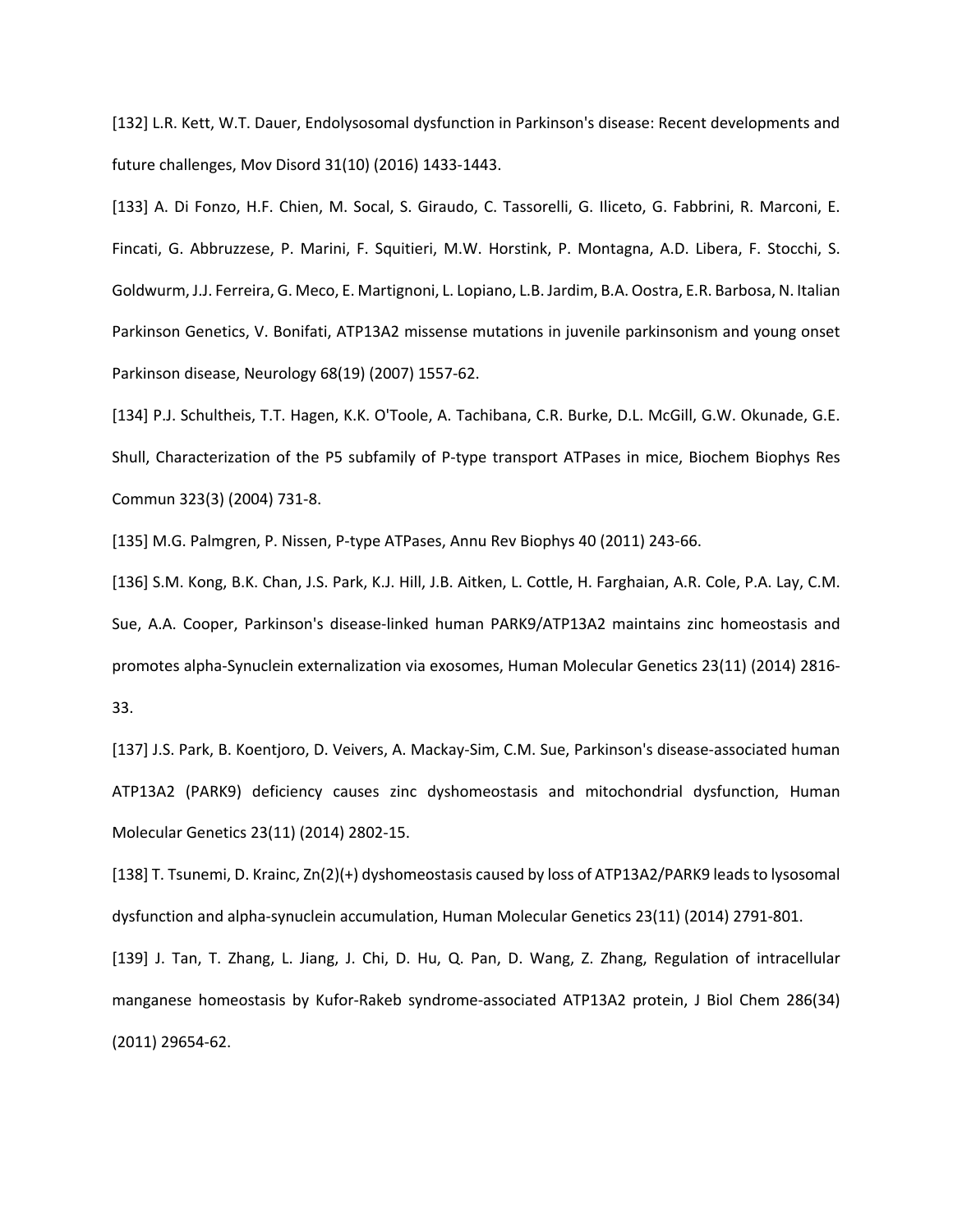[132] L.R. Kett, W.T. Dauer, Endolysosomal dysfunction in Parkinson's disease: Recent developments and future challenges, Mov Disord 31(10) (2016) 1433-1443.

[133] A. Di Fonzo, H.F. Chien, M. Socal, S. Giraudo, C. Tassorelli, G. Iliceto, G. Fabbrini, R. Marconi, E. Fincati, G. Abbruzzese, P. Marini, F. Squitieri, M.W. Horstink, P. Montagna, A.D. Libera, F. Stocchi, S. Goldwurm, J.J. Ferreira, G. Meco, E. Martignoni, L. Lopiano, L.B. Jardim, B.A. Oostra, E.R. Barbosa, N. Italian Parkinson Genetics, V. Bonifati, ATP13A2 missense mutations in juvenile parkinsonism and young onset Parkinson disease, Neurology 68(19) (2007) 1557-62.

[134] P.J. Schultheis, T.T. Hagen, K.K. O'Toole, A. Tachibana, C.R. Burke, D.L. McGill, G.W. Okunade, G.E. Shull, Characterization of the P5 subfamily of P-type transport ATPases in mice, Biochem Biophys Res Commun 323(3) (2004) 731-8.

[135] M.G. Palmgren, P. Nissen, P-type ATPases, Annu Rev Biophys 40 (2011) 243-66.

[136] S.M. Kong, B.K. Chan, J.S. Park, K.J. Hill, J.B. Aitken, L. Cottle, H. Farghaian, A.R. Cole, P.A. Lay, C.M. Sue, A.A. Cooper, Parkinson's disease-linked human PARK9/ATP13A2 maintains zinc homeostasis and promotes alpha-Synuclein externalization via exosomes, Human Molecular Genetics 23(11) (2014) 2816-33.

[137] J.S. Park, B. Koentjoro, D. Veivers, A. Mackay-Sim, C.M. Sue, Parkinson's disease-associated human ATP13A2 (PARK9) deficiency causes zinc dyshomeostasis and mitochondrial dysfunction, Human Molecular Genetics 23(11) (2014) 2802-15.

[138] T. Tsunemi, D. Krainc, Zn(2)(+) dyshomeostasis caused by loss of ATP13A2/PARK9 leads to lysosomal dysfunction and alpha-synuclein accumulation, Human Molecular Genetics 23(11) (2014) 2791-801.

[139] J. Tan, T. Zhang, L. Jiang, J. Chi, D. Hu, Q. Pan, D. Wang, Z. Zhang, Regulation of intracellular manganese homeostasis by Kufor-Rakeb syndrome-associated ATP13A2 protein, J Biol Chem 286(34) (2011) 29654-62.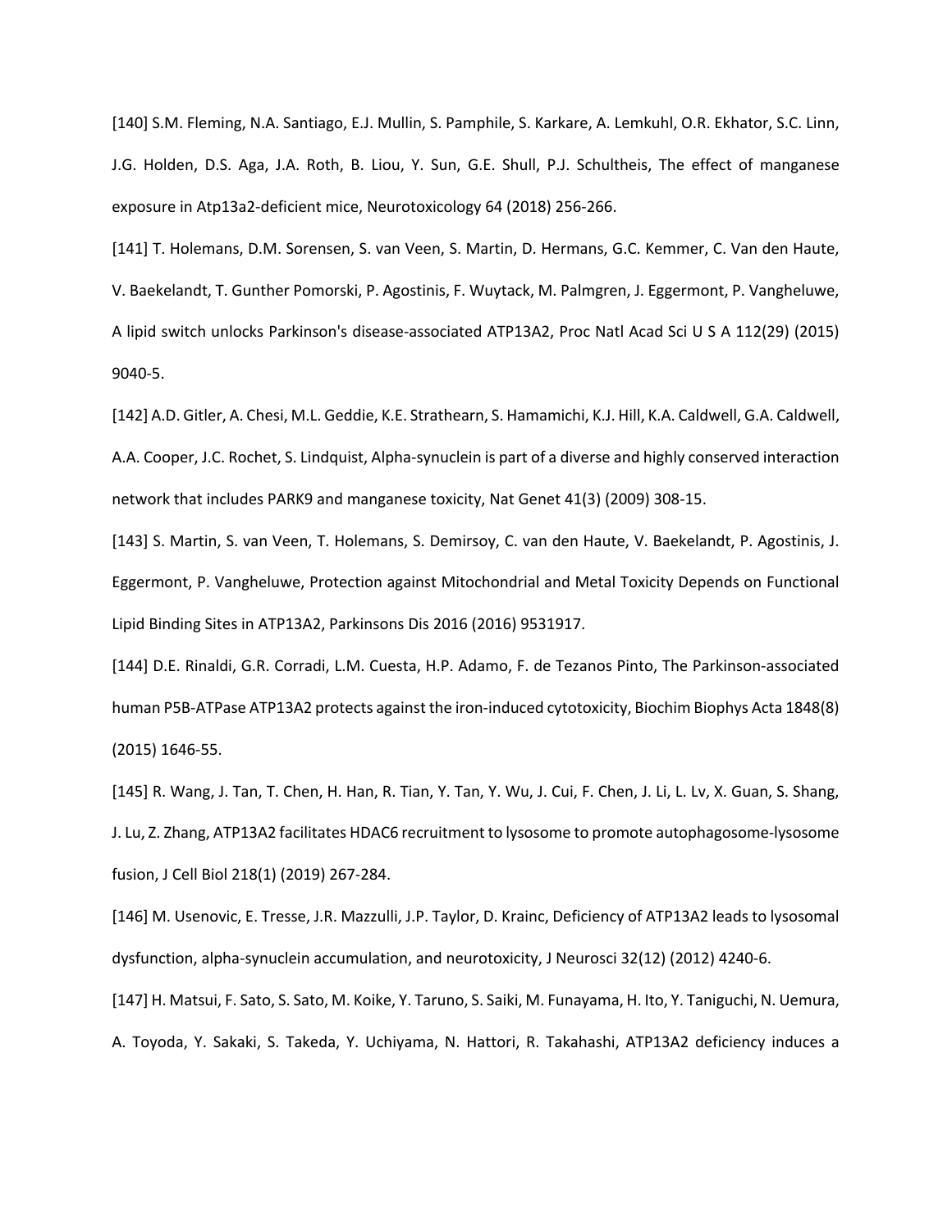[140] S.M. Fleming, N.A. Santiago, E.J. Mullin, S. Pamphile, S. Karkare, A. Lemkuhl, O.R. Ekhator, S.C. Linn, J.G. Holden, D.S. Aga, J.A. Roth, B. Liou, Y. Sun, G.E. Shull, P.J. Schultheis, The effect of manganese exposure in Atp13a2-deficient mice, Neurotoxicology 64 (2018) 256-266.

[141] T. Holemans, D.M. Sorensen, S. van Veen, S. Martin, D. Hermans, G.C. Kemmer, C. Van den Haute, V. Baekelandt, T. Gunther Pomorski, P. Agostinis, F. Wuytack, M. Palmgren, J. Eggermont, P. Vangheluwe, A lipid switch unlocks Parkinson's disease-associated ATP13A2, Proc Natl Acad Sci U S A 112(29) (2015) 9040-5.

[142] A.D. Gitler, A. Chesi, M.L. Geddie, K.E. Strathearn, S. Hamamichi, K.J. Hill, K.A. Caldwell, G.A. Caldwell, A.A. Cooper, J.C. Rochet, S. Lindquist, Alpha-synuclein is part of a diverse and highly conserved interaction network that includes PARK9 and manganese toxicity, Nat Genet 41(3) (2009) 308-15.

[143] S. Martin, S. van Veen, T. Holemans, S. Demirsoy, C. van den Haute, V. Baekelandt, P. Agostinis, J. Eggermont, P. Vangheluwe, Protection against Mitochondrial and Metal Toxicity Depends on Functional Lipid Binding Sites in ATP13A2, Parkinsons Dis 2016 (2016) 9531917.

[144] D.E. Rinaldi, G.R. Corradi, L.M. Cuesta, H.P. Adamo, F. de Tezanos Pinto, The Parkinson-associated human P5B-ATPase ATP13A2 protects against the iron-induced cytotoxicity, Biochim Biophys Acta 1848(8) (2015) 1646-55.

[145] R. Wang, J. Tan, T. Chen, H. Han, R. Tian, Y. Tan, Y. Wu, J. Cui, F. Chen, J. Li, L. Lv, X. Guan, S. Shang, J. Lu, Z. Zhang, ATP13A2 facilitates HDAC6 recruitment to lysosome to promote autophagosome-lysosome fusion, J Cell Biol 218(1) (2019) 267-284.

[146] M. Usenovic, E. Tresse, J.R. Mazzulli, J.P. Taylor, D. Krainc, Deficiency of ATP13A2 leads to lysosomal dysfunction, alpha-synuclein accumulation, and neurotoxicity, J Neurosci 32(12) (2012) 4240-6.

[147] H. Matsui, F. Sato, S. Sato, M. Koike, Y. Taruno, S. Saiki, M. Funayama, H. Ito, Y. Taniguchi, N. Uemura, A. Toyoda, Y. Sakaki, S. Takeda, Y. Uchiyama, N. Hattori, R. Takahashi, ATP13A2 deficiency induces a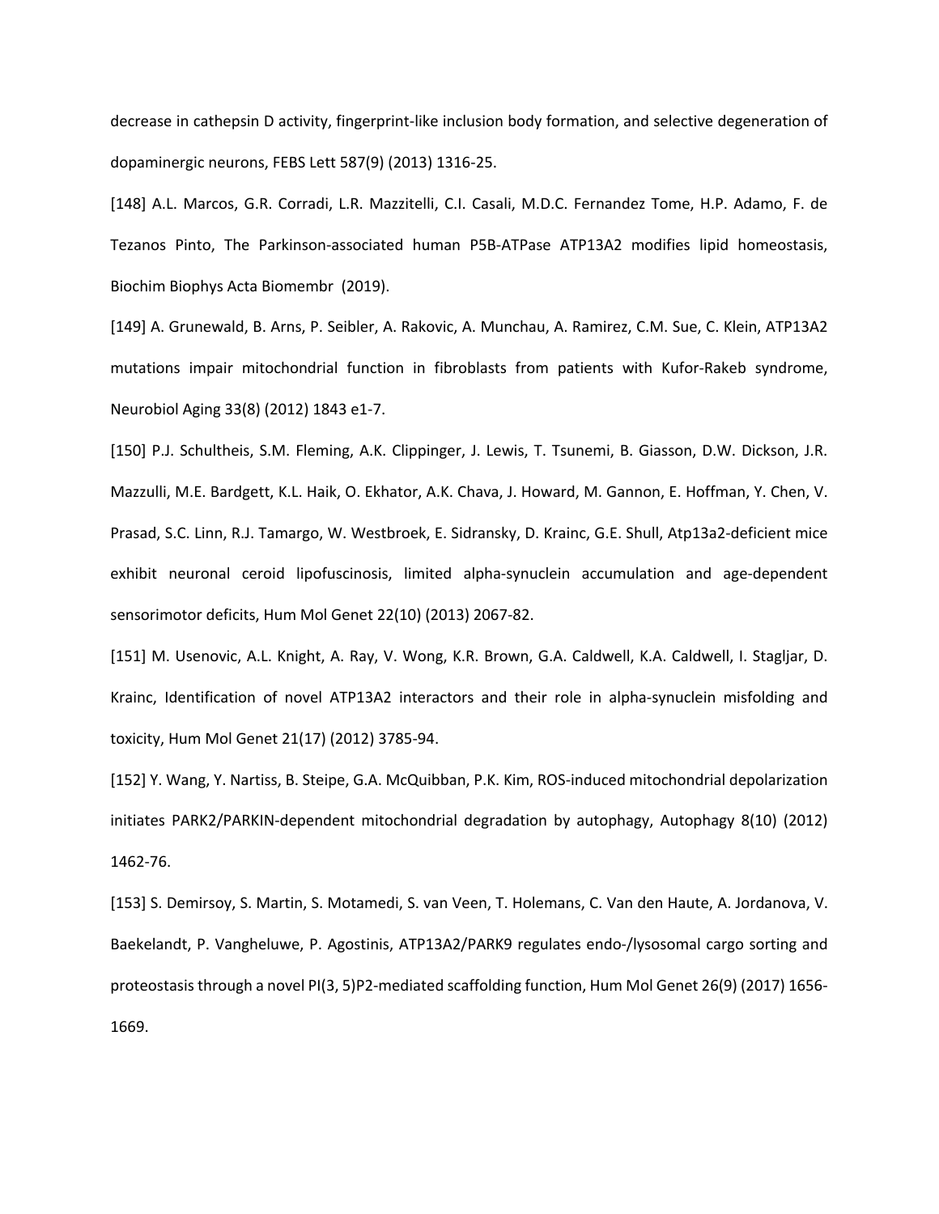decrease in cathepsin D activity, fingerprint-like inclusion body formation, and selective degeneration of dopaminergic neurons, FEBS Lett 587(9) (2013) 1316-25.

[148] A.L. Marcos, G.R. Corradi, L.R. Mazzitelli, C.I. Casali, M.D.C. Fernandez Tome, H.P. Adamo, F. de Tezanos Pinto, The Parkinson-associated human P5B-ATPase ATP13A2 modifies lipid homeostasis, Biochim Biophys Acta Biomembr (2019).

[149] A. Grunewald, B. Arns, P. Seibler, A. Rakovic, A. Munchau, A. Ramirez, C.M. Sue, C. Klein, ATP13A2 mutations impair mitochondrial function in fibroblasts from patients with Kufor-Rakeb syndrome, Neurobiol Aging 33(8) (2012) 1843 e1-7.

[150] P.J. Schultheis, S.M. Fleming, A.K. Clippinger, J. Lewis, T. Tsunemi, B. Giasson, D.W. Dickson, J.R. Mazzulli, M.E. Bardgett, K.L. Haik, O. Ekhator, A.K. Chava, J. Howard, M. Gannon, E. Hoffman, Y. Chen, V. Prasad, S.C. Linn, R.J. Tamargo, W. Westbroek, E. Sidransky, D. Krainc, G.E. Shull, Atp13a2-deficient mice exhibit neuronal ceroid lipofuscinosis, limited alpha-synuclein accumulation and age-dependent sensorimotor deficits, Hum Mol Genet 22(10) (2013) 2067-82.

[151] M. Usenovic, A.L. Knight, A. Ray, V. Wong, K.R. Brown, G.A. Caldwell, K.A. Caldwell, I. Stagljar, D. Krainc, Identification of novel ATP13A2 interactors and their role in alpha-synuclein misfolding and toxicity, Hum Mol Genet 21(17) (2012) 3785-94.

[152] Y. Wang, Y. Nartiss, B. Steipe, G.A. McQuibban, P.K. Kim, ROS-induced mitochondrial depolarization initiates PARK2/PARKIN-dependent mitochondrial degradation by autophagy, Autophagy 8(10) (2012) 1462-76.

[153] S. Demirsoy, S. Martin, S. Motamedi, S. van Veen, T. Holemans, C. Van den Haute, A. Jordanova, V. Baekelandt, P. Vangheluwe, P. Agostinis, ATP13A2/PARK9 regulates endo-/lysosomal cargo sorting and proteostasis through a novel PI(3, 5)P2-mediated scaffolding function, Hum Mol Genet 26(9) (2017) 1656-1669.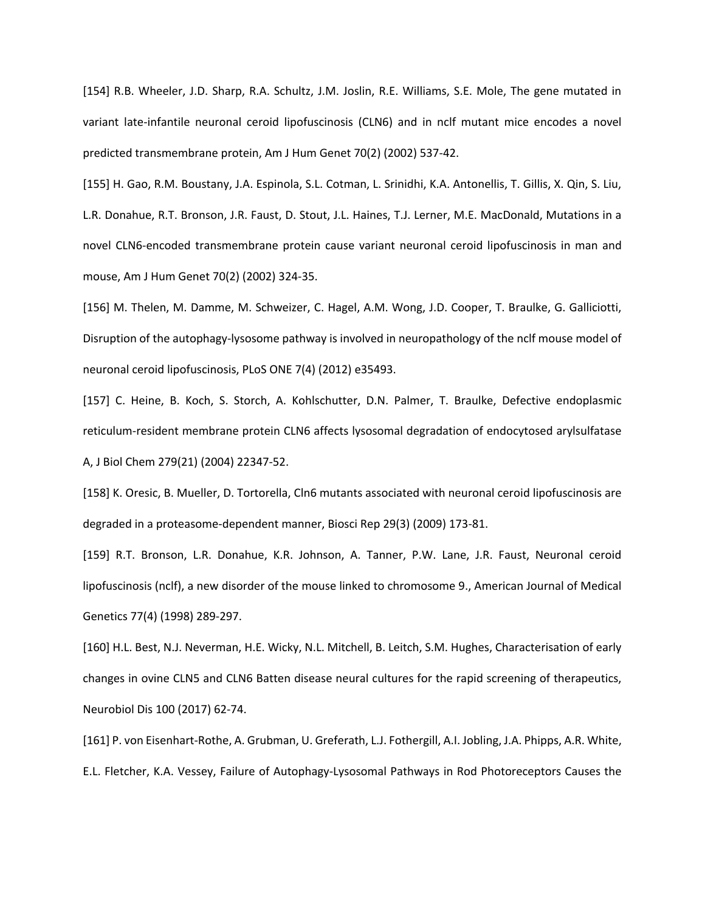[154] R.B. Wheeler, J.D. Sharp, R.A. Schultz, J.M. Joslin, R.E. Williams, S.E. Mole, The gene mutated in variant late-infantile neuronal ceroid lipofuscinosis (CLN6) and in nclf mutant mice encodes a novel predicted transmembrane protein, Am J Hum Genet 70(2) (2002) 537-42.

[155] H. Gao, R.M. Boustany, J.A. Espinola, S.L. Cotman, L. Srinidhi, K.A. Antonellis, T. Gillis, X. Qin, S. Liu, L.R. Donahue, R.T. Bronson, J.R. Faust, D. Stout, J.L. Haines, T.J. Lerner, M.E. MacDonald, Mutations in a novel CLN6-encoded transmembrane protein cause variant neuronal ceroid lipofuscinosis in man and mouse, Am J Hum Genet 70(2) (2002) 324-35.

[156] M. Thelen, M. Damme, M. Schweizer, C. Hagel, A.M. Wong, J.D. Cooper, T. Braulke, G. Galliciotti, Disruption of the autophagy-lysosome pathway is involved in neuropathology of the nclf mouse model of neuronal ceroid lipofuscinosis, PLoS ONE 7(4) (2012) e35493.

[157] C. Heine, B. Koch, S. Storch, A. Kohlschutter, D.N. Palmer, T. Braulke, Defective endoplasmic reticulum-resident membrane protein CLN6 affects lysosomal degradation of endocytosed arylsulfatase A, J Biol Chem 279(21) (2004) 22347-52.

[158] K. Oresic, B. Mueller, D. Tortorella, Cln6 mutants associated with neuronal ceroid lipofuscinosis are degraded in a proteasome-dependent manner, Biosci Rep 29(3) (2009) 173-81.

[159] R.T. Bronson, L.R. Donahue, K.R. Johnson, A. Tanner, P.W. Lane, J.R. Faust, Neuronal ceroid lipofuscinosis (nclf), a new disorder of the mouse linked to chromosome 9., American Journal of Medical Genetics 77(4) (1998) 289-297.

[160] H.L. Best, N.J. Neverman, H.E. Wicky, N.L. Mitchell, B. Leitch, S.M. Hughes, Characterisation of early changes in ovine CLN5 and CLN6 Batten disease neural cultures for the rapid screening of therapeutics, Neurobiol Dis 100 (2017) 62-74.

[161] P. von Eisenhart-Rothe, A. Grubman, U. Greferath, L.J. Fothergill, A.I. Jobling, J.A. Phipps, A.R. White, E.L. Fletcher, K.A. Vessey, Failure of Autophagy-Lysosomal Pathways in Rod Photoreceptors Causes the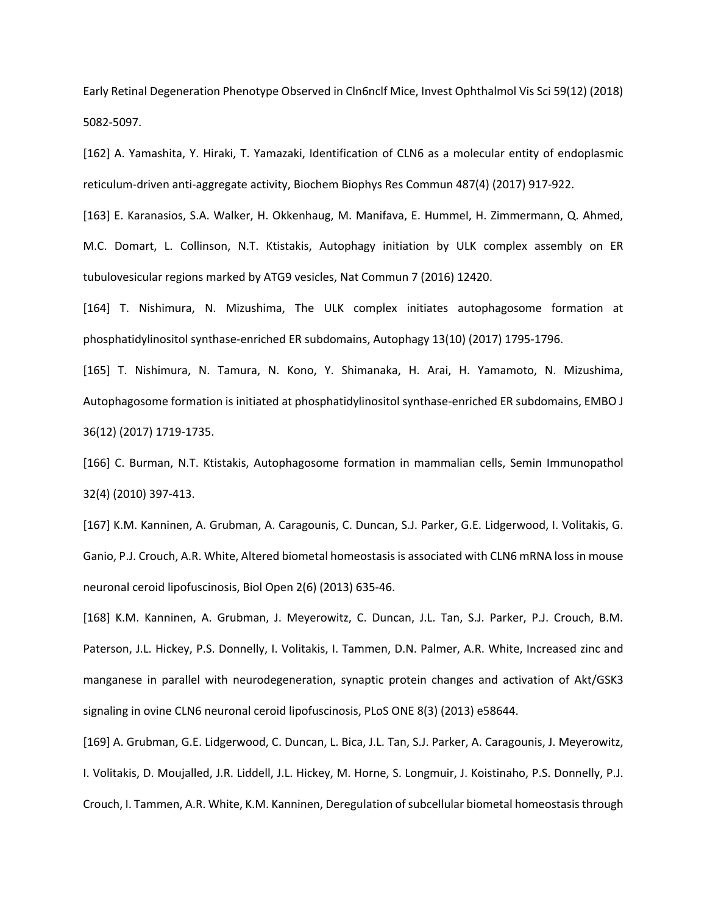Early Retinal Degeneration Phenotype Observed in Cln6nclf Mice, Invest Ophthalmol Vis Sci 59(12) (2018) 5082-5097.

[162] A. Yamashita, Y. Hiraki, T. Yamazaki, Identification of CLN6 as a molecular entity of endoplasmic reticulum-driven anti-aggregate activity, Biochem Biophys Res Commun 487(4) (2017) 917-922.

[163] E. Karanasios, S.A. Walker, H. Okkenhaug, M. Manifava, E. Hummel, H. Zimmermann, Q. Ahmed, M.C. Domart, L. Collinson, N.T. Ktistakis, Autophagy initiation by ULK complex assembly on ER tubulovesicular regions marked by ATG9 vesicles, Nat Commun 7 (2016) 12420.

[164] T. Nishimura, N. Mizushima, The ULK complex initiates autophagosome formation at phosphatidylinositol synthase-enriched ER subdomains, Autophagy 13(10) (2017) 1795-1796.

[165] T. Nishimura, N. Tamura, N. Kono, Y. Shimanaka, H. Arai, H. Yamamoto, N. Mizushima, Autophagosome formation is initiated at phosphatidylinositol synthase-enriched ER subdomains, EMBO J 36(12) (2017) 1719-1735.

[166] C. Burman, N.T. Ktistakis, Autophagosome formation in mammalian cells, Semin Immunopathol 32(4) (2010) 397-413.

[167] K.M. Kanninen, A. Grubman, A. Caragounis, C. Duncan, S.J. Parker, G.E. Lidgerwood, I. Volitakis, G. Ganio, P.J. Crouch, A.R. White, Altered biometal homeostasis is associated with CLN6 mRNA loss in mouse neuronal ceroid lipofuscinosis, Biol Open 2(6) (2013) 635-46.

[168] K.M. Kanninen, A. Grubman, J. Meyerowitz, C. Duncan, J.L. Tan, S.J. Parker, P.J. Crouch, B.M. Paterson, J.L. Hickey, P.S. Donnelly, I. Volitakis, I. Tammen, D.N. Palmer, A.R. White, Increased zinc and manganese in parallel with neurodegeneration, synaptic protein changes and activation of Akt/GSK3 signaling in ovine CLN6 neuronal ceroid lipofuscinosis, PLoS ONE 8(3) (2013) e58644.

[169] A. Grubman, G.E. Lidgerwood, C. Duncan, L. Bica, J.L. Tan, S.J. Parker, A. Caragounis, J. Meyerowitz, I. Volitakis, D. Moujalled, J.R. Liddell, J.L. Hickey, M. Horne, S. Longmuir, J. Koistinaho, P.S. Donnelly, P.J. Crouch, I. Tammen, A.R. White, K.M. Kanninen, Deregulation of subcellular biometal homeostasis through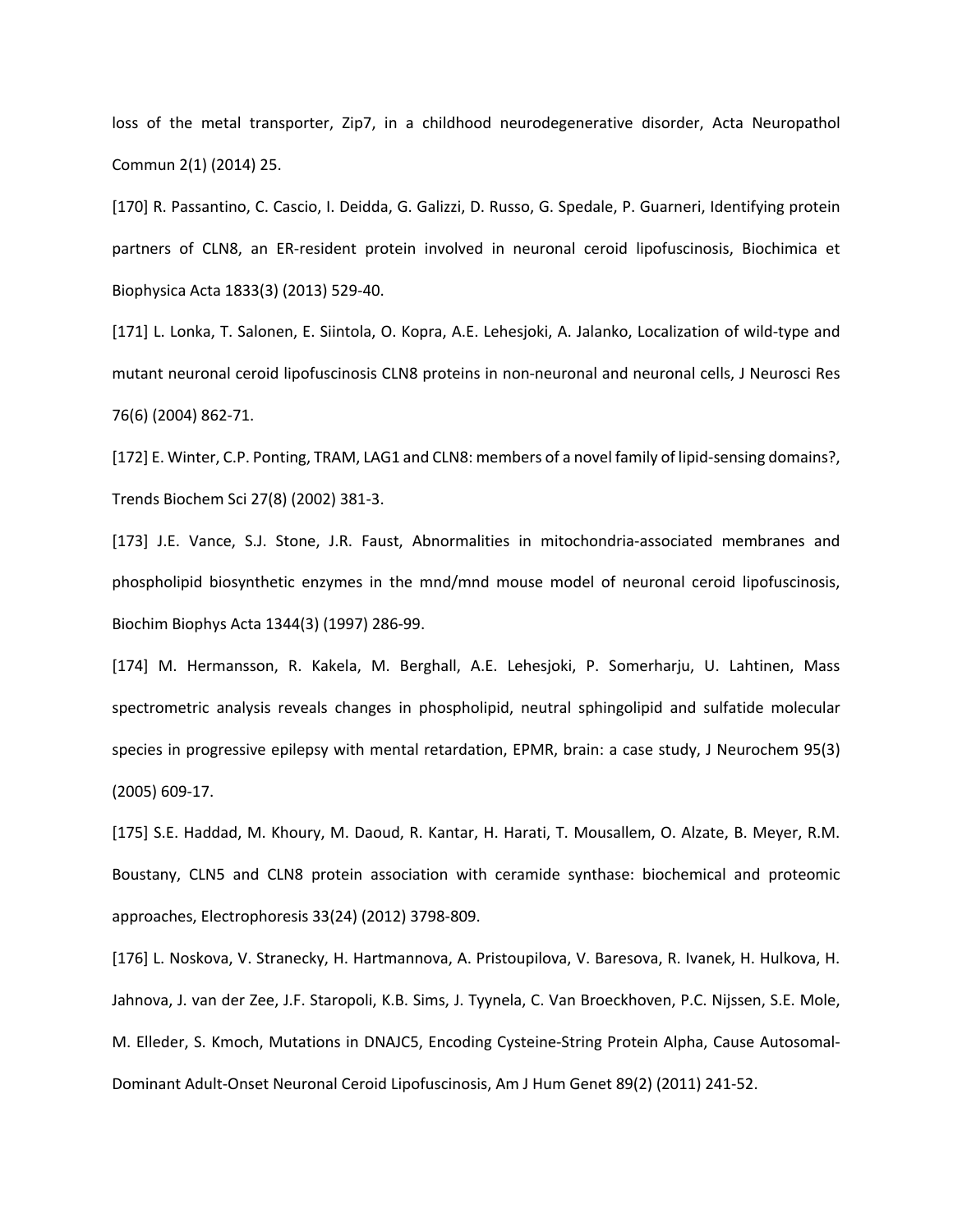loss of the metal transporter, Zip7, in a childhood neurodegenerative disorder, Acta Neuropathol Commun 2(1) (2014) 25.

[170] R. Passantino, C. Cascio, I. Deidda, G. Galizzi, D. Russo, G. Spedale, P. Guarneri, Identifying protein partners of CLN8, an ER-resident protein involved in neuronal ceroid lipofuscinosis, Biochimica et Biophysica Acta 1833(3) (2013) 529-40.

[171] L. Lonka, T. Salonen, E. Siintola, O. Kopra, A.E. Lehesjoki, A. Jalanko, Localization of wild-type and mutant neuronal ceroid lipofuscinosis CLN8 proteins in non-neuronal and neuronal cells, J Neurosci Res 76(6) (2004) 862-71.

[172] E. Winter, C.P. Ponting, TRAM, LAG1 and CLN8: members of a novel family of lipid-sensing domains?, Trends Biochem Sci 27(8) (2002) 381-3.

[173] J.E. Vance, S.J. Stone, J.R. Faust, Abnormalities in mitochondria-associated membranes and phospholipid biosynthetic enzymes in the mnd/mnd mouse model of neuronal ceroid lipofuscinosis, Biochim Biophys Acta 1344(3) (1997) 286-99.

[174] M. Hermansson, R. Kakela, M. Berghall, A.E. Lehesjoki, P. Somerharju, U. Lahtinen, Mass spectrometric analysis reveals changes in phospholipid, neutral sphingolipid and sulfatide molecular species in progressive epilepsy with mental retardation, EPMR, brain: a case study, J Neurochem 95(3) (2005) 609-17.

[175] S.E. Haddad, M. Khoury, M. Daoud, R. Kantar, H. Harati, T. Mousallem, O. Alzate, B. Meyer, R.M. Boustany, CLN5 and CLN8 protein association with ceramide synthase: biochemical and proteomic approaches, Electrophoresis 33(24) (2012) 3798-809.

[176] L. Noskova, V. Stranecky, H. Hartmannova, A. Pristoupilova, V. Baresova, R. Ivanek, H. Hulkova, H. Jahnova, J. van der Zee, J.F. Staropoli, K.B. Sims, J. Tyynela, C. Van Broeckhoven, P.C. Nijssen, S.E. Mole, M. Elleder, S. Kmoch, Mutations in DNAJC5, Encoding Cysteine-String Protein Alpha, Cause Autosomal-Dominant Adult-Onset Neuronal Ceroid Lipofuscinosis, Am J Hum Genet 89(2) (2011) 241-52.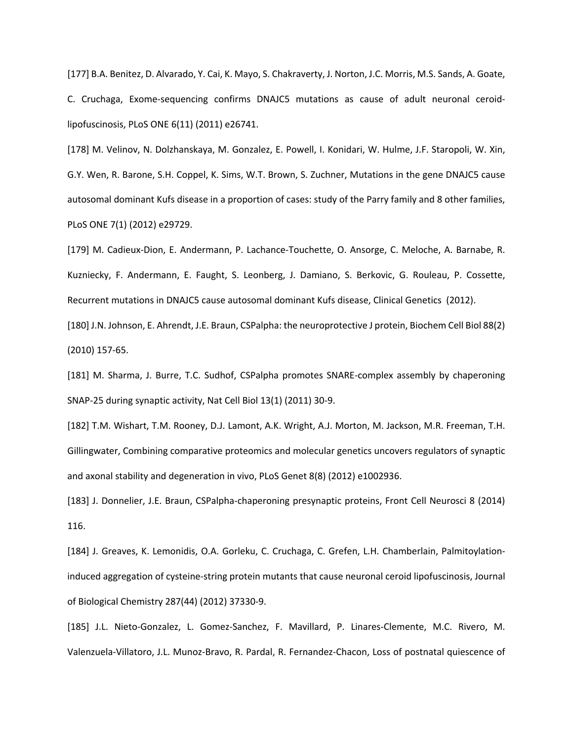[177] B.A. Benitez, D. Alvarado, Y. Cai, K. Mayo, S. Chakraverty, J. Norton, J.C. Morris, M.S. Sands, A. Goate, C. Cruchaga, Exome-sequencing confirms DNAJC5 mutations as cause of adult neuronal ceroid-lipofuscinosis, PLoS ONE 6(11) (2011) e26741.

[178] M. Velinov, N. Dolzhanskaya, M. Gonzalez, E. Powell, I. Konidari, W. Hulme, J.F. Staropoli, W. Xin, G.Y. Wen, R. Barone, S.H. Coppel, K. Sims, W.T. Brown, S. Zuchner, Mutations in the gene DNAJC5 cause autosomal dominant Kufs disease in a proportion of cases: study of the Parry family and 8 other families, PLoS ONE 7(1) (2012) e29729.

[179] M. Cadieux-Dion, E. Andermann, P. Lachance-Touchette, O. Ansorge, C. Meloche, A. Barnabe, R. Kuzniecky, F. Andermann, E. Faught, S. Leonberg, J. Damiano, S. Berkovic, G. Rouleau, P. Cossette, Recurrent mutations in DNAJC5 cause autosomal dominant Kufs disease, Clinical Genetics (2012).

[180] J.N. Johnson, E. Ahrendt, J.E. Braun, CSPalpha: the neuroprotective J protein, Biochem Cell Biol 88(2) (2010) 157-65.

[181] M. Sharma, J. Burre, T.C. Sudhof, CSPalpha promotes SNARE-complex assembly by chaperoning SNAP-25 during synaptic activity, Nat Cell Biol 13(1) (2011) 30-9.

[182] T.M. Wishart, T.M. Rooney, D.J. Lamont, A.K. Wright, A.J. Morton, M. Jackson, M.R. Freeman, T.H. Gillingwater, Combining comparative proteomics and molecular genetics uncovers regulators of synaptic and axonal stability and degeneration in vivo, PLoS Genet 8(8) (2012) e1002936.

[183] J. Donnelier, J.E. Braun, CSPalpha-chaperoning presynaptic proteins, Front Cell Neurosci 8 (2014) 116.

[184] J. Greaves, K. Lemonidis, O.A. Gorleku, C. Cruchaga, C. Grefen, L.H. Chamberlain, Palmitoylation-induced aggregation of cysteine-string protein mutants that cause neuronal ceroid lipofuscinosis, Journal of Biological Chemistry 287(44) (2012) 37330-9.

[185] J.L. Nieto-Gonzalez, L. Gomez-Sanchez, F. Mavillard, P. Linares-Clemente, M.C. Rivero, M. Valenzuela-Villatoro, J.L. Munoz-Bravo, R. Pardal, R. Fernandez-Chacon, Loss of postnatal quiescence of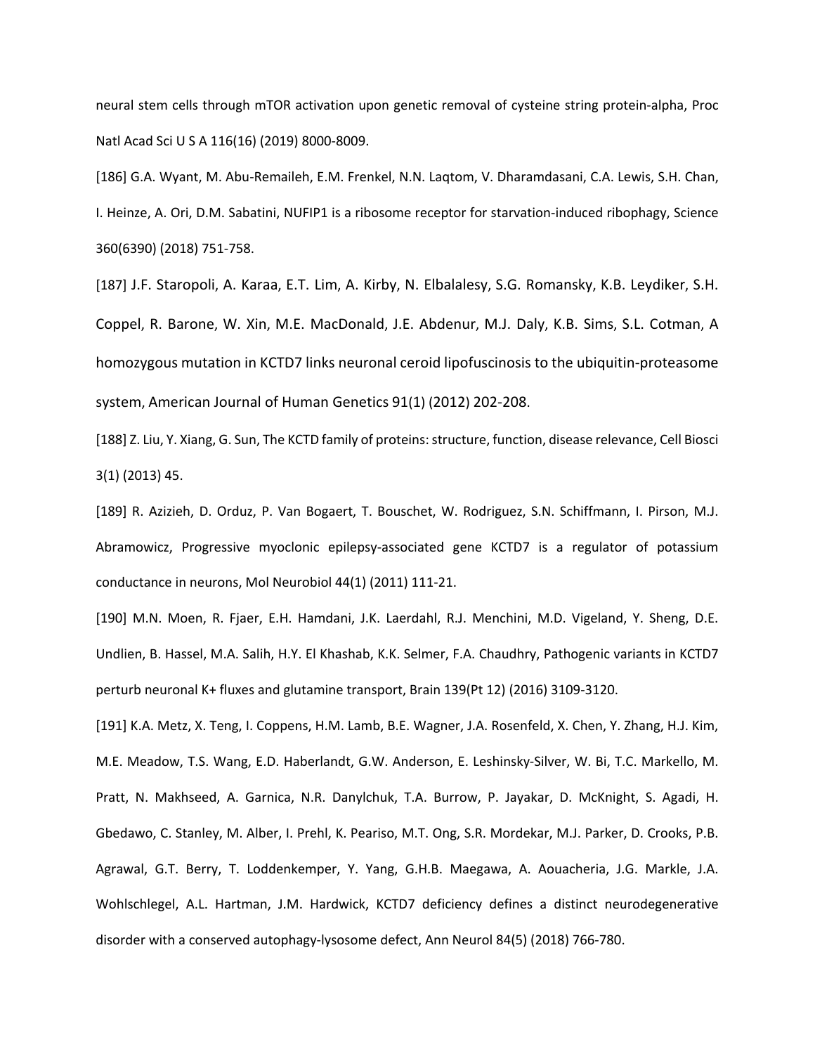neural stem cells through mTOR activation upon genetic removal of cysteine string protein-alpha, Proc Natl Acad Sci U S A 116(16) (2019) 8000-8009.

[186] G.A. Wyant, M. Abu-Remaileh, E.M. Frenkel, N.N. Laqtom, V. Dharamdasani, C.A. Lewis, S.H. Chan, I. Heinze, A. Ori, D.M. Sabatini, NUFIP1 is a ribosome receptor for starvation-induced ribophagy, Science 360(6390) (2018) 751-758.

[187] J.F. Staropoli, A. Karaa, E.T. Lim, A. Kirby, N. Elbalalesy, S.G. Romansky, K.B. Leydiker, S.H. Coppel, R. Barone, W. Xin, M.E. MacDonald, J.E. Abdenur, M.J. Daly, K.B. Sims, S.L. Cotman, A homozygous mutation in KCTD7 links neuronal ceroid lipofuscinosis to the ubiquitin-proteasome system, American Journal of Human Genetics 91(1) (2012) 202-208.

[188] Z. Liu, Y. Xiang, G. Sun, The KCTD family of proteins: structure, function, disease relevance, Cell Biosci 3(1) (2013) 45.

[189] R. Azizieh, D. Orduz, P. Van Bogaert, T. Bouschet, W. Rodriguez, S.N. Schiffmann, I. Pirson, M.J. Abramowicz, Progressive myoclonic epilepsy-associated gene KCTD7 is a regulator of potassium conductance in neurons, Mol Neurobiol 44(1) (2011) 111-21.

[190] M.N. Moen, R. Fjaer, E.H. Hamdani, J.K. Laerdahl, R.J. Menchini, M.D. Vigeland, Y. Sheng, D.E. Undlien, B. Hassel, M.A. Salih, H.Y. El Khashab, K.K. Selmer, F.A. Chaudhry, Pathogenic variants in KCTD7 perturb neuronal K+ fluxes and glutamine transport, Brain 139(Pt 12) (2016) 3109-3120.

[191] K.A. Metz, X. Teng, I. Coppens, H.M. Lamb, B.E. Wagner, J.A. Rosenfeld, X. Chen, Y. Zhang, H.J. Kim, M.E. Meadow, T.S. Wang, E.D. Haberlandt, G.W. Anderson, E. Leshinsky-Silver, W. Bi, T.C. Markello, M. Pratt, N. Makhseed, A. Garnica, N.R. Danylchuk, T.A. Burrow, P. Jayakar, D. McKnight, S. Agadi, H. Gbedawo, C. Stanley, M. Alber, I. Prehl, K. Peariso, M.T. Ong, S.R. Mordekar, M.J. Parker, D. Crooks, P.B. Agrawal, G.T. Berry, T. Loddenkemper, Y. Yang, G.H.B. Maegawa, A. Aouacheria, J.G. Markle, J.A. Wohlschlegel, A.L. Hartman, J.M. Hardwick, KCTD7 deficiency defines a distinct neurodegenerative disorder with a conserved autophagy-lysosome defect, Ann Neurol 84(5) (2018) 766-780.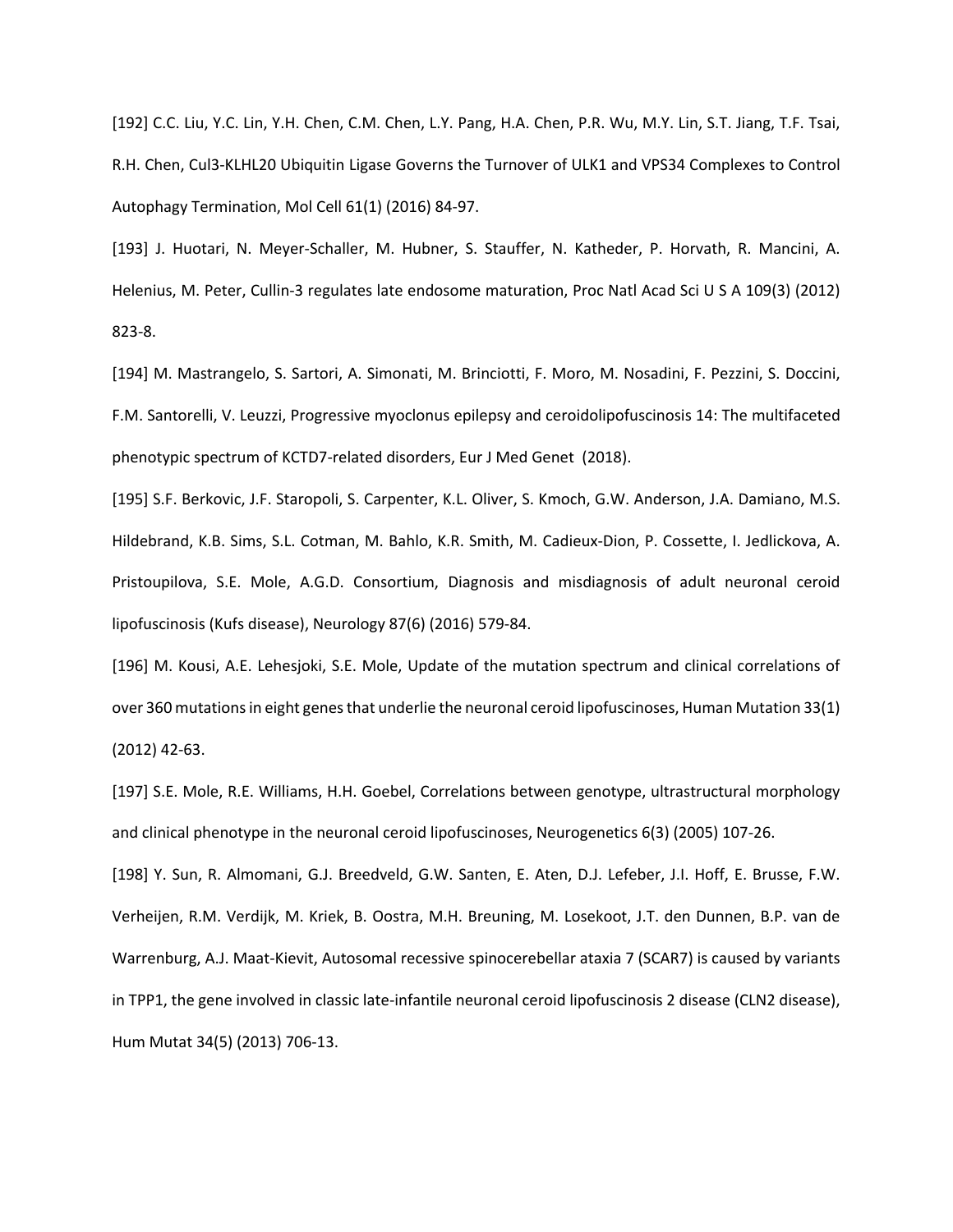[192] C.C. Liu, Y.C. Lin, Y.H. Chen, C.M. Chen, L.Y. Pang, H.A. Chen, P.R. Wu, M.Y. Lin, S.T. Jiang, T.F. Tsai, R.H. Chen, Cul3-KLHL20 Ubiquitin Ligase Governs the Turnover of ULK1 and VPS34 Complexes to Control Autophagy Termination, Mol Cell 61(1) (2016) 84-97.

[193] J. Huotari, N. Meyer-Schaller, M. Hubner, S. Stauffer, N. Katheder, P. Horvath, R. Mancini, A. Helenius, M. Peter, Cullin-3 regulates late endosome maturation, Proc Natl Acad Sci U S A 109(3) (2012) 823-8.

[194] M. Mastrangelo, S. Sartori, A. Simonati, M. Brinciotti, F. Moro, M. Nosadini, F. Pezzini, S. Doccini, F.M. Santorelli, V. Leuzzi, Progressive myoclonus epilepsy and ceroidolipofuscinosis 14: The multifaceted phenotypic spectrum of KCTD7-related disorders, Eur J Med Genet (2018).

[195] S.F. Berkovic, J.F. Staropoli, S. Carpenter, K.L. Oliver, S. Kmoch, G.W. Anderson, J.A. Damiano, M.S. Hildebrand, K.B. Sims, S.L. Cotman, M. Bahlo, K.R. Smith, M. Cadieux-Dion, P. Cossette, I. Jedlickova, A. Pristoupilova, S.E. Mole, A.G.D. Consortium, Diagnosis and misdiagnosis of adult neuronal ceroid lipofuscinosis (Kufs disease), Neurology 87(6) (2016) 579-84.

[196] M. Kousi, A.E. Lehesjoki, S.E. Mole, Update of the mutation spectrum and clinical correlations of over 360 mutations in eight genes that underlie the neuronal ceroid lipofuscinoses, Human Mutation 33(1) (2012) 42-63.

[197] S.E. Mole, R.E. Williams, H.H. Goebel, Correlations between genotype, ultrastructural morphology and clinical phenotype in the neuronal ceroid lipofuscinoses, Neurogenetics 6(3) (2005) 107-26.

[198] Y. Sun, R. Almomani, G.J. Breedveld, G.W. Santen, E. Aten, D.J. Lefeber, J.I. Hoff, E. Brusse, F.W. Verheijen, R.M. Verdijk, M. Kriek, B. Oostra, M.H. Breuning, M. Losekoot, J.T. den Dunnen, B.P. van de Warrenburg, A.J. Maat-Kievit, Autosomal recessive spinocerebellar ataxia 7 (SCAR7) is caused by variants in TPP1, the gene involved in classic late-infantile neuronal ceroid lipofuscinosis 2 disease (CLN2 disease), Hum Mutat 34(5) (2013) 706-13.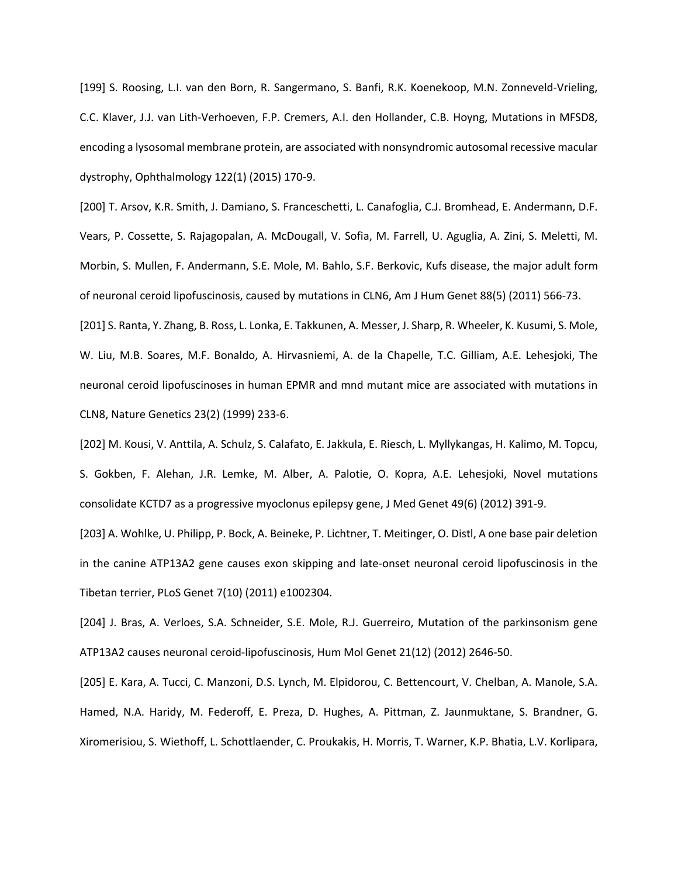[199] S. Roosing, L.I. van den Born, R. Sangermano, S. Banfi, R.K. Koenekoop, M.N. Zonneveld-Vrieling, C.C. Klaver, J.J. van Lith-Verhoeven, F.P. Cremers, A.I. den Hollander, C.B. Hoyng, Mutations in MFSD8, encoding a lysosomal membrane protein, are associated with nonsyndromic autosomal recessive macular dystrophy, Ophthalmology 122(1) (2015) 170-9.

[200] T. Arsov, K.R. Smith, J. Damiano, S. Franceschetti, L. Canafoglia, C.J. Bromhead, E. Andermann, D.F. Vears, P. Cossette, S. Rajagopalan, A. McDougall, V. Sofia, M. Farrell, U. Aguglia, A. Zini, S. Meletti, M. Morbin, S. Mullen, F. Andermann, S.E. Mole, M. Bahlo, S.F. Berkovic, Kufs disease, the major adult form of neuronal ceroid lipofuscinosis, caused by mutations in CLN6, Am J Hum Genet 88(5) (2011) 566-73.

[201] S. Ranta, Y. Zhang, B. Ross, L. Lonka, E. Takkunen, A. Messer, J. Sharp, R. Wheeler, K. Kusumi, S. Mole, W. Liu, M.B. Soares, M.F. Bonaldo, A. Hirvasniemi, A. de la Chapelle, T.C. Gilliam, A.E. Lehesjoki, The neuronal ceroid lipofuscinoses in human EPMR and mnd mutant mice are associated with mutations in CLN8, Nature Genetics 23(2) (1999) 233-6.

[202] M. Kousi, V. Anttila, A. Schulz, S. Calafato, E. Jakkula, E. Riesch, L. Myllykangas, H. Kalimo, M. Topcu, S. Gokben, F. Alehan, J.R. Lemke, M. Alber, A. Palotie, O. Kopra, A.E. Lehesjoki, Novel mutations consolidate KCTD7 as a progressive myoclonus epilepsy gene, J Med Genet 49(6) (2012) 391-9.

[203] A. Wohlke, U. Philipp, P. Bock, A. Beineke, P. Lichtner, T. Meitinger, O. Distl, A one base pair deletion in the canine ATP13A2 gene causes exon skipping and late-onset neuronal ceroid lipofuscinosis in the Tibetan terrier, PLoS Genet 7(10) (2011) e1002304.

[204] J. Bras, A. Verloes, S.A. Schneider, S.E. Mole, R.J. Guerreiro, Mutation of the parkinsonism gene ATP13A2 causes neuronal ceroid-lipofuscinosis, Hum Mol Genet 21(12) (2012) 2646-50.

[205] E. Kara, A. Tucci, C. Manzoni, D.S. Lynch, M. Elpidorou, C. Bettencourt, V. Chelban, A. Manole, S.A. Hamed, N.A. Haridy, M. Federoff, E. Preza, D. Hughes, A. Pittman, Z. Jaunmuktane, S. Brandner, G. Xiromerisiou, S. Wiethoff, L. Schottlaender, C. Proukakis, H. Morris, T. Warner, K.P. Bhatia, L.V. Korlipara,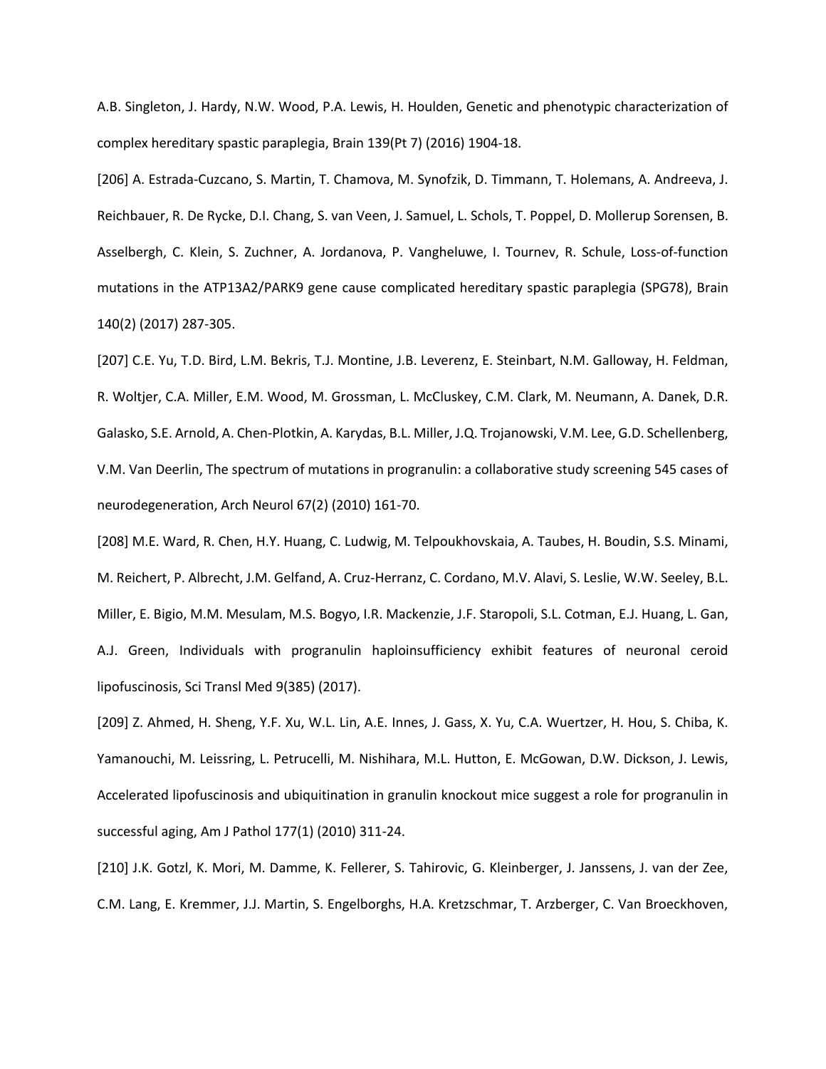A.B. Singleton, J. Hardy, N.W. Wood, P.A. Lewis, H. Houlden, Genetic and phenotypic characterization of complex hereditary spastic paraplegia, Brain 139(Pt 7) (2016) 1904-18.

[206] A. Estrada-Cuzcano, S. Martin, T. Chamova, M. Synofzik, D. Timmann, T. Holemans, A. Andreeva, J. Reichbauer, R. De Rycke, D.I. Chang, S. van Veen, J. Samuel, L. Schols, T. Poppel, D. Mollerup Sorensen, B. Asselbergh, C. Klein, S. Zuchner, A. Jordanova, P. Vangheluwe, I. Tournev, R. Schule, Loss-of-function mutations in the ATP13A2/PARK9 gene cause complicated hereditary spastic paraplegia (SPG78), Brain 140(2) (2017) 287-305.

[207] C.E. Yu, T.D. Bird, L.M. Bekris, T.J. Montine, J.B. Leverenz, E. Steinbart, N.M. Galloway, H. Feldman, R. Woltjer, C.A. Miller, E.M. Wood, M. Grossman, L. McCluskey, C.M. Clark, M. Neumann, A. Danek, D.R. Galasko, S.E. Arnold, A. Chen-Plotkin, A. Karydas, B.L. Miller, J.Q. Trojanowski, V.M. Lee, G.D. Schellenberg, V.M. Van Deerlin, The spectrum of mutations in progranulin: a collaborative study screening 545 cases of neurodegeneration, Arch Neurol 67(2) (2010) 161-70.

[208] M.E. Ward, R. Chen, H.Y. Huang, C. Ludwig, M. Telpoukhovskaia, A. Taubes, H. Boudin, S.S. Minami, M. Reichert, P. Albrecht, J.M. Gelfand, A. Cruz-Herranz, C. Cordano, M.V. Alavi, S. Leslie, W.W. Seeley, B.L. Miller, E. Bigio, M.M. Mesulam, M.S. Bogyo, I.R. Mackenzie, J.F. Staropoli, S.L. Cotman, E.J. Huang, L. Gan, A.J. Green, Individuals with progranulin haploinsufficiency exhibit features of neuronal ceroid lipofuscinosis, Sci Transl Med 9(385) (2017).

[209] Z. Ahmed, H. Sheng, Y.F. Xu, W.L. Lin, A.E. Innes, J. Gass, X. Yu, C.A. Wuertzer, H. Hou, S. Chiba, K. Yamanouchi, M. Leissring, L. Petrucelli, M. Nishihara, M.L. Hutton, E. McGowan, D.W. Dickson, J. Lewis, Accelerated lipofuscinosis and ubiquitination in granulin knockout mice suggest a role for progranulin in successful aging, Am J Pathol 177(1) (2010) 311-24.

[210] J.K. Gotzl, K. Mori, M. Damme, K. Fellerer, S. Tahirovic, G. Kleinberger, J. Janssens, J. van der Zee, C.M. Lang, E. Kremmer, J.J. Martin, S. Engelborghs, H.A. Kretzschmar, T. Arzberger, C. Van Broeckhoven,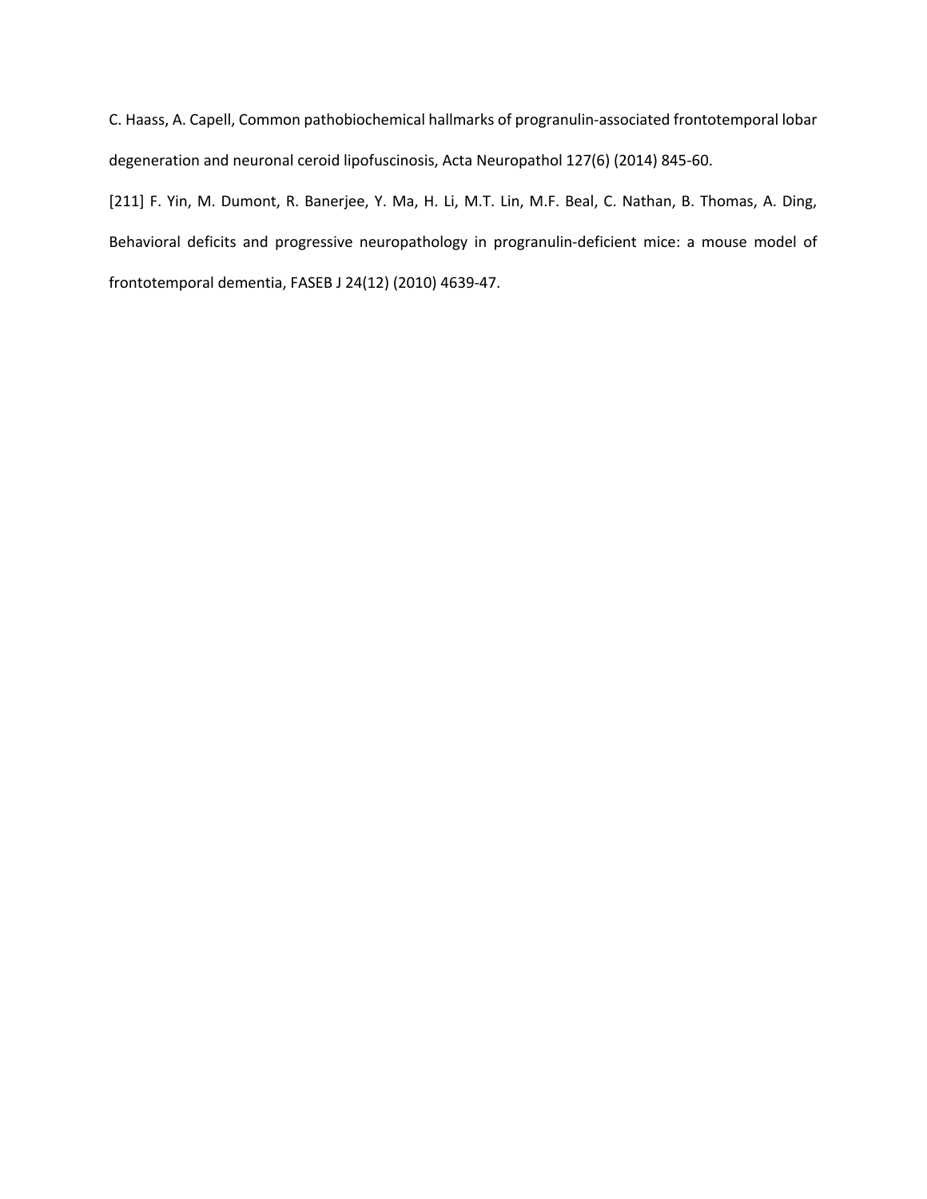C. Haass, A. Capell, Common pathobiochemical hallmarks of progranulin-associated frontotemporal lobar degeneration and neuronal ceroid lipofuscinosis, Acta Neuropathol 127(6) (2014) 845-60.

[211] F. Yin, M. Dumont, R. Banerjee, Y. Ma, H. Li, M.T. Lin, M.F. Beal, C. Nathan, B. Thomas, A. Ding, Behavioral deficits and progressive neuropathology in progranulin-deficient mice: a mouse model of frontotemporal dementia, FASEB J 24(12) (2010) 4639-47.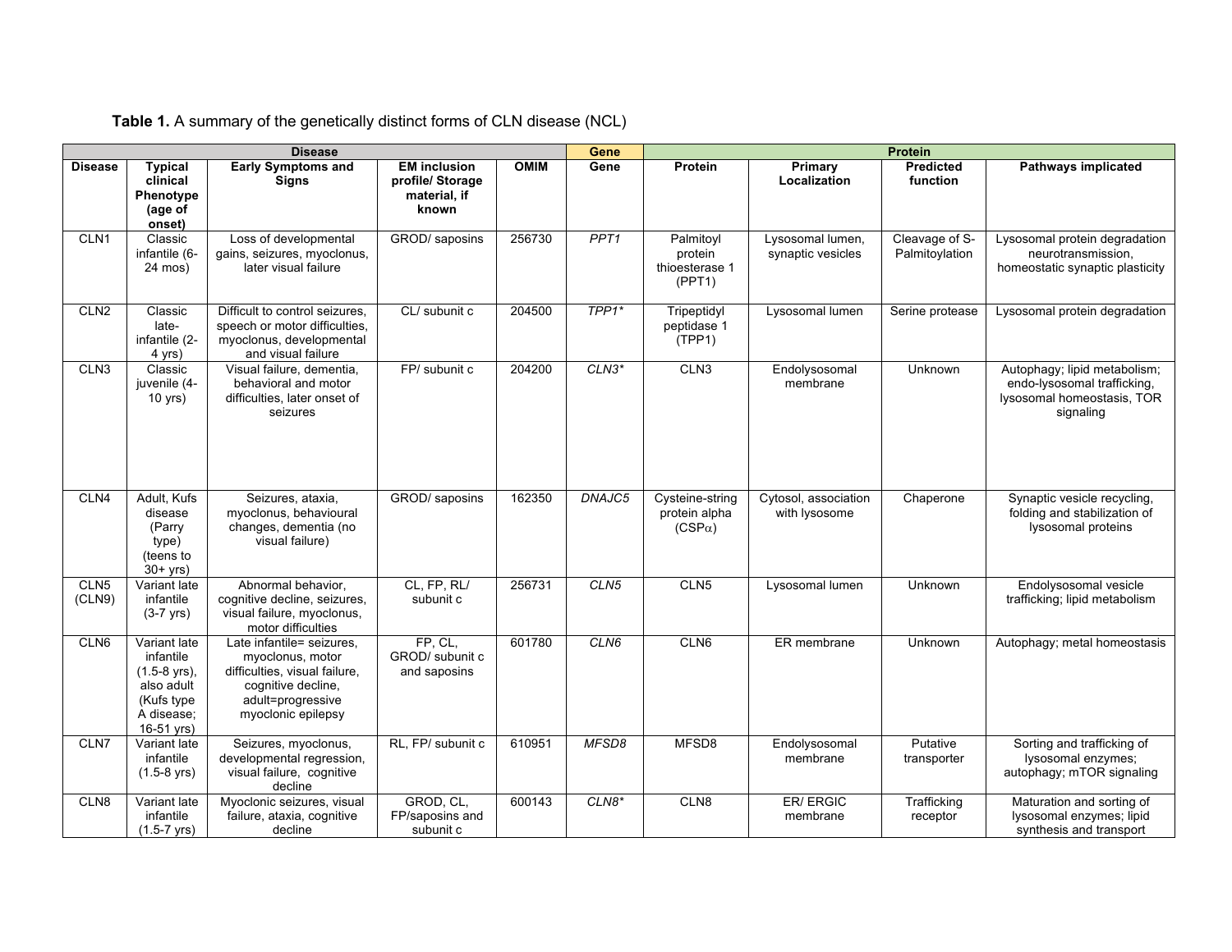**Table 1.** A summary of the genetically distinct forms of CLN disease (NCL)

| Disease | | | | | Gene | Protein | | | |
|---|---|---|---|---|---|---|---|---|---|
| **Disease** | **Typical clinical Phenotype (age of onset)** | **Early Symptoms and Signs** | **EM inclusion profile/ Storage material, if known** | **OMIM** | **Gene** | **Protein** | **Primary Localization** | **Predicted function** | **Pathways implicated** |
| CLN1 | Classic infantile (6-24 mos) | Loss of developmental gains, seizures, myoclonus, later visual failure | GROD/ saposins | 256730 | *PPT1* | Palmitoyl protein thioesterase 1 (PPT1) | Lysosomal lumen, synaptic vesicles | Cleavage of S-Palmitoylation | Lysosomal protein degradation neurotransmission, homeostatic synaptic plasticity |
| CLN2 | Classic late-infantile (2-4 yrs) | Difficult to control seizures, speech or motor difficulties, myoclonus, developmental and visual failure | CL/ subunit c | 204500 | *TPP1** | Tripeptidyl peptidase 1 (TPP1) | Lysosomal lumen | Serine protease | Lysosomal protein degradation |
| CLN3 | Classic juvenile (4-10 yrs) | Visual failure, dementia, behavioral and motor difficulties, later onset of seizures | FP/ subunit c | 204200 | *CLN3** | CLN3 | Endolysosomal membrane | Unknown | Autophagy; lipid metabolism; endo-lysosomal trafficking, lysosomal homeostasis, TOR signaling |
| CLN4 | Adult, Kufs disease (Parry type) (teens to 30+ yrs) | Seizures, ataxia, myoclonus, behavioural changes, dementia (no visual failure) | GROD/ saposins | 162350 | *DNAJC5* | Cysteine-string protein alpha (CSP$\alpha$) | Cytosol, association with lysosome | Chaperone | Synaptic vesicle recycling, folding and stabilization of lysosomal proteins |
| CLN5 (CLN9) | Variant late infantile (3-7 yrs) | Abnormal behavior, cognitive decline, seizures, visual failure, myoclonus, motor difficulties | CL, FP, RL/ subunit c | 256731 | *CLN5* | CLN5 | Lysosomal lumen | Unknown | Endolysosomal vesicle trafficking; lipid metabolism |
| CLN6 | Variant late infantile (1.5-8 yrs), also adult (Kufs type A disease; 16-51 yrs) | Late infantile= seizures, myoclonus, motor difficulties, visual failure, cognitive decline, adult=progressive myoclonic epilepsy | FP, CL, GROD/ subunit c and saposins | 601780 | *CLN6* | CLN6 | ER membrane | Unknown | Autophagy; metal homeostasis |
| CLN7 | Variant late infantile (1.5-8 yrs) | Seizures, myoclonus, developmental regression, visual failure, cognitive decline | RL, FP/ subunit c | 610951 | *MFSD8* | MFSD8 | Endolysosomal membrane | Putative transporter | Sorting and trafficking of lysosomal enzymes; autophagy; mTOR signaling |
| CLN8 | Variant late infantile (1.5-7 yrs) | Myoclonic seizures, visual failure, ataxia, cognitive decline | GROD, CL, FP/saposins and subunit c | 600143 | *CLN8** | CLN8 | ER/ ERGIC membrane | Trafficking receptor | Maturation and sorting of lysosomal enzymes; lipid synthesis and transport |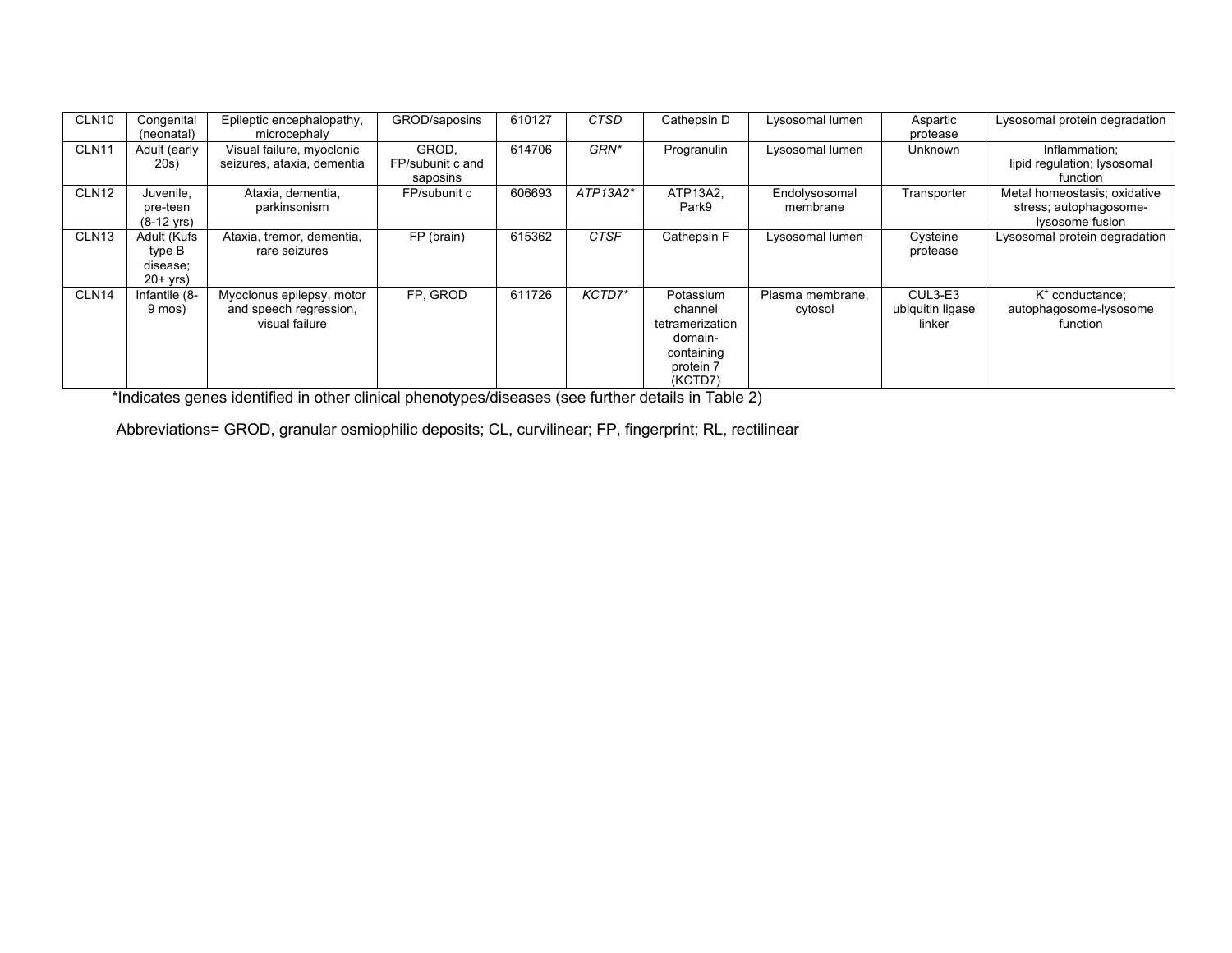| CLN10 | Congenital (neonatal) | Epileptic encephalopathy, microcephaly | GROD/saposins | 610127 | *CTSD* | Cathepsin D | Lysosomal lumen | Aspartic protease | Lysosomal protein degradation |
|---|---|---|---|---|---|---|---|---|---|
| CLN11 | Adult (early 20s) | Visual failure, myoclonic seizures, ataxia, dementia | GROD, FP/subunit c and saposins | 614706 | *GRN** | Progranulin | Lysosomal lumen | Unknown | Inflammation; lipid regulation; lysosomal function |
| CLN12 | Juvenile, pre-teen (8-12 yrs) | Ataxia, dementia, parkinsonism | FP/subunit c | 606693 | *ATP13A2** | ATP13A2, Park9 | Endolysosomal membrane | Transporter | Metal homeostasis; oxidative stress; autophagosome-lysosome fusion |
| CLN13 | Adult (Kufs type B disease; 20+ yrs) | Ataxia, tremor, dementia, rare seizures | FP (brain) | 615362 | *CTSF* | Cathepsin F | Lysosomal lumen | Cysteine protease | Lysosomal protein degradation |
| CLN14 | Infantile (8-9 mos) | Myoclonus epilepsy, motor and speech regression, visual failure | FP, GROD | 611726 | *KCTD7** | Potassium channel tetramerization domain-containing protein 7 (KCTD7) | Plasma membrane, cytosol | CUL3-E3 ubiquitin ligase linker | $K^+$ conductance; autophagosome-lysosome function |

*Indicates genes identified in other clinical phenotypes/diseases (see further details in Table 2)

Abbreviations= GROD, granular osmiophilic deposits; CL, curvilinear; FP, fingerprint; RL, rectilinear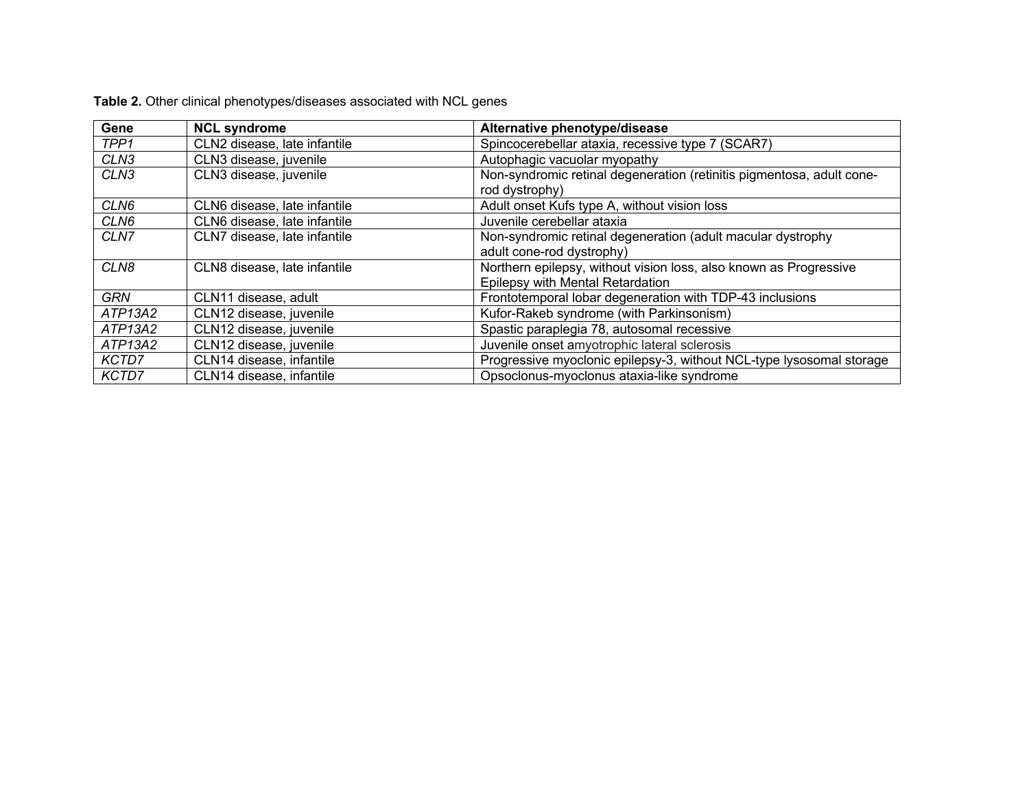**Table 2.** Other clinical phenotypes/diseases associated with NCL genes

| Gene | NCL syndrome | Alternative phenotype/disease |
|---|---|---|
| *TPP1* | CLN2 disease, late infantile | Spincocerebellar ataxia, recessive type 7 (SCAR7) |
| *CLN3* | CLN3 disease, juvenile | Autophagic vacuolar myopathy |
| *CLN3* | CLN3 disease, juvenile | Non-syndromic retinal degeneration (retinitis pigmentosa, adult cone-rod dystrophy) |
| *CLN6* | CLN6 disease, late infantile | Adult onset Kufs type A, without vision loss |
| *CLN6* | CLN6 disease, late infantile | Juvenile cerebellar ataxia |
| *CLN7* | CLN7 disease, late infantile | Non-syndromic retinal degeneration (adult macular dystrophy adult cone-rod dystrophy) |
| *CLN8* | CLN8 disease, late infantile | Northern epilepsy, without vision loss, also known as Progressive Epilepsy with Mental Retardation |
| *GRN* | CLN11 disease, adult | Frontotemporal lobar degeneration with TDP-43 inclusions |
| *ATP13A2* | CLN12 disease, juvenile | Kufor-Rakeb syndrome (with Parkinsonism) |
| *ATP13A2* | CLN12 disease, juvenile | Spastic paraplegia 78, autosomal recessive |
| *ATP13A2* | CLN12 disease, juvenile | Juvenile onset amyotrophic lateral sclerosis |
| *KCTD7* | CLN14 disease, infantile | Progressive myoclonic epilepsy-3, without NCL-type lysosomal storage |
| *KCTD7* | CLN14 disease, infantile | Opsoclonus-myoclonus ataxia-like syndrome |